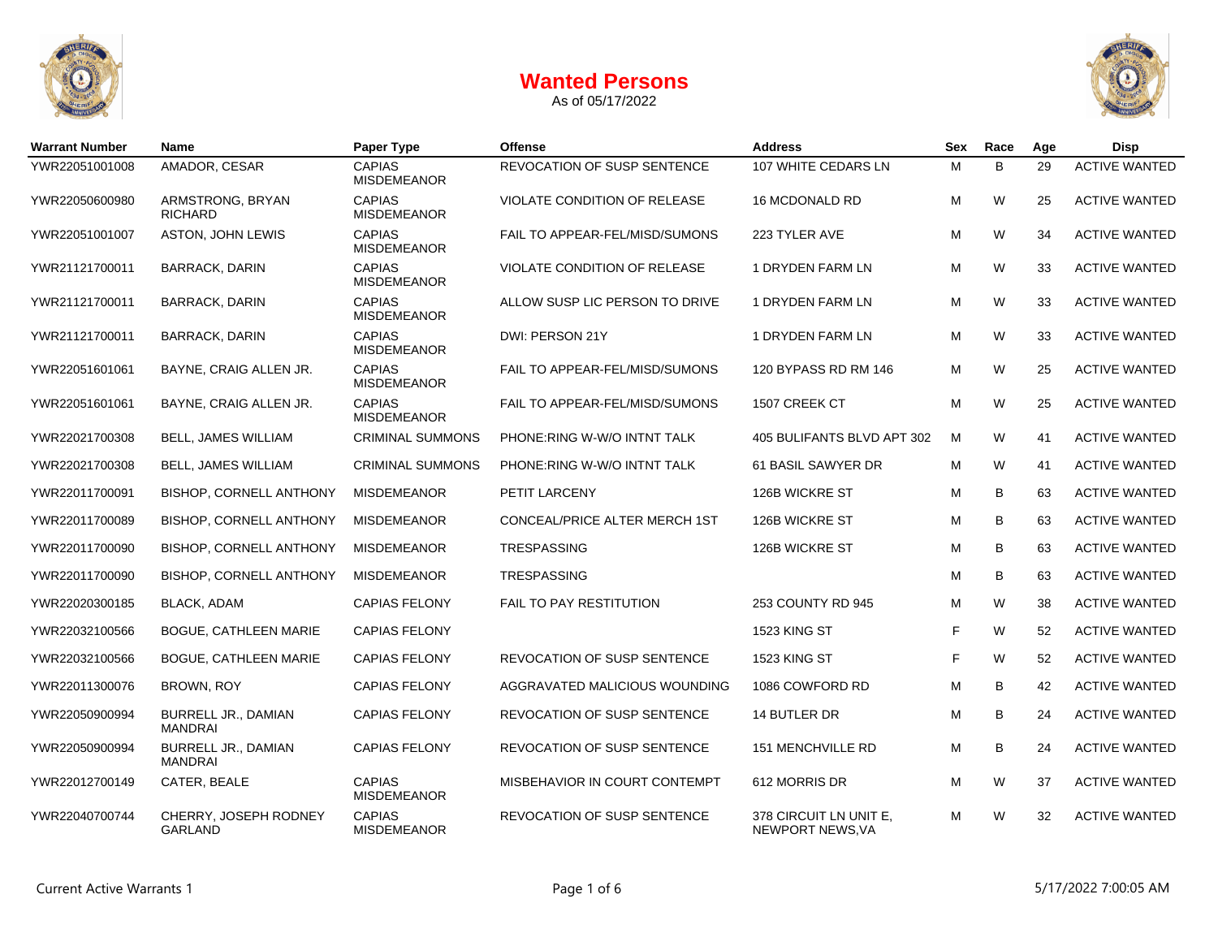# Wanted Persons

As of 05/17/2022

| Warrant Number | Name | Paper Type | Offense | Address | Sex | Race | Age | Disp |
|---|---|---|---|---|---|---|---|---|
| YWR22051001008 | AMADOR, CESAR | CAPIAS MISDEMEANOR | REVOCATION OF SUSP SENTENCE | 107 WHITE CEDARS LN | M | B | 29 | ACTIVE WANTED |
| YWR22050600980 | ARMSTRONG, BRYAN RICHARD | CAPIAS MISDEMEANOR | VIOLATE CONDITION OF RELEASE | 16 MCDONALD RD | M | W | 25 | ACTIVE WANTED |
| YWR22051001007 | ASTON, JOHN LEWIS | CAPIAS MISDEMEANOR | FAIL TO APPEAR-FEL/MISD/SUMONS | 223 TYLER AVE | M | W | 34 | ACTIVE WANTED |
| YWR21121700011 | BARRACK, DARIN | CAPIAS MISDEMEANOR | VIOLATE CONDITION OF RELEASE | 1 DRYDEN FARM LN | M | W | 33 | ACTIVE WANTED |
| YWR21121700011 | BARRACK, DARIN | CAPIAS MISDEMEANOR | ALLOW SUSP LIC PERSON TO DRIVE | 1 DRYDEN FARM LN | M | W | 33 | ACTIVE WANTED |
| YWR21121700011 | BARRACK, DARIN | CAPIAS MISDEMEANOR | DWI: PERSON 21Y | 1 DRYDEN FARM LN | M | W | 33 | ACTIVE WANTED |
| YWR22051601061 | BAYNE, CRAIG ALLEN JR. | CAPIAS MISDEMEANOR | FAIL TO APPEAR-FEL/MISD/SUMONS | 120 BYPASS RD RM 146 | M | W | 25 | ACTIVE WANTED |
| YWR22051601061 | BAYNE, CRAIG ALLEN JR. | CAPIAS MISDEMEANOR | FAIL TO APPEAR-FEL/MISD/SUMONS | 1507 CREEK CT | M | W | 25 | ACTIVE WANTED |
| YWR22021700308 | BELL, JAMES WILLIAM | CRIMINAL SUMMONS | PHONE:RING W-W/O INTNT TALK | 405 BULIFANTS BLVD APT 302 | M | W | 41 | ACTIVE WANTED |
| YWR22021700308 | BELL, JAMES WILLIAM | CRIMINAL SUMMONS | PHONE:RING W-W/O INTNT TALK | 61 BASIL SAWYER DR | M | W | 41 | ACTIVE WANTED |
| YWR22011700091 | BISHOP, CORNELL ANTHONY | MISDEMEANOR | PETIT LARCENY | 126B WICKRE ST | M | B | 63 | ACTIVE WANTED |
| YWR22011700089 | BISHOP, CORNELL ANTHONY | MISDEMEANOR | CONCEAL/PRICE ALTER MERCH 1ST | 126B WICKRE ST | M | B | 63 | ACTIVE WANTED |
| YWR22011700090 | BISHOP, CORNELL ANTHONY | MISDEMEANOR | TRESPASSING | 126B WICKRE ST | M | B | 63 | ACTIVE WANTED |
| YWR22011700090 | BISHOP, CORNELL ANTHONY | MISDEMEANOR | TRESPASSING | | M | B | 63 | ACTIVE WANTED |
| YWR22020300185 | BLACK, ADAM | CAPIAS FELONY | FAIL TO PAY RESTITUTION | 253 COUNTY RD 945 | M | W | 38 | ACTIVE WANTED |
| YWR22032100566 | BOGUE, CATHLEEN MARIE | CAPIAS FELONY | | 1523 KING ST | F | W | 52 | ACTIVE WANTED |
| YWR22032100566 | BOGUE, CATHLEEN MARIE | CAPIAS FELONY | REVOCATION OF SUSP SENTENCE | 1523 KING ST | F | W | 52 | ACTIVE WANTED |
| YWR22011300076 | BROWN, ROY | CAPIAS FELONY | AGGRAVATED MALICIOUS WOUNDING | 1086 COWFORD RD | M | B | 42 | ACTIVE WANTED |
| YWR22050900994 | BURRELL JR., DAMIAN MANDRAI | CAPIAS FELONY | REVOCATION OF SUSP SENTENCE | 14 BUTLER DR | M | B | 24 | ACTIVE WANTED |
| YWR22050900994 | BURRELL JR., DAMIAN MANDRAI | CAPIAS FELONY | REVOCATION OF SUSP SENTENCE | 151 MENCHVILLE RD | M | B | 24 | ACTIVE WANTED |
| YWR22012700149 | CATER, BEALE | CAPIAS MISDEMEANOR | MISBEHAVIOR IN COURT CONTEMPT | 612 MORRIS DR | M | W | 37 | ACTIVE WANTED |
| YWR22040700744 | CHERRY, JOSEPH RODNEY GARLAND | CAPIAS MISDEMEANOR | REVOCATION OF SUSP SENTENCE | 378 CIRCUIT LN UNIT E, NEWPORT NEWS,VA | M | W | 32 | ACTIVE WANTED |

Current Active Warrants 1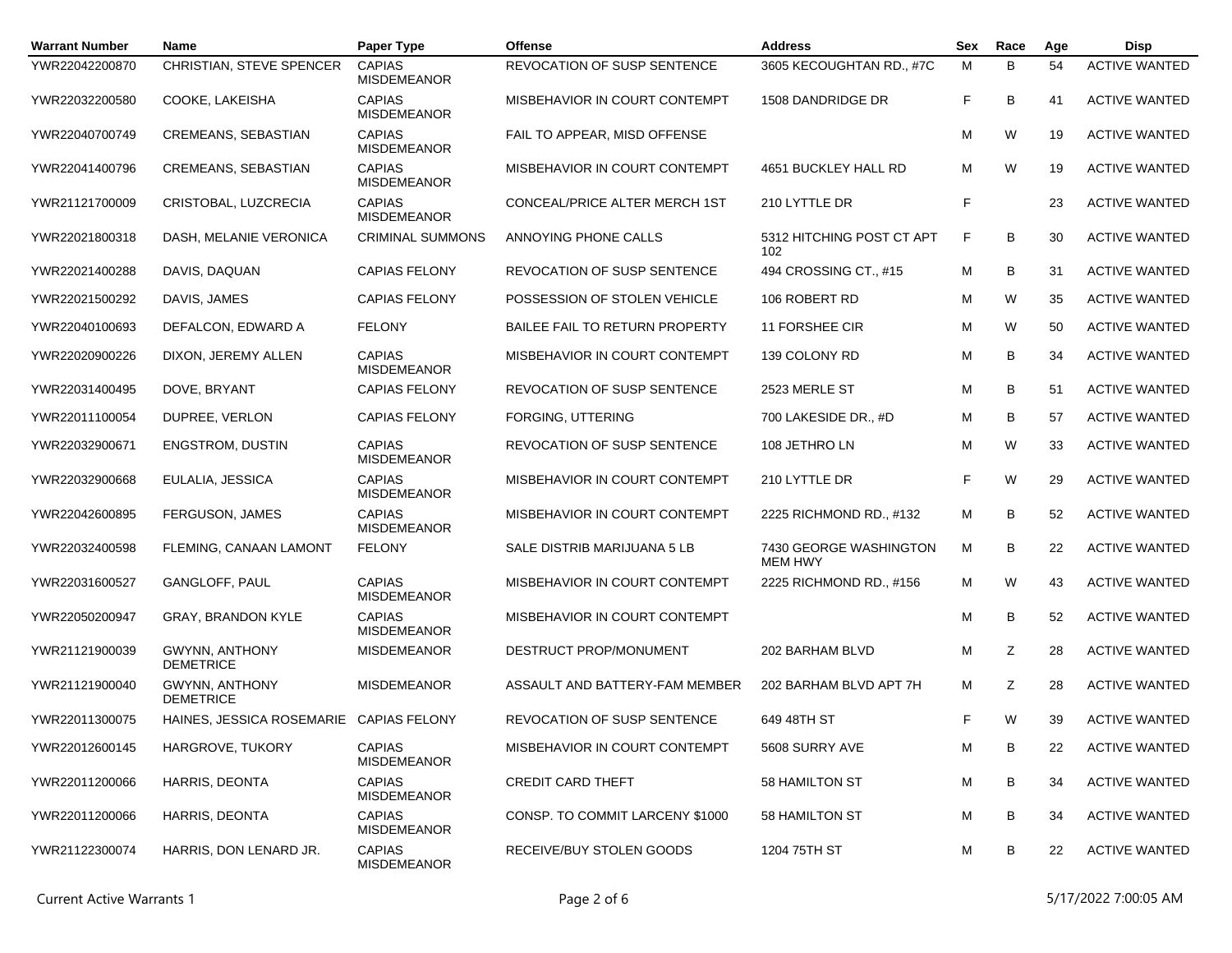| Warrant Number | Name | Paper Type | Offense | Address | Sex | Race | Age | Disp |
|---|---|---|---|---|---|---|---|---|
| YWR22042200870 | CHRISTIAN, STEVE SPENCER | CAPIAS MISDEMEANOR | REVOCATION OF SUSP SENTENCE | 3605 KECOUGHTAN RD., #7C | M | B | 54 | ACTIVE WANTED |
| YWR22032200580 | COOKE, LAKEISHA | CAPIAS MISDEMEANOR | MISBEHAVIOR IN COURT CONTEMPT | 1508 DANDRIDGE DR | F | B | 41 | ACTIVE WANTED |
| YWR22040700749 | CREMEANS, SEBASTIAN | CAPIAS MISDEMEANOR | FAIL TO APPEAR, MISD OFFENSE | | M | W | 19 | ACTIVE WANTED |
| YWR22041400796 | CREMEANS, SEBASTIAN | CAPIAS MISDEMEANOR | MISBEHAVIOR IN COURT CONTEMPT | 4651 BUCKLEY HALL RD | M | W | 19 | ACTIVE WANTED |
| YWR21121700009 | CRISTOBAL, LUZCRECIA | CAPIAS MISDEMEANOR | CONCEAL/PRICE ALTER MERCH 1ST | 210 LYTTLE DR | F | | 23 | ACTIVE WANTED |
| YWR22021800318 | DASH, MELANIE VERONICA | CRIMINAL SUMMONS | ANNOYING PHONE CALLS | 5312 HITCHING POST CT APT 102 | F | B | 30 | ACTIVE WANTED |
| YWR22021400288 | DAVIS, DAQUAN | CAPIAS FELONY | REVOCATION OF SUSP SENTENCE | 494 CROSSING CT., #15 | M | B | 31 | ACTIVE WANTED |
| YWR22021500292 | DAVIS, JAMES | CAPIAS FELONY | POSSESSION OF STOLEN VEHICLE | 106 ROBERT RD | M | W | 35 | ACTIVE WANTED |
| YWR22040100693 | DEFALCON, EDWARD A | FELONY | BAILEE FAIL TO RETURN PROPERTY | 11 FORSHEE CIR | M | W | 50 | ACTIVE WANTED |
| YWR22020900226 | DIXON, JEREMY ALLEN | CAPIAS MISDEMEANOR | MISBEHAVIOR IN COURT CONTEMPT | 139 COLONY RD | M | B | 34 | ACTIVE WANTED |
| YWR22031400495 | DOVE, BRYANT | CAPIAS FELONY | REVOCATION OF SUSP SENTENCE | 2523 MERLE ST | M | B | 51 | ACTIVE WANTED |
| YWR22011100054 | DUPREE, VERLON | CAPIAS FELONY | FORGING, UTTERING | 700 LAKESIDE DR., #D | M | B | 57 | ACTIVE WANTED |
| YWR22032900671 | ENGSTROM, DUSTIN | CAPIAS MISDEMEANOR | REVOCATION OF SUSP SENTENCE | 108 JETHRO LN | M | W | 33 | ACTIVE WANTED |
| YWR22032900668 | EULALIA, JESSICA | CAPIAS MISDEMEANOR | MISBEHAVIOR IN COURT CONTEMPT | 210 LYTTLE DR | F | W | 29 | ACTIVE WANTED |
| YWR22042600895 | FERGUSON, JAMES | CAPIAS MISDEMEANOR | MISBEHAVIOR IN COURT CONTEMPT | 2225 RICHMOND RD., #132 | M | B | 52 | ACTIVE WANTED |
| YWR22032400598 | FLEMING, CANAAN LAMONT | FELONY | SALE DISTRIB MARIJUANA 5 LB | 7430 GEORGE WASHINGTON MEM HWY | M | B | 22 | ACTIVE WANTED |
| YWR22031600527 | GANGLOFF, PAUL | CAPIAS MISDEMEANOR | MISBEHAVIOR IN COURT CONTEMPT | 2225 RICHMOND RD., #156 | M | W | 43 | ACTIVE WANTED |
| YWR22050200947 | GRAY, BRANDON KYLE | CAPIAS MISDEMEANOR | MISBEHAVIOR IN COURT CONTEMPT | | M | B | 52 | ACTIVE WANTED |
| YWR21121900039 | GWYNN, ANTHONY DEMETRICE | MISDEMEANOR | DESTRUCT PROP/MONUMENT | 202 BARHAM BLVD | M | Z | 28 | ACTIVE WANTED |
| YWR21121900040 | GWYNN, ANTHONY DEMETRICE | MISDEMEANOR | ASSAULT AND BATTERY-FAM MEMBER | 202 BARHAM BLVD APT 7H | M | Z | 28 | ACTIVE WANTED |
| YWR22011300075 | HAINES, JESSICA ROSEMARIE | CAPIAS FELONY | REVOCATION OF SUSP SENTENCE | 649 48TH ST | F | W | 39 | ACTIVE WANTED |
| YWR22012600145 | HARGROVE, TUKORY | CAPIAS MISDEMEANOR | MISBEHAVIOR IN COURT CONTEMPT | 5608 SURRY AVE | M | B | 22 | ACTIVE WANTED |
| YWR22011200066 | HARRIS, DEONTA | CAPIAS MISDEMEANOR | CREDIT CARD THEFT | 58 HAMILTON ST | M | B | 34 | ACTIVE WANTED |
| YWR22011200066 | HARRIS, DEONTA | CAPIAS MISDEMEANOR | CONSP. TO COMMIT LARCENY $1000 | 58 HAMILTON ST | M | B | 34 | ACTIVE WANTED |
| YWR21122300074 | HARRIS, DON LENARD JR. | CAPIAS MISDEMEANOR | RECEIVE/BUY STOLEN GOODS | 1204 75TH ST | M | B | 22 | ACTIVE WANTED |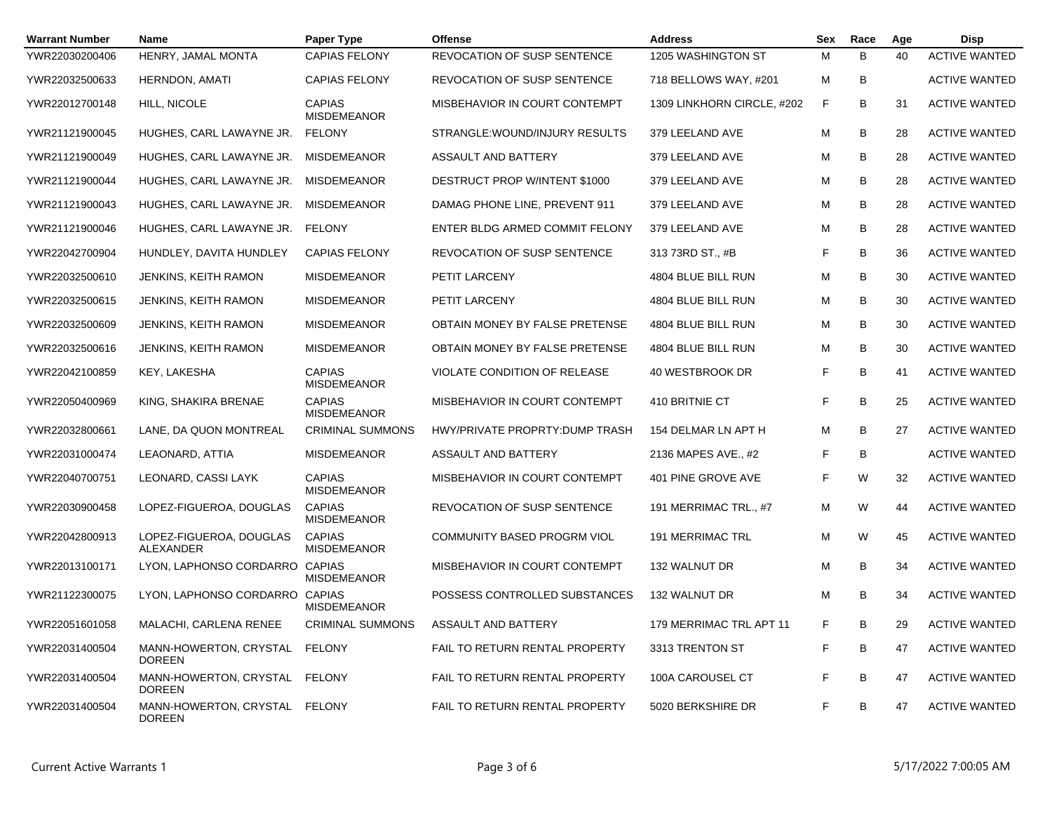| Warrant Number | Name | Paper Type | Offense | Address | Sex | Race | Age | Disp |
|---|---|---|---|---|---|---|---|---|
| YWR22030200406 | HENRY, JAMAL MONTA | CAPIAS FELONY | REVOCATION OF SUSP SENTENCE | 1205 WASHINGTON ST | M | B | 40 | ACTIVE WANTED |
| YWR22032500633 | HERNDON, AMATI | CAPIAS FELONY | REVOCATION OF SUSP SENTENCE | 718 BELLOWS WAY, #201 | M | B | | ACTIVE WANTED |
| YWR22012700148 | HILL, NICOLE | CAPIAS MISDEMEANOR | MISBEHAVIOR IN COURT CONTEMPT | 1309 LINKHORN CIRCLE, #202 | F | B | 31 | ACTIVE WANTED |
| YWR21121900045 | HUGHES, CARL LAWAYNE JR. | FELONY | STRANGLE:WOUND/INJURY RESULTS | 379 LEELAND AVE | M | B | 28 | ACTIVE WANTED |
| YWR21121900049 | HUGHES, CARL LAWAYNE JR. | MISDEMEANOR | ASSAULT AND BATTERY | 379 LEELAND AVE | M | B | 28 | ACTIVE WANTED |
| YWR21121900044 | HUGHES, CARL LAWAYNE JR. | MISDEMEANOR | DESTRUCT PROP W/INTENT $1000 | 379 LEELAND AVE | M | B | 28 | ACTIVE WANTED |
| YWR21121900043 | HUGHES, CARL LAWAYNE JR. | MISDEMEANOR | DAMAG PHONE LINE, PREVENT 911 | 379 LEELAND AVE | M | B | 28 | ACTIVE WANTED |
| YWR21121900046 | HUGHES, CARL LAWAYNE JR. | FELONY | ENTER BLDG ARMED COMMIT FELONY | 379 LEELAND AVE | M | B | 28 | ACTIVE WANTED |
| YWR22042700904 | HUNDLEY, DAVITA HUNDLEY | CAPIAS FELONY | REVOCATION OF SUSP SENTENCE | 313 73RD ST., #B | F | B | 36 | ACTIVE WANTED |
| YWR22032500610 | JENKINS, KEITH RAMON | MISDEMEANOR | PETIT LARCENY | 4804 BLUE BILL RUN | M | B | 30 | ACTIVE WANTED |
| YWR22032500615 | JENKINS, KEITH RAMON | MISDEMEANOR | PETIT LARCENY | 4804 BLUE BILL RUN | M | B | 30 | ACTIVE WANTED |
| YWR22032500609 | JENKINS, KEITH RAMON | MISDEMEANOR | OBTAIN MONEY BY FALSE PRETENSE | 4804 BLUE BILL RUN | M | B | 30 | ACTIVE WANTED |
| YWR22032500616 | JENKINS, KEITH RAMON | MISDEMEANOR | OBTAIN MONEY BY FALSE PRETENSE | 4804 BLUE BILL RUN | M | B | 30 | ACTIVE WANTED |
| YWR22042100859 | KEY, LAKESHA | CAPIAS MISDEMEANOR | VIOLATE CONDITION OF RELEASE | 40 WESTBROOK DR | F | B | 41 | ACTIVE WANTED |
| YWR22050400969 | KING, SHAKIRA BRENAE | CAPIAS MISDEMEANOR | MISBEHAVIOR IN COURT CONTEMPT | 410 BRITNIE CT | F | B | 25 | ACTIVE WANTED |
| YWR22032800661 | LANE, DA QUON MONTREAL | CRIMINAL SUMMONS | HWY/PRIVATE PROPRTY:DUMP TRASH | 154 DELMAR LN APT H | M | B | 27 | ACTIVE WANTED |
| YWR22031000474 | LEAONARD, ATTIA | MISDEMEANOR | ASSAULT AND BATTERY | 2136 MAPES AVE., #2 | F | B | | ACTIVE WANTED |
| YWR22040700751 | LEONARD, CASSI LAYK | CAPIAS MISDEMEANOR | MISBEHAVIOR IN COURT CONTEMPT | 401 PINE GROVE AVE | F | W | 32 | ACTIVE WANTED |
| YWR22030900458 | LOPEZ-FIGUEROA, DOUGLAS | CAPIAS MISDEMEANOR | REVOCATION OF SUSP SENTENCE | 191 MERRIMAC TRL., #7 | M | W | 44 | ACTIVE WANTED |
| YWR22042800913 | LOPEZ-FIGUEROA, DOUGLAS ALEXANDER | CAPIAS MISDEMEANOR | COMMUNITY BASED PROGRM VIOL | 191 MERRIMAC TRL | M | W | 45 | ACTIVE WANTED |
| YWR22013100171 | LYON, LAPHONSO CORDARRO | CAPIAS MISDEMEANOR | MISBEHAVIOR IN COURT CONTEMPT | 132 WALNUT DR | M | B | 34 | ACTIVE WANTED |
| YWR21122300075 | LYON, LAPHONSO CORDARRO | CAPIAS MISDEMEANOR | POSSESS CONTROLLED SUBSTANCES | 132 WALNUT DR | M | B | 34 | ACTIVE WANTED |
| YWR22051601058 | MALACHI, CARLENA RENEE | CRIMINAL SUMMONS | ASSAULT AND BATTERY | 179 MERRIMAC TRL APT 11 | F | B | 29 | ACTIVE WANTED |
| YWR22031400504 | MANN-HOWERTON, CRYSTAL DOREEN | FELONY | FAIL TO RETURN RENTAL PROPERTY | 3313 TRENTON ST | F | B | 47 | ACTIVE WANTED |
| YWR22031400504 | MANN-HOWERTON, CRYSTAL DOREEN | FELONY | FAIL TO RETURN RENTAL PROPERTY | 100A CAROUSEL CT | F | B | 47 | ACTIVE WANTED |
| YWR22031400504 | MANN-HOWERTON, CRYSTAL DOREEN | FELONY | FAIL TO RETURN RENTAL PROPERTY | 5020 BERKSHIRE DR | F | B | 47 | ACTIVE WANTED |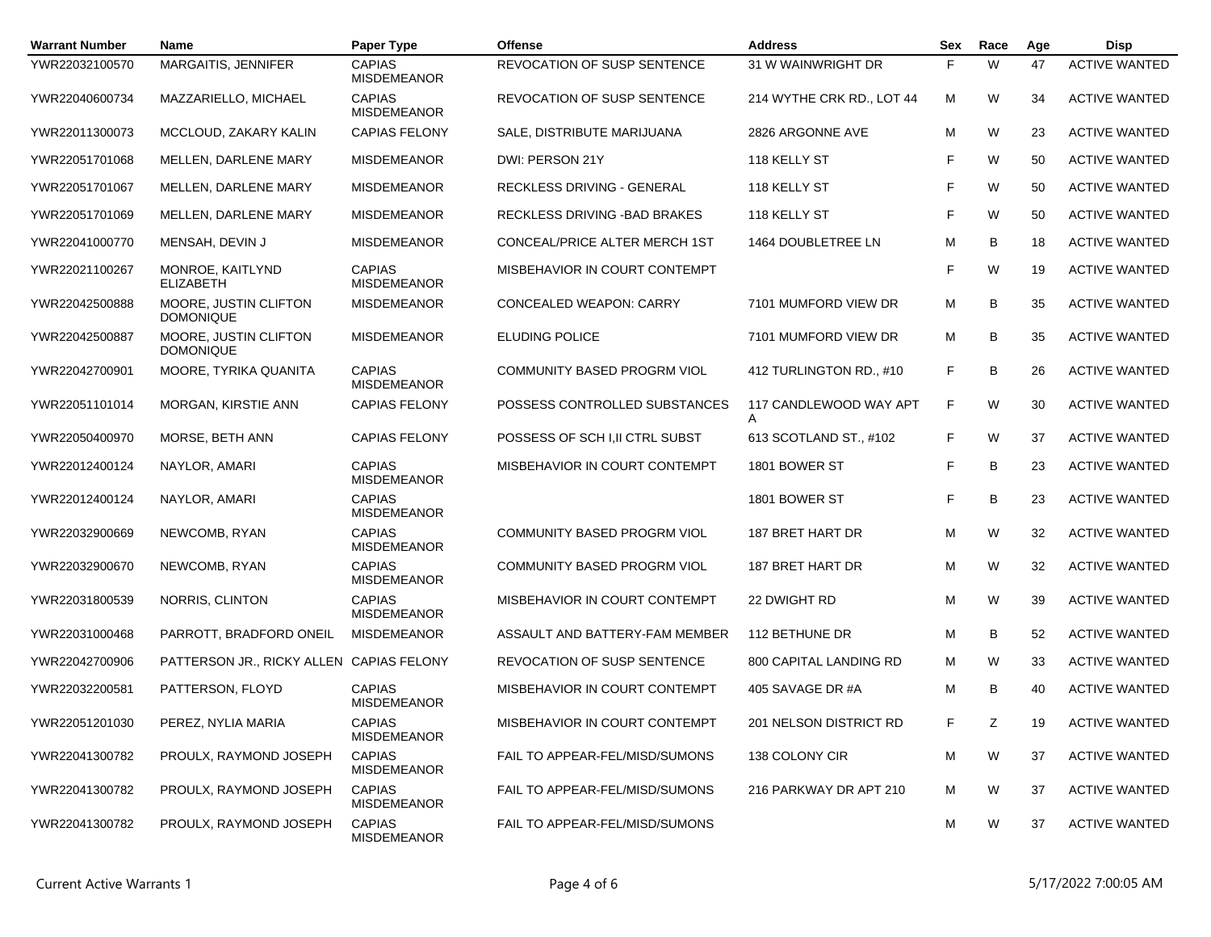| Warrant Number | Name | Paper Type | Offense | Address | Sex | Race | Age | Disp |
|---|---|---|---|---|---|---|---|---|
| YWR22032100570 | MARGAITIS, JENNIFER | CAPIAS MISDEMEANOR | REVOCATION OF SUSP SENTENCE | 31 W WAINWRIGHT DR | F | W | 47 | ACTIVE WANTED |
| YWR22040600734 | MAZZARIELLO, MICHAEL | CAPIAS MISDEMEANOR | REVOCATION OF SUSP SENTENCE | 214 WYTHE CRK RD., LOT 44 | M | W | 34 | ACTIVE WANTED |
| YWR22011300073 | MCCLOUD, ZAKARY KALIN | CAPIAS FELONY | SALE, DISTRIBUTE MARIJUANA | 2826 ARGONNE AVE | M | W | 23 | ACTIVE WANTED |
| YWR22051701068 | MELLEN, DARLENE MARY | MISDEMEANOR | DWI: PERSON 21Y | 118 KELLY ST | F | W | 50 | ACTIVE WANTED |
| YWR22051701067 | MELLEN, DARLENE MARY | MISDEMEANOR | RECKLESS DRIVING - GENERAL | 118 KELLY ST | F | W | 50 | ACTIVE WANTED |
| YWR22051701069 | MELLEN, DARLENE MARY | MISDEMEANOR | RECKLESS DRIVING -BAD BRAKES | 118 KELLY ST | F | W | 50 | ACTIVE WANTED |
| YWR22041000770 | MENSAH, DEVIN J | MISDEMEANOR | CONCEAL/PRICE ALTER MERCH 1ST | 1464 DOUBLETREE LN | M | B | 18 | ACTIVE WANTED |
| YWR22021100267 | MONROE, KAITLYND ELIZABETH | CAPIAS MISDEMEANOR | MISBEHAVIOR IN COURT CONTEMPT | | F | W | 19 | ACTIVE WANTED |
| YWR22042500888 | MOORE, JUSTIN CLIFTON DOMONIQUE | MISDEMEANOR | CONCEALED WEAPON: CARRY | 7101 MUMFORD VIEW DR | M | B | 35 | ACTIVE WANTED |
| YWR22042500887 | MOORE, JUSTIN CLIFTON DOMONIQUE | MISDEMEANOR | ELUDING POLICE | 7101 MUMFORD VIEW DR | M | B | 35 | ACTIVE WANTED |
| YWR22042700901 | MOORE, TYRIKA QUANITA | CAPIAS MISDEMEANOR | COMMUNITY BASED PROGRM VIOL | 412 TURLINGTON RD., #10 | F | B | 26 | ACTIVE WANTED |
| YWR22051101014 | MORGAN, KIRSTIE ANN | CAPIAS FELONY | POSSESS CONTROLLED SUBSTANCES | 117 CANDLEWOOD WAY APT A | F | W | 30 | ACTIVE WANTED |
| YWR22050400970 | MORSE, BETH ANN | CAPIAS FELONY | POSSESS OF SCH I,II CTRL SUBST | 613 SCOTLAND ST., #102 | F | W | 37 | ACTIVE WANTED |
| YWR22012400124 | NAYLOR, AMARI | CAPIAS MISDEMEANOR | MISBEHAVIOR IN COURT CONTEMPT | 1801 BOWER ST | F | B | 23 | ACTIVE WANTED |
| YWR22012400124 | NAYLOR, AMARI | CAPIAS MISDEMEANOR | | 1801 BOWER ST | F | B | 23 | ACTIVE WANTED |
| YWR22032900669 | NEWCOMB, RYAN | CAPIAS MISDEMEANOR | COMMUNITY BASED PROGRM VIOL | 187 BRET HART DR | M | W | 32 | ACTIVE WANTED |
| YWR22032900670 | NEWCOMB, RYAN | CAPIAS MISDEMEANOR | COMMUNITY BASED PROGRM VIOL | 187 BRET HART DR | M | W | 32 | ACTIVE WANTED |
| YWR22031800539 | NORRIS, CLINTON | CAPIAS MISDEMEANOR | MISBEHAVIOR IN COURT CONTEMPT | 22 DWIGHT RD | M | W | 39 | ACTIVE WANTED |
| YWR22031000468 | PARROTT, BRADFORD ONEIL | MISDEMEANOR | ASSAULT AND BATTERY-FAM MEMBER | 112 BETHUNE DR | M | B | 52 | ACTIVE WANTED |
| YWR22042700906 | PATTERSON JR., RICKY ALLEN | CAPIAS FELONY | REVOCATION OF SUSP SENTENCE | 800 CAPITAL LANDING RD | M | W | 33 | ACTIVE WANTED |
| YWR22032200581 | PATTERSON, FLOYD | CAPIAS MISDEMEANOR | MISBEHAVIOR IN COURT CONTEMPT | 405 SAVAGE DR #A | M | B | 40 | ACTIVE WANTED |
| YWR22051201030 | PEREZ, NYLIA MARIA | CAPIAS MISDEMEANOR | MISBEHAVIOR IN COURT CONTEMPT | 201 NELSON DISTRICT RD | F | Z | 19 | ACTIVE WANTED |
| YWR22041300782 | PROULX, RAYMOND JOSEPH | CAPIAS MISDEMEANOR | FAIL TO APPEAR-FEL/MISD/SUMONS | 138 COLONY CIR | M | W | 37 | ACTIVE WANTED |
| YWR22041300782 | PROULX, RAYMOND JOSEPH | CAPIAS MISDEMEANOR | FAIL TO APPEAR-FEL/MISD/SUMONS | 216 PARKWAY DR APT 210 | M | W | 37 | ACTIVE WANTED |
| YWR22041300782 | PROULX, RAYMOND JOSEPH | CAPIAS MISDEMEANOR | FAIL TO APPEAR-FEL/MISD/SUMONS | | M | W | 37 | ACTIVE WANTED |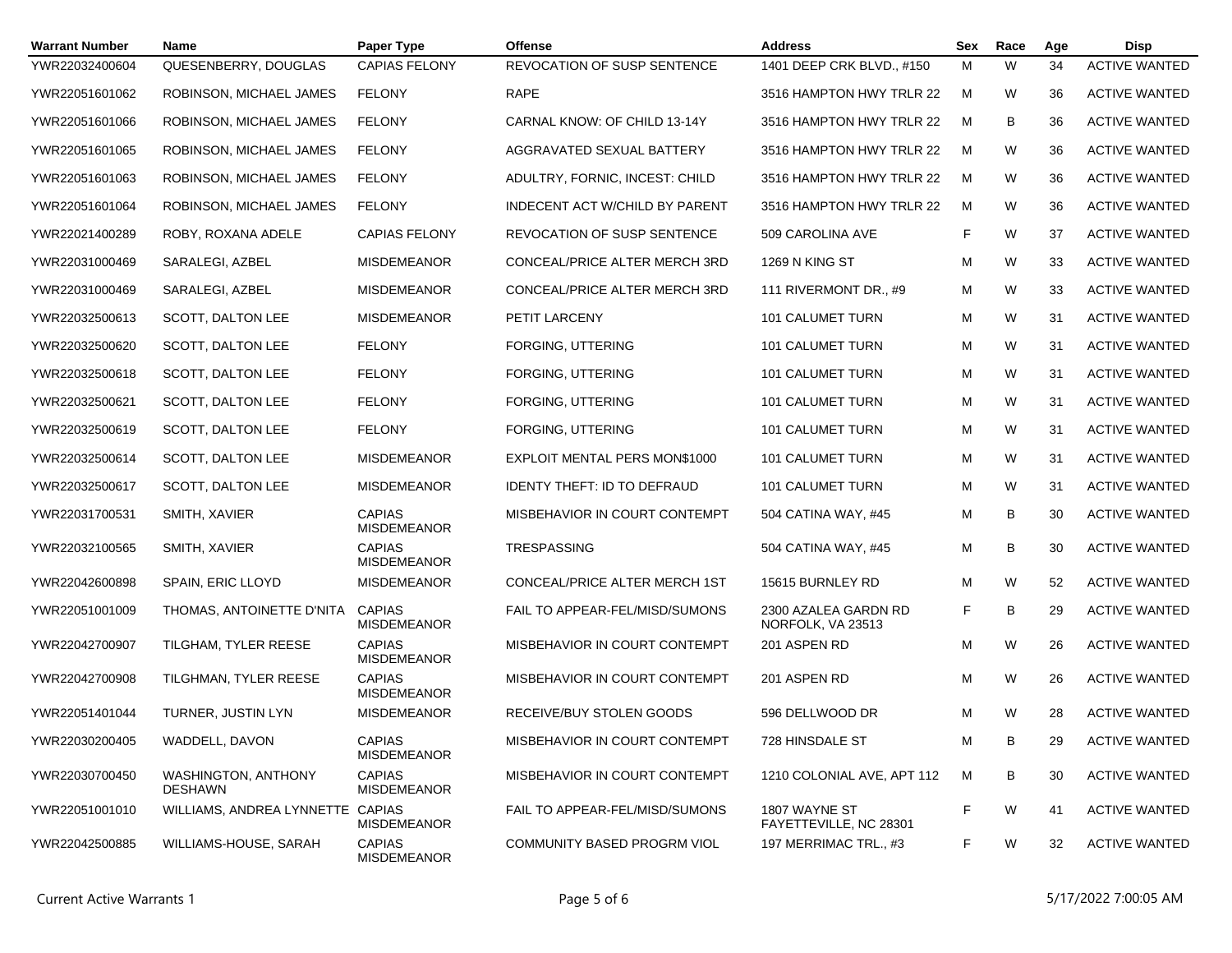| Warrant Number | Name | Paper Type | Offense | Address | Sex | Race | Age | Disp |
|---|---|---|---|---|---|---|---|---|
| YWR22032400604 | QUESENBERRY, DOUGLAS | CAPIAS FELONY | REVOCATION OF SUSP SENTENCE | 1401 DEEP CRK BLVD., #150 | M | W | 34 | ACTIVE WANTED |
| YWR22051601062 | ROBINSON, MICHAEL JAMES | FELONY | RAPE | 3516 HAMPTON HWY TRLR 22 | M | W | 36 | ACTIVE WANTED |
| YWR22051601066 | ROBINSON, MICHAEL JAMES | FELONY | CARNAL KNOW: OF CHILD 13-14Y | 3516 HAMPTON HWY TRLR 22 | M | B | 36 | ACTIVE WANTED |
| YWR22051601065 | ROBINSON, MICHAEL JAMES | FELONY | AGGRAVATED SEXUAL BATTERY | 3516 HAMPTON HWY TRLR 22 | M | W | 36 | ACTIVE WANTED |
| YWR22051601063 | ROBINSON, MICHAEL JAMES | FELONY | ADULTRY, FORNIC, INCEST: CHILD | 3516 HAMPTON HWY TRLR 22 | M | W | 36 | ACTIVE WANTED |
| YWR22051601064 | ROBINSON, MICHAEL JAMES | FELONY | INDECENT ACT W/CHILD BY PARENT | 3516 HAMPTON HWY TRLR 22 | M | W | 36 | ACTIVE WANTED |
| YWR22021400289 | ROBY, ROXANA ADELE | CAPIAS FELONY | REVOCATION OF SUSP SENTENCE | 509 CAROLINA AVE | F | W | 37 | ACTIVE WANTED |
| YWR22031000469 | SARALEGI, AZBEL | MISDEMEANOR | CONCEAL/PRICE ALTER MERCH 3RD | 1269 N KING ST | M | W | 33 | ACTIVE WANTED |
| YWR22031000469 | SARALEGI, AZBEL | MISDEMEANOR | CONCEAL/PRICE ALTER MERCH 3RD | 111 RIVERMONT DR., #9 | M | W | 33 | ACTIVE WANTED |
| YWR22032500613 | SCOTT, DALTON LEE | MISDEMEANOR | PETIT LARCENY | 101 CALUMET TURN | M | W | 31 | ACTIVE WANTED |
| YWR22032500620 | SCOTT, DALTON LEE | FELONY | FORGING, UTTERING | 101 CALUMET TURN | M | W | 31 | ACTIVE WANTED |
| YWR22032500618 | SCOTT, DALTON LEE | FELONY | FORGING, UTTERING | 101 CALUMET TURN | M | W | 31 | ACTIVE WANTED |
| YWR22032500621 | SCOTT, DALTON LEE | FELONY | FORGING, UTTERING | 101 CALUMET TURN | M | W | 31 | ACTIVE WANTED |
| YWR22032500619 | SCOTT, DALTON LEE | FELONY | FORGING, UTTERING | 101 CALUMET TURN | M | W | 31 | ACTIVE WANTED |
| YWR22032500614 | SCOTT, DALTON LEE | MISDEMEANOR | EXPLOIT MENTAL PERS MON$1000 | 101 CALUMET TURN | M | W | 31 | ACTIVE WANTED |
| YWR22032500617 | SCOTT, DALTON LEE | MISDEMEANOR | IDENTY THEFT: ID TO DEFRAUD | 101 CALUMET TURN | M | W | 31 | ACTIVE WANTED |
| YWR22031700531 | SMITH, XAVIER | CAPIAS MISDEMEANOR | MISBEHAVIOR IN COURT CONTEMPT | 504 CATINA WAY, #45 | M | B | 30 | ACTIVE WANTED |
| YWR22032100565 | SMITH, XAVIER | CAPIAS MISDEMEANOR | TRESPASSING | 504 CATINA WAY, #45 | M | B | 30 | ACTIVE WANTED |
| YWR22042600898 | SPAIN, ERIC LLOYD | MISDEMEANOR | CONCEAL/PRICE ALTER MERCH 1ST | 15615 BURNLEY RD | M | W | 52 | ACTIVE WANTED |
| YWR22051001009 | THOMAS, ANTOINETTE D'NITA | CAPIAS MISDEMEANOR | FAIL TO APPEAR-FEL/MISD/SUMONS | 2300 AZALEA GARDN RD NORFOLK, VA 23513 | F | B | 29 | ACTIVE WANTED |
| YWR22042700907 | TILGHAM, TYLER REESE | CAPIAS MISDEMEANOR | MISBEHAVIOR IN COURT CONTEMPT | 201 ASPEN RD | M | W | 26 | ACTIVE WANTED |
| YWR22042700908 | TILGHMAN, TYLER REESE | CAPIAS MISDEMEANOR | MISBEHAVIOR IN COURT CONTEMPT | 201 ASPEN RD | M | W | 26 | ACTIVE WANTED |
| YWR22051401044 | TURNER, JUSTIN LYN | MISDEMEANOR | RECEIVE/BUY STOLEN GOODS | 596 DELLWOOD DR | M | W | 28 | ACTIVE WANTED |
| YWR22030200405 | WADDELL, DAVON | CAPIAS MISDEMEANOR | MISBEHAVIOR IN COURT CONTEMPT | 728 HINSDALE ST | M | B | 29 | ACTIVE WANTED |
| YWR22030700450 | WASHINGTON, ANTHONY DESHAWN | CAPIAS MISDEMEANOR | MISBEHAVIOR IN COURT CONTEMPT | 1210 COLONIAL AVE, APT 112 | M | B | 30 | ACTIVE WANTED |
| YWR22051001010 | WILLIAMS, ANDREA LYNNETTE | CAPIAS MISDEMEANOR | FAIL TO APPEAR-FEL/MISD/SUMONS | 1807 WAYNE ST FAYETTEVILLE, NC 28301 | F | W | 41 | ACTIVE WANTED |
| YWR22042500885 | WILLIAMS-HOUSE, SARAH | CAPIAS MISDEMEANOR | COMMUNITY BASED PROGRM VIOL | 197 MERRIMAC TRL., #3 | F | W | 32 | ACTIVE WANTED |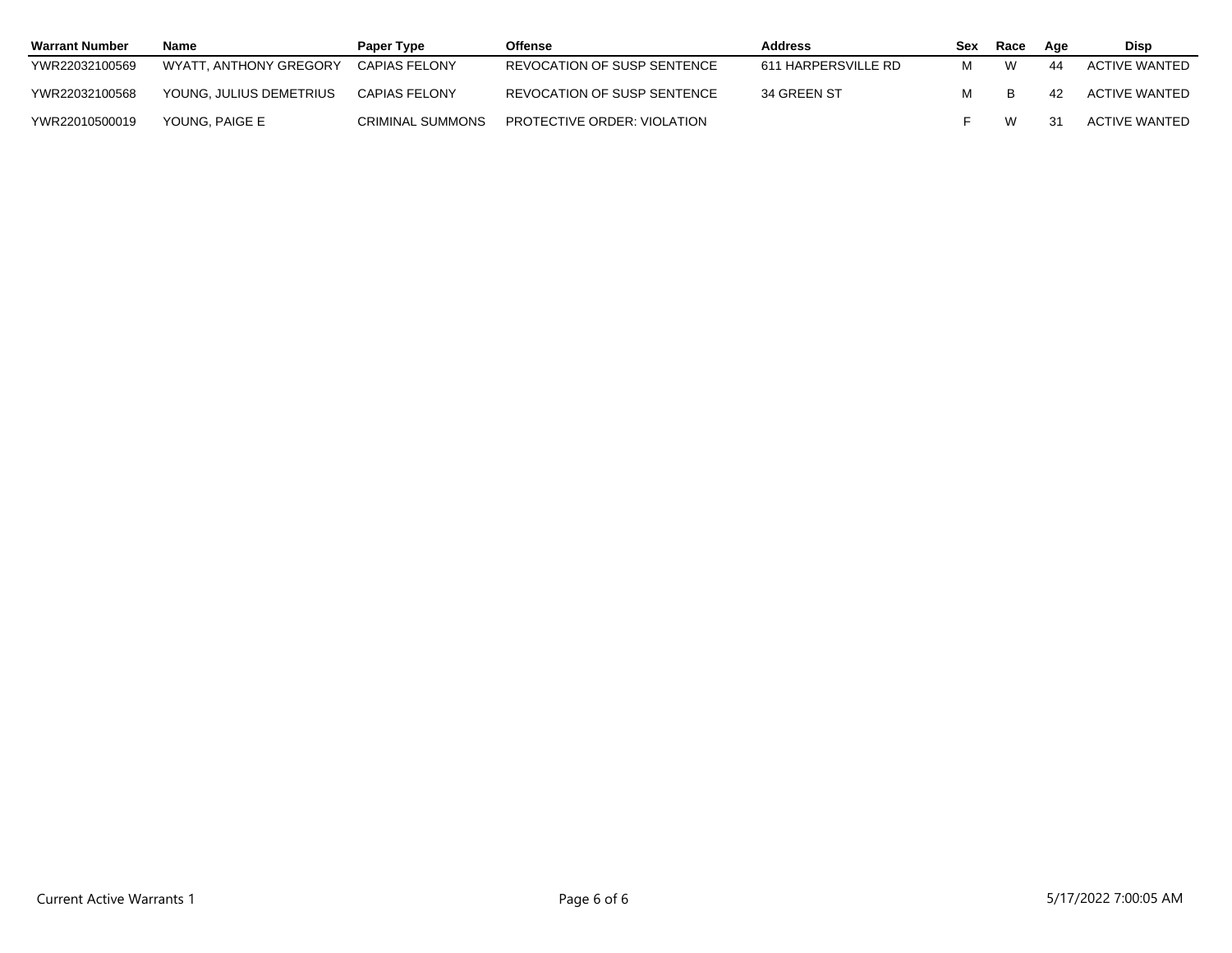| Warrant Number | Name | Paper Type | Offense | Address | Sex | Race | Age | Disp |
|---|---|---|---|---|---|---|---|---|
| YWR22032100569 | WYATT, ANTHONY GREGORY | CAPIAS FELONY | REVOCATION OF SUSP SENTENCE | 611 HARPERSVILLE RD | M | W | 44 | ACTIVE WANTED |
| YWR22032100568 | YOUNG, JULIUS DEMETRIUS | CAPIAS FELONY | REVOCATION OF SUSP SENTENCE | 34 GREEN ST | M | B | 42 | ACTIVE WANTED |
| YWR22010500019 | YOUNG, PAIGE E | CRIMINAL SUMMONS | PROTECTIVE ORDER: VIOLATION | | F | W | 31 | ACTIVE WANTED |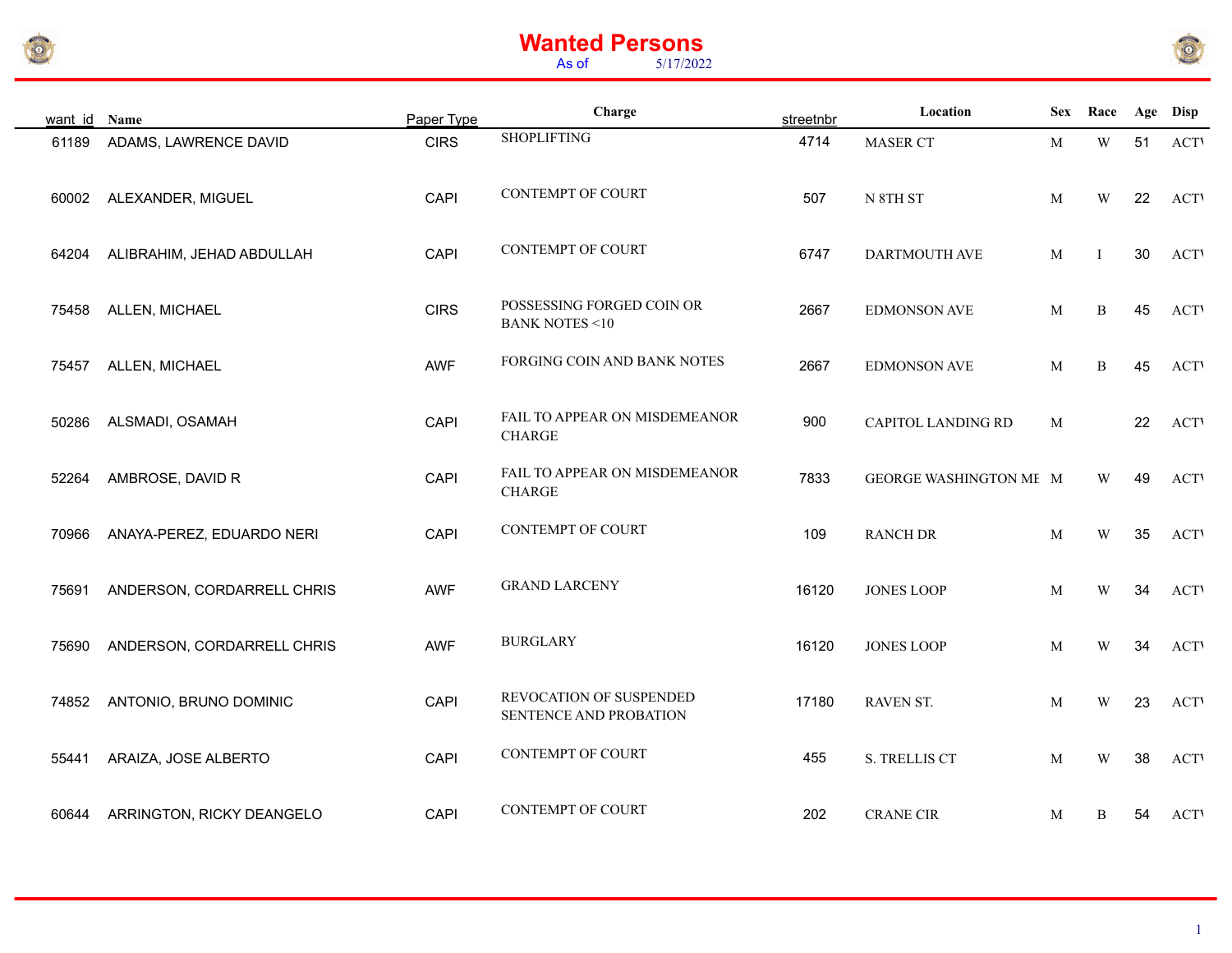# Wanted Persons

As of 5/17/2022

| want_id | Name | Paper Type | Charge | streetnbr | Location | Sex | Race | Age | Disp |
|---|---|---|---|---|---|---|---|---|---|
| 61189 | ADAMS, LAWRENCE DAVID | CIRS | SHOPLIFTING | 4714 | MASER CT | M | W | 51 | ACTI |
| 60002 | ALEXANDER, MIGUEL | CAPI | CONTEMPT OF COURT | 507 | N 8TH ST | M | W | 22 | ACTI |
| 64204 | ALIBRAHIM, JEHAD ABDULLAH | CAPI | CONTEMPT OF COURT | 6747 | DARTMOUTH AVE | M | I | 30 | ACTI |
| 75458 | ALLEN, MICHAEL | CIRS | POSSESSING FORGED COIN OR BANK NOTES <10 | 2667 | EDMONSON AVE | M | B | 45 | ACTI |
| 75457 | ALLEN, MICHAEL | AWF | FORGING COIN AND BANK NOTES | 2667 | EDMONSON AVE | M | B | 45 | ACTI |
| 50286 | ALSMADI, OSAMAH | CAPI | FAIL TO APPEAR ON MISDEMEANOR CHARGE | 900 | CAPITOL LANDING RD | M | | 22 | ACTI |
| 52264 | AMBROSE, DAVID R | CAPI | FAIL TO APPEAR ON MISDEMEANOR CHARGE | 7833 | GEORGE WASHINGTON ME | M | W | 49 | ACTI |
| 70966 | ANAYA-PEREZ, EDUARDO NERI | CAPI | CONTEMPT OF COURT | 109 | RANCH DR | M | W | 35 | ACTI |
| 75691 | ANDERSON, CORDARRELL CHRIS | AWF | GRAND LARCENY | 16120 | JONES LOOP | M | W | 34 | ACTI |
| 75690 | ANDERSON, CORDARRELL CHRIS | AWF | BURGLARY | 16120 | JONES LOOP | M | W | 34 | ACTI |
| 74852 | ANTONIO, BRUNO DOMINIC | CAPI | REVOCATION OF SUSPENDED SENTENCE AND PROBATION | 17180 | RAVEN ST. | M | W | 23 | ACTI |
| 55441 | ARAIZA, JOSE ALBERTO | CAPI | CONTEMPT OF COURT | 455 | S. TRELLIS CT | M | W | 38 | ACTI |
| 60644 | ARRINGTON, RICKY DEANGELO | CAPI | CONTEMPT OF COURT | 202 | CRANE CIR | M | B | 54 | ACTI |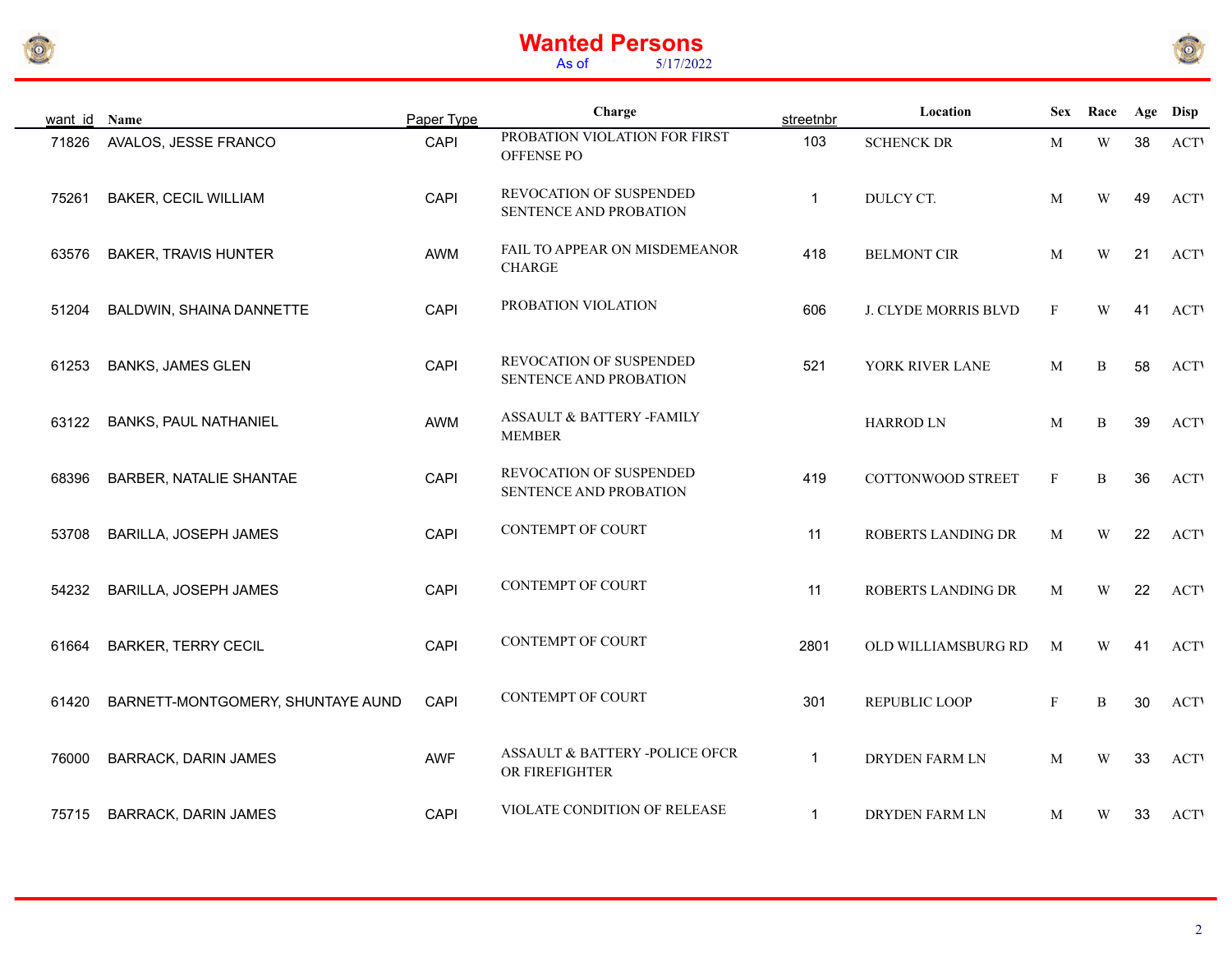# Wanted Persons

As of 5/17/2022

| want_id | Name | Paper Type | Charge | streetnbr | Location | Sex | Race | Age | Disp |
|---|---|---|---|---|---|---|---|---|---|
| 71826 | AVALOS, JESSE FRANCO | CAPI | PROBATION VIOLATION FOR FIRST OFFENSE PO | 103 | SCHENCK DR | M | W | 38 | ACTI |
| 75261 | BAKER, CECIL WILLIAM | CAPI | REVOCATION OF SUSPENDED SENTENCE AND PROBATION | 1 | DULCY CT. | M | W | 49 | ACTI |
| 63576 | BAKER, TRAVIS HUNTER | AWM | FAIL TO APPEAR ON MISDEMEANOR CHARGE | 418 | BELMONT CIR | M | W | 21 | ACTI |
| 51204 | BALDWIN, SHAINA DANNETTE | CAPI | PROBATION VIOLATION | 606 | J. CLYDE MORRIS BLVD | F | W | 41 | ACTI |
| 61253 | BANKS, JAMES GLEN | CAPI | REVOCATION OF SUSPENDED SENTENCE AND PROBATION | 521 | YORK RIVER LANE | M | B | 58 | ACTI |
| 63122 | BANKS, PAUL NATHANIEL | AWM | ASSAULT & BATTERY -FAMILY MEMBER | | HARROD LN | M | B | 39 | ACTI |
| 68396 | BARBER, NATALIE SHANTAE | CAPI | REVOCATION OF SUSPENDED SENTENCE AND PROBATION | 419 | COTTONWOOD STREET | F | B | 36 | ACTI |
| 53708 | BARILLA, JOSEPH JAMES | CAPI | CONTEMPT OF COURT | 11 | ROBERTS LANDING DR | M | W | 22 | ACTI |
| 54232 | BARILLA, JOSEPH JAMES | CAPI | CONTEMPT OF COURT | 11 | ROBERTS LANDING DR | M | W | 22 | ACTI |
| 61664 | BARKER, TERRY CECIL | CAPI | CONTEMPT OF COURT | 2801 | OLD WILLIAMSBURG RD | M | W | 41 | ACTI |
| 61420 | BARNETT-MONTGOMERY, SHUNTAYE AUND | CAPI | CONTEMPT OF COURT | 301 | REPUBLIC LOOP | F | B | 30 | ACTI |
| 76000 | BARRACK, DARIN JAMES | AWF | ASSAULT & BATTERY -POLICE OFCR OR FIREFIGHTER | 1 | DRYDEN FARM LN | M | W | 33 | ACTI |
| 75715 | BARRACK, DARIN JAMES | CAPI | VIOLATE CONDITION OF RELEASE | 1 | DRYDEN FARM LN | M | W | 33 | ACTI |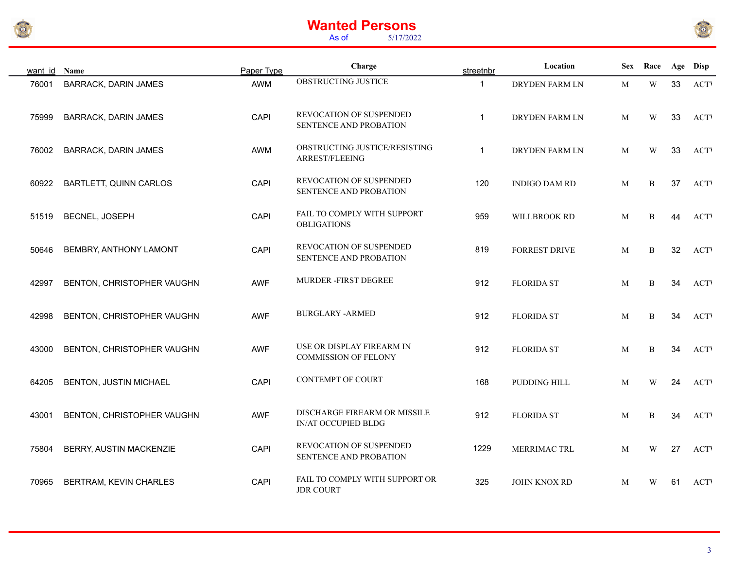# Wanted Persons

As of 5/17/2022

| want_id | Name | Paper Type | Charge | streetnbr | Location | Sex | Race | Age | Disp |
|---|---|---|---|---|---|---|---|---|---|
| 76001 | BARRACK, DARIN JAMES | AWM | OBSTRUCTING JUSTICE | 1 | DRYDEN FARM LN | M | W | 33 | ACT\ |
| 75999 | BARRACK, DARIN JAMES | CAPI | REVOCATION OF SUSPENDED SENTENCE AND PROBATION | 1 | DRYDEN FARM LN | M | W | 33 | ACT\ |
| 76002 | BARRACK, DARIN JAMES | AWM | OBSTRUCTING JUSTICE/RESISTING ARREST/FLEEING | 1 | DRYDEN FARM LN | M | W | 33 | ACT\ |
| 60922 | BARTLETT, QUINN CARLOS | CAPI | REVOCATION OF SUSPENDED SENTENCE AND PROBATION | 120 | INDIGO DAM RD | M | B | 37 | ACT\ |
| 51519 | BECNEL, JOSEPH | CAPI | FAIL TO COMPLY WITH SUPPORT OBLIGATIONS | 959 | WILLBROOK RD | M | B | 44 | ACT\ |
| 50646 | BEMBRY, ANTHONY LAMONT | CAPI | REVOCATION OF SUSPENDED SENTENCE AND PROBATION | 819 | FORREST DRIVE | M | B | 32 | ACT\ |
| 42997 | BENTON, CHRISTOPHER VAUGHN | AWF | MURDER -FIRST DEGREE | 912 | FLORIDA ST | M | B | 34 | ACT\ |
| 42998 | BENTON, CHRISTOPHER VAUGHN | AWF | BURGLARY -ARMED | 912 | FLORIDA ST | M | B | 34 | ACT\ |
| 43000 | BENTON, CHRISTOPHER VAUGHN | AWF | USE OR DISPLAY FIREARM IN COMMISSION OF FELONY | 912 | FLORIDA ST | M | B | 34 | ACT\ |
| 64205 | BENTON, JUSTIN MICHAEL | CAPI | CONTEMPT OF COURT | 168 | PUDDING HILL | M | W | 24 | ACT\ |
| 43001 | BENTON, CHRISTOPHER VAUGHN | AWF | DISCHARGE FIREARM OR MISSILE IN/AT OCCUPIED BLDG | 912 | FLORIDA ST | M | B | 34 | ACT\ |
| 75804 | BERRY, AUSTIN MACKENZIE | CAPI | REVOCATION OF SUSPENDED SENTENCE AND PROBATION | 1229 | MERRIMAC TRL | M | W | 27 | ACT\ |
| 70965 | BERTRAM, KEVIN CHARLES | CAPI | FAIL TO COMPLY WITH SUPPORT OR JDR COURT | 325 | JOHN KNOX RD | M | W | 61 | ACT\ |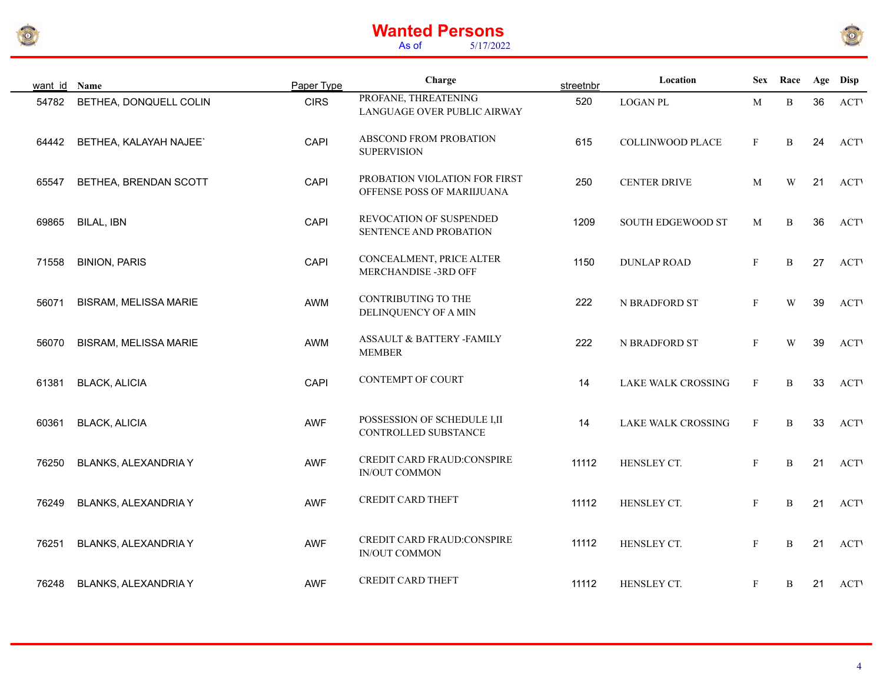# Wanted Persons

As of 5/17/2022

| want_id | Name | Paper Type | Charge | streetnbr | Location | Sex | Race | Age | Disp |
|---|---|---|---|---|---|---|---|---|---|
| 54782 | BETHEA, DONQUELL COLIN | CIRS | PROFANE, THREATENING LANGUAGE OVER PUBLIC AIRWAY | 520 | LOGAN PL | M | B | 36 | ACT\ |
| 64442 | BETHEA, KALAYAH NAJEE` | CAPI | ABSCOND FROM PROBATION SUPERVISION | 615 | COLLINWOOD PLACE | F | B | 24 | ACT\ |
| 65547 | BETHEA, BRENDAN SCOTT | CAPI | PROBATION VIOLATION FOR FIRST OFFENSE POSS OF MARIIJUANA | 250 | CENTER DRIVE | M | W | 21 | ACT\ |
| 69865 | BILAL, IBN | CAPI | REVOCATION OF SUSPENDED SENTENCE AND PROBATION | 1209 | SOUTH EDGEWOOD ST | M | B | 36 | ACT\ |
| 71558 | BINION, PARIS | CAPI | CONCEALMENT, PRICE ALTER MERCHANDISE -3RD OFF | 1150 | DUNLAP ROAD | F | B | 27 | ACT\ |
| 56071 | BISRAM, MELISSA MARIE | AWM | CONTRIBUTING TO THE DELINQUENCY OF A MIN | 222 | N BRADFORD ST | F | W | 39 | ACT\ |
| 56070 | BISRAM, MELISSA MARIE | AWM | ASSAULT & BATTERY -FAMILY MEMBER | 222 | N BRADFORD ST | F | W | 39 | ACT\ |
| 61381 | BLACK, ALICIA | CAPI | CONTEMPT OF COURT | 14 | LAKE WALK CROSSING | F | B | 33 | ACT\ |
| 60361 | BLACK, ALICIA | AWF | POSSESSION OF SCHEDULE I,II CONTROLLED SUBSTANCE | 14 | LAKE WALK CROSSING | F | B | 33 | ACT\ |
| 76250 | BLANKS, ALEXANDRIA Y | AWF | CREDIT CARD FRAUD:CONSPIRE IN/OUT COMMON | 11112 | HENSLEY CT. | F | B | 21 | ACT\ |
| 76249 | BLANKS, ALEXANDRIA Y | AWF | CREDIT CARD THEFT | 11112 | HENSLEY CT. | F | B | 21 | ACT\ |
| 76251 | BLANKS, ALEXANDRIA Y | AWF | CREDIT CARD FRAUD:CONSPIRE IN/OUT COMMON | 11112 | HENSLEY CT. | F | B | 21 | ACT\ |
| 76248 | BLANKS, ALEXANDRIA Y | AWF | CREDIT CARD THEFT | 11112 | HENSLEY CT. | F | B | 21 | ACT\ |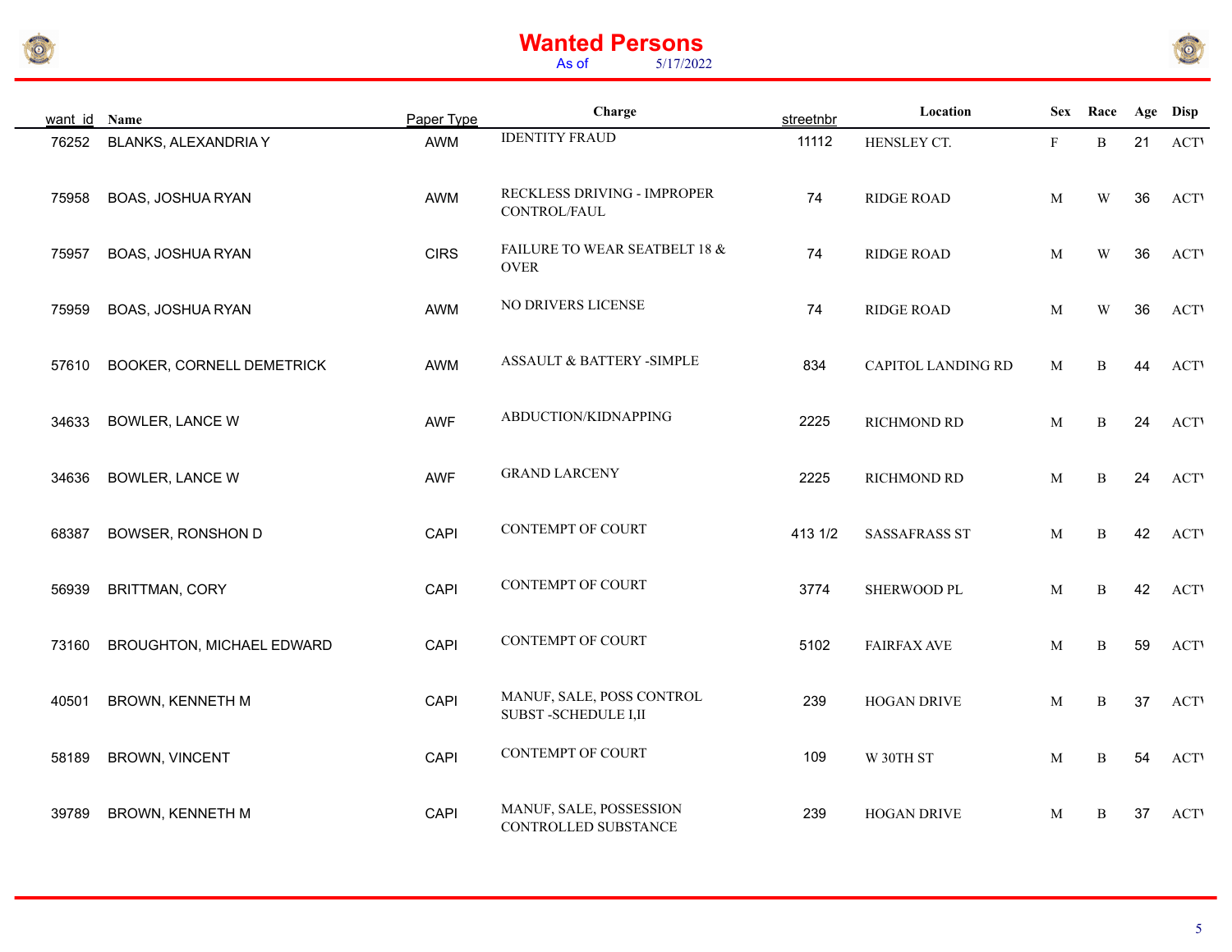# Wanted Persons

As of 5/17/2022

| want_id | Name | Paper Type | Charge | streetnbr | Location | Sex | Race | Age | Disp |
|---|---|---|---|---|---|---|---|---|---|
| 76252 | BLANKS, ALEXANDRIA Y | AWM | IDENTITY FRAUD | 11112 | HENSLEY CT. | F | B | 21 | ACTI |
| 75958 | BOAS, JOSHUA RYAN | AWM | RECKLESS DRIVING - IMPROPER CONTROL/FAUL | 74 | RIDGE ROAD | M | W | 36 | ACTI |
| 75957 | BOAS, JOSHUA RYAN | CIRS | FAILURE TO WEAR SEATBELT 18 & OVER | 74 | RIDGE ROAD | M | W | 36 | ACTI |
| 75959 | BOAS, JOSHUA RYAN | AWM | NO DRIVERS LICENSE | 74 | RIDGE ROAD | M | W | 36 | ACTI |
| 57610 | BOOKER, CORNELL DEMETRICK | AWM | ASSAULT & BATTERY -SIMPLE | 834 | CAPITOL LANDING RD | M | B | 44 | ACTI |
| 34633 | BOWLER, LANCE W | AWF | ABDUCTION/KIDNAPPING | 2225 | RICHMOND RD | M | B | 24 | ACTI |
| 34636 | BOWLER, LANCE W | AWF | GRAND LARCENY | 2225 | RICHMOND RD | M | B | 24 | ACTI |
| 68387 | BOWSER, RONSHON D | CAPI | CONTEMPT OF COURT | 413 1/2 | SASSAFRASS ST | M | B | 42 | ACTI |
| 56939 | BRITTMAN, CORY | CAPI | CONTEMPT OF COURT | 3774 | SHERWOOD PL | M | B | 42 | ACTI |
| 73160 | BROUGHTON, MICHAEL EDWARD | CAPI | CONTEMPT OF COURT | 5102 | FAIRFAX AVE | M | B | 59 | ACTI |
| 40501 | BROWN, KENNETH M | CAPI | MANUF, SALE, POSS CONTROL SUBST -SCHEDULE I,II | 239 | HOGAN DRIVE | M | B | 37 | ACTI |
| 58189 | BROWN, VINCENT | CAPI | CONTEMPT OF COURT | 109 | W 30TH ST | M | B | 54 | ACTI |
| 39789 | BROWN, KENNETH M | CAPI | MANUF, SALE, POSSESSION CONTROLLED SUBSTANCE | 239 | HOGAN DRIVE | M | B | 37 | ACTI |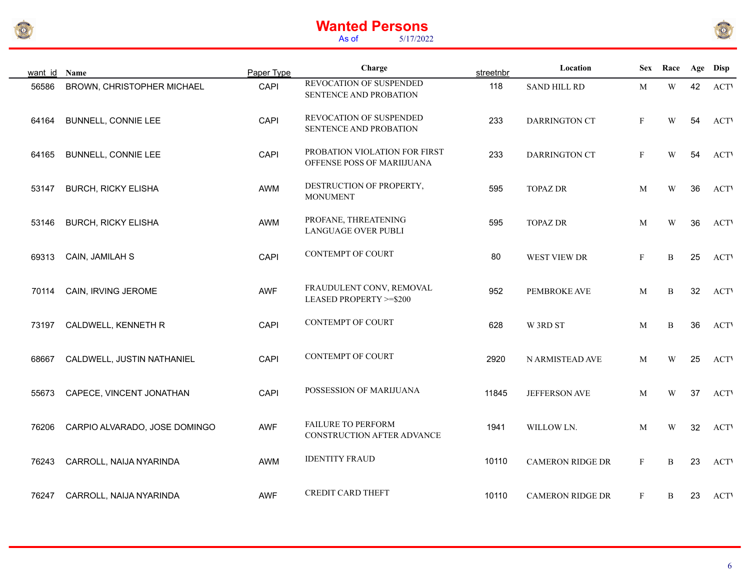# Wanted Persons

As of 5/17/2022

| want_id | Name | Paper Type | Charge | streetnbr | Location | Sex | Race | Age | Disp |
|---|---|---|---|---|---|---|---|---|---|
| 56586 | BROWN, CHRISTOPHER MICHAEL | CAPI | REVOCATION OF SUSPENDED SENTENCE AND PROBATION | 118 | SAND HILL RD | M | W | 42 | ACTI |
| 64164 | BUNNELL, CONNIE LEE | CAPI | REVOCATION OF SUSPENDED SENTENCE AND PROBATION | 233 | DARRINGTON CT | F | W | 54 | ACTI |
| 64165 | BUNNELL, CONNIE LEE | CAPI | PROBATION VIOLATION FOR FIRST OFFENSE POSS OF MARIIJUANA | 233 | DARRINGTON CT | F | W | 54 | ACTI |
| 53147 | BURCH, RICKY ELISHA | AWM | DESTRUCTION OF PROPERTY, MONUMENT | 595 | TOPAZ DR | M | W | 36 | ACTI |
| 53146 | BURCH, RICKY ELISHA | AWM | PROFANE, THREATENING LANGUAGE OVER PUBLI | 595 | TOPAZ DR | M | W | 36 | ACTI |
| 69313 | CAIN, JAMILAH S | CAPI | CONTEMPT OF COURT | 80 | WEST VIEW DR | F | B | 25 | ACTI |
| 70114 | CAIN, IRVING JEROME | AWF | FRAUDULENT CONV, REMOVAL LEASED PROPERTY >=$200 | 952 | PEMBROKE AVE | M | B | 32 | ACTI |
| 73197 | CALDWELL, KENNETH R | CAPI | CONTEMPT OF COURT | 628 | W 3RD ST | M | B | 36 | ACTI |
| 68667 | CALDWELL, JUSTIN NATHANIEL | CAPI | CONTEMPT OF COURT | 2920 | N ARMISTEAD AVE | M | W | 25 | ACTI |
| 55673 | CAPECE, VINCENT JONATHAN | CAPI | POSSESSION OF MARIJUANA | 11845 | JEFFERSON AVE | M | W | 37 | ACTI |
| 76206 | CARPIO ALVARADO, JOSE DOMINGO | AWF | FAILURE TO PERFORM CONSTRUCTION AFTER ADVANCE | 1941 | WILLOW LN. | M | W | 32 | ACTI |
| 76243 | CARROLL, NAIJA NYARINDA | AWM | IDENTITY FRAUD | 10110 | CAMERON RIDGE DR | F | B | 23 | ACTI |
| 76247 | CARROLL, NAIJA NYARINDA | AWF | CREDIT CARD THEFT | 10110 | CAMERON RIDGE DR | F | B | 23 | ACTI |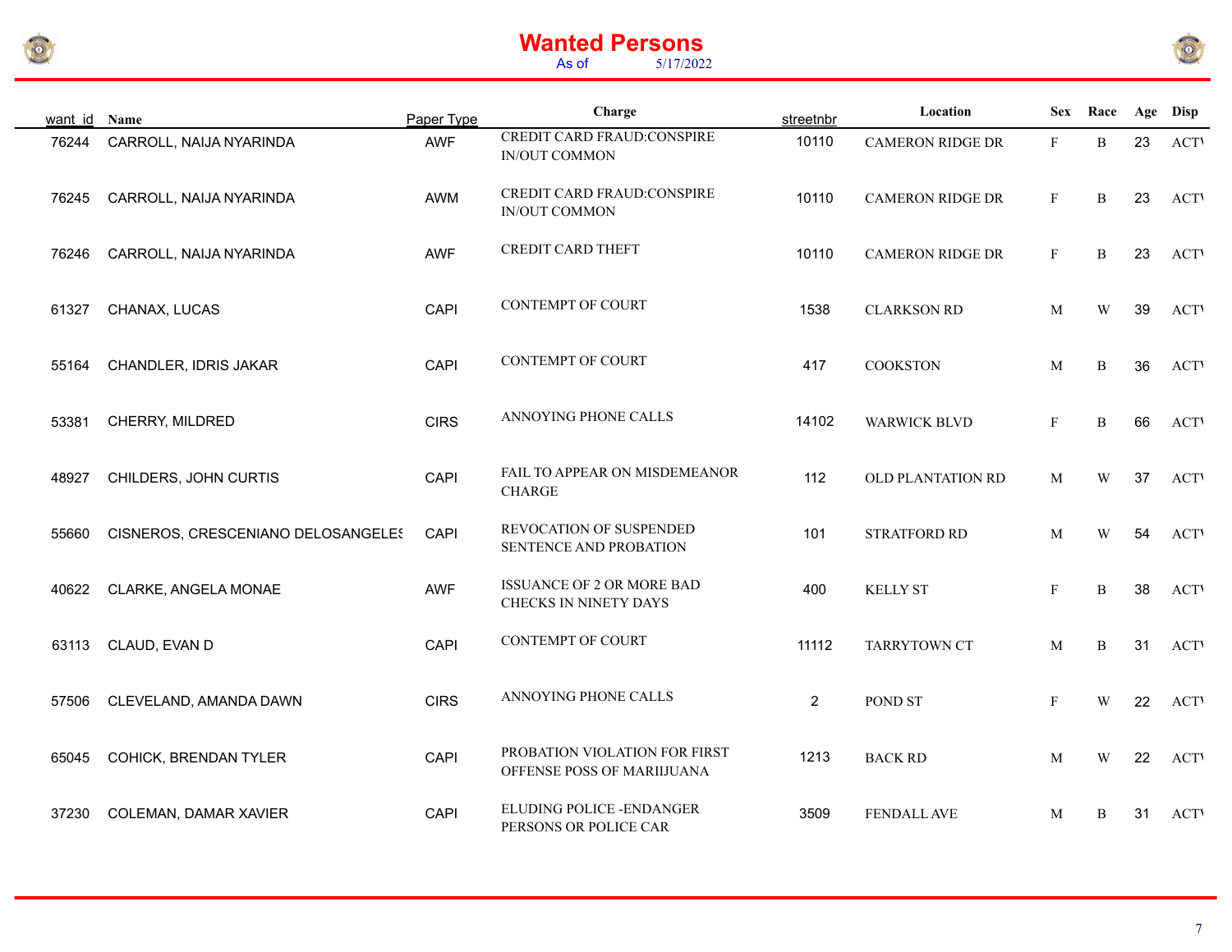# Wanted Persons

As of 5/17/2022

| want_id | Name | Paper Type | Charge | streetnbr | Location | Sex | Race | Age | Disp |
|---|---|---|---|---|---|---|---|---|---|
| 76244 | CARROLL, NAIJA NYARINDA | AWF | CREDIT CARD FRAUD:CONSPIRE IN/OUT COMMON | 10110 | CAMERON RIDGE DR | F | B | 23 | ACTI |
| 76245 | CARROLL, NAIJA NYARINDA | AWM | CREDIT CARD FRAUD:CONSPIRE IN/OUT COMMON | 10110 | CAMERON RIDGE DR | F | B | 23 | ACTI |
| 76246 | CARROLL, NAIJA NYARINDA | AWF | CREDIT CARD THEFT | 10110 | CAMERON RIDGE DR | F | B | 23 | ACTI |
| 61327 | CHANAX, LUCAS | CAPI | CONTEMPT OF COURT | 1538 | CLARKSON RD | M | W | 39 | ACTI |
| 55164 | CHANDLER, IDRIS JAKAR | CAPI | CONTEMPT OF COURT | 417 | COOKSTON | M | B | 36 | ACTI |
| 53381 | CHERRY, MILDRED | CIRS | ANNOYING PHONE CALLS | 14102 | WARWICK BLVD | F | B | 66 | ACTI |
| 48927 | CHILDERS, JOHN CURTIS | CAPI | FAIL TO APPEAR ON MISDEMEANOR CHARGE | 112 | OLD PLANTATION RD | M | W | 37 | ACTI |
| 55660 | CISNEROS, CRESCENIANO DELOSANGELES | CAPI | REVOCATION OF SUSPENDED SENTENCE AND PROBATION | 101 | STRATFORD RD | M | W | 54 | ACTI |
| 40622 | CLARKE, ANGELA MONAE | AWF | ISSUANCE OF 2 OR MORE BAD CHECKS IN NINETY DAYS | 400 | KELLY ST | F | B | 38 | ACTI |
| 63113 | CLAUD, EVAN D | CAPI | CONTEMPT OF COURT | 11112 | TARRYTOWN CT | M | B | 31 | ACTI |
| 57506 | CLEVELAND, AMANDA DAWN | CIRS | ANNOYING PHONE CALLS | 2 | POND ST | F | W | 22 | ACTI |
| 65045 | COHICK, BRENDAN TYLER | CAPI | PROBATION VIOLATION FOR FIRST OFFENSE POSS OF MARIIJUANA | 1213 | BACK RD | M | W | 22 | ACTI |
| 37230 | COLEMAN, DAMAR XAVIER | CAPI | ELUDING POLICE -ENDANGER PERSONS OR POLICE CAR | 3509 | FENDALL AVE | M | B | 31 | ACTI |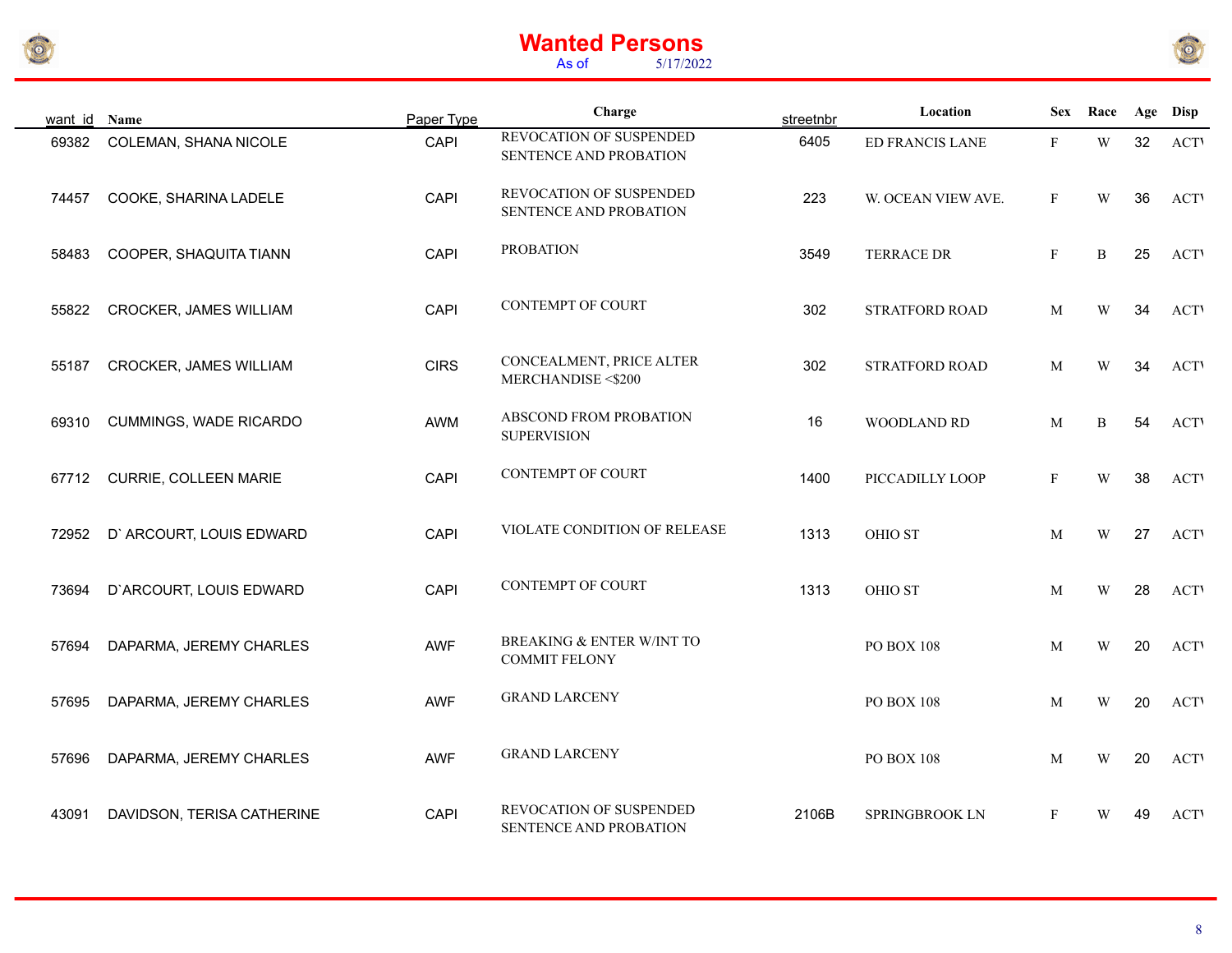# Wanted Persons

As of 5/17/2022

| want_id | Name | Paper Type | Charge | streetnbr | Location | Sex | Race | Age | Disp |
|---|---|---|---|---|---|---|---|---|---|
| 69382 | COLEMAN, SHANA NICOLE | CAPI | REVOCATION OF SUSPENDED SENTENCE AND PROBATION | 6405 | ED FRANCIS LANE | F | W | 32 | ACTV |
| 74457 | COOKE, SHARINA LADELE | CAPI | REVOCATION OF SUSPENDED SENTENCE AND PROBATION | 223 | W. OCEAN VIEW AVE. | F | W | 36 | ACTV |
| 58483 | COOPER, SHAQUITA TIANN | CAPI | PROBATION | 3549 | TERRACE DR | F | B | 25 | ACTV |
| 55822 | CROCKER, JAMES WILLIAM | CAPI | CONTEMPT OF COURT | 302 | STRATFORD ROAD | M | W | 34 | ACTV |
| 55187 | CROCKER, JAMES WILLIAM | CIRS | CONCEALMENT, PRICE ALTER MERCHANDISE <$200 | 302 | STRATFORD ROAD | M | W | 34 | ACTV |
| 69310 | CUMMINGS, WADE RICARDO | AWM | ABSCOND FROM PROBATION SUPERVISION | 16 | WOODLAND RD | M | B | 54 | ACTV |
| 67712 | CURRIE, COLLEEN MARIE | CAPI | CONTEMPT OF COURT | 1400 | PICCADILLY LOOP | F | W | 38 | ACTV |
| 72952 | D` ARCOURT, LOUIS EDWARD | CAPI | VIOLATE CONDITION OF RELEASE | 1313 | OHIO ST | M | W | 27 | ACTV |
| 73694 | D`ARCOURT, LOUIS EDWARD | CAPI | CONTEMPT OF COURT | 1313 | OHIO ST | M | W | 28 | ACTV |
| 57694 | DAPARMA, JEREMY CHARLES | AWF | BREAKING & ENTER W/INT TO COMMIT FELONY | | PO BOX 108 | M | W | 20 | ACTV |
| 57695 | DAPARMA, JEREMY CHARLES | AWF | GRAND LARCENY | | PO BOX 108 | M | W | 20 | ACTV |
| 57696 | DAPARMA, JEREMY CHARLES | AWF | GRAND LARCENY | | PO BOX 108 | M | W | 20 | ACTV |
| 43091 | DAVIDSON, TERISA CATHERINE | CAPI | REVOCATION OF SUSPENDED SENTENCE AND PROBATION | 2106B | SPRINGBROOK LN | F | W | 49 | ACTV |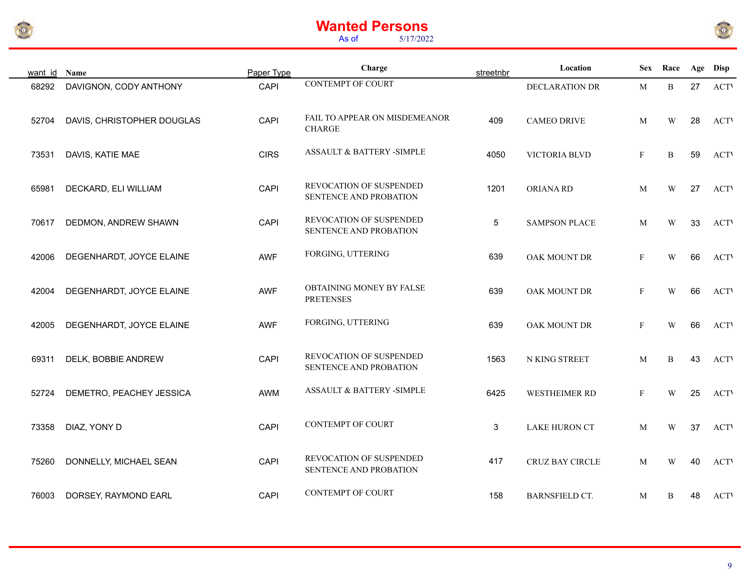# Wanted Persons

As of 5/17/2022

| want_id | Name | Paper Type | Charge | streetnbr | Location | Sex | Race | Age | Disp |
|---|---|---|---|---|---|---|---|---|---|
| 68292 | DAVIGNON, CODY ANTHONY | CAPI | CONTEMPT OF COURT | | DECLARATION DR | M | B | 27 | ACTV |
| 52704 | DAVIS, CHRISTOPHER DOUGLAS | CAPI | FAIL TO APPEAR ON MISDEMEANOR CHARGE | 409 | CAMEO DRIVE | M | W | 28 | ACTV |
| 73531 | DAVIS, KATIE MAE | CIRS | ASSAULT & BATTERY -SIMPLE | 4050 | VICTORIA BLVD | F | B | 59 | ACTV |
| 65981 | DECKARD, ELI WILLIAM | CAPI | REVOCATION OF SUSPENDED SENTENCE AND PROBATION | 1201 | ORIANA RD | M | W | 27 | ACTV |
| 70617 | DEDMON, ANDREW SHAWN | CAPI | REVOCATION OF SUSPENDED SENTENCE AND PROBATION | 5 | SAMPSON PLACE | M | W | 33 | ACTV |
| 42006 | DEGENHARDT, JOYCE ELAINE | AWF | FORGING, UTTERING | 639 | OAK MOUNT DR | F | W | 66 | ACTV |
| 42004 | DEGENHARDT, JOYCE ELAINE | AWF | OBTAINING MONEY BY FALSE PRETENSES | 639 | OAK MOUNT DR | F | W | 66 | ACTV |
| 42005 | DEGENHARDT, JOYCE ELAINE | AWF | FORGING, UTTERING | 639 | OAK MOUNT DR | F | W | 66 | ACTV |
| 69311 | DELK, BOBBIE ANDREW | CAPI | REVOCATION OF SUSPENDED SENTENCE AND PROBATION | 1563 | N KING STREET | M | B | 43 | ACTV |
| 52724 | DEMETRO, PEACHEY JESSICA | AWM | ASSAULT & BATTERY -SIMPLE | 6425 | WESTHEIMER RD | F | W | 25 | ACTV |
| 73358 | DIAZ, YONY D | CAPI | CONTEMPT OF COURT | 3 | LAKE HURON CT | M | W | 37 | ACTV |
| 75260 | DONNELLY, MICHAEL SEAN | CAPI | REVOCATION OF SUSPENDED SENTENCE AND PROBATION | 417 | CRUZ BAY CIRCLE | M | W | 40 | ACTV |
| 76003 | DORSEY, RAYMOND EARL | CAPI | CONTEMPT OF COURT | 158 | BARNSFIELD CT. | M | B | 48 | ACTV |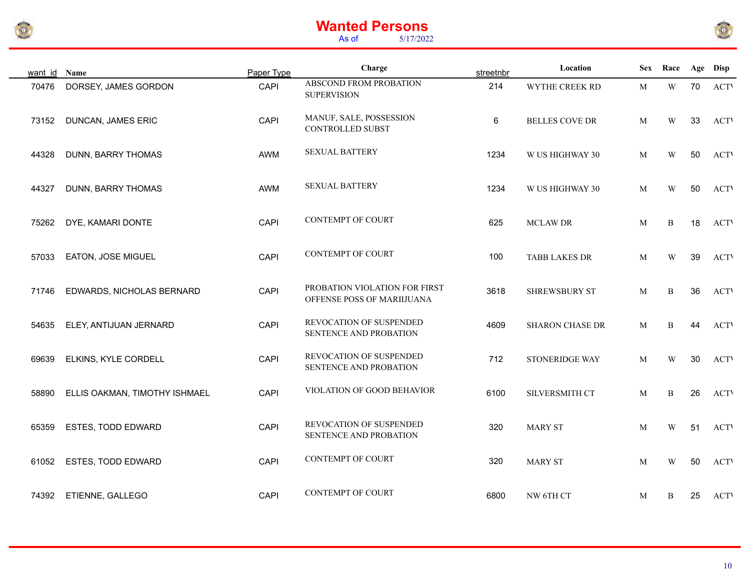# Wanted Persons

As of 5/17/2022

| want_id | Name | Paper Type | Charge | streetnbr | Location | Sex | Race | Age | Disp |
|---|---|---|---|---|---|---|---|---|---|
| 70476 | DORSEY, JAMES GORDON | CAPI | ABSCOND FROM PROBATION SUPERVISION | 214 | WYTHE CREEK RD | M | W | 70 | ACTV |
| 73152 | DUNCAN, JAMES ERIC | CAPI | MANUF, SALE, POSSESSION CONTROLLED SUBST | 6 | BELLES COVE DR | M | W | 33 | ACTV |
| 44328 | DUNN, BARRY THOMAS | AWM | SEXUAL BATTERY | 1234 | W US HIGHWAY 30 | M | W | 50 | ACTV |
| 44327 | DUNN, BARRY THOMAS | AWM | SEXUAL BATTERY | 1234 | W US HIGHWAY 30 | M | W | 50 | ACTV |
| 75262 | DYE, KAMARI DONTE | CAPI | CONTEMPT OF COURT | 625 | MCLAW DR | M | B | 18 | ACTV |
| 57033 | EATON, JOSE MIGUEL | CAPI | CONTEMPT OF COURT | 100 | TABB LAKES DR | M | W | 39 | ACTV |
| 71746 | EDWARDS, NICHOLAS BERNARD | CAPI | PROBATION VIOLATION FOR FIRST OFFENSE POSS OF MARIJUANA | 3618 | SHREWSBURY ST | M | B | 36 | ACTV |
| 54635 | ELEY, ANTIJUAN JERNARD | CAPI | REVOCATION OF SUSPENDED SENTENCE AND PROBATION | 4609 | SHARON CHASE DR | M | B | 44 | ACTV |
| 69639 | ELKINS, KYLE CORDELL | CAPI | REVOCATION OF SUSPENDED SENTENCE AND PROBATION | 712 | STONERIDGE WAY | M | W | 30 | ACTV |
| 58890 | ELLIS OAKMAN, TIMOTHY ISHMAEL | CAPI | VIOLATION OF GOOD BEHAVIOR | 6100 | SILVERSMITH CT | M | B | 26 | ACTV |
| 65359 | ESTES, TODD EDWARD | CAPI | REVOCATION OF SUSPENDED SENTENCE AND PROBATION | 320 | MARY ST | M | W | 51 | ACTV |
| 61052 | ESTES, TODD EDWARD | CAPI | CONTEMPT OF COURT | 320 | MARY ST | M | W | 50 | ACTV |
| 74392 | ETIENNE, GALLEGO | CAPI | CONTEMPT OF COURT | 6800 | NW 6TH CT | M | B | 25 | ACTV |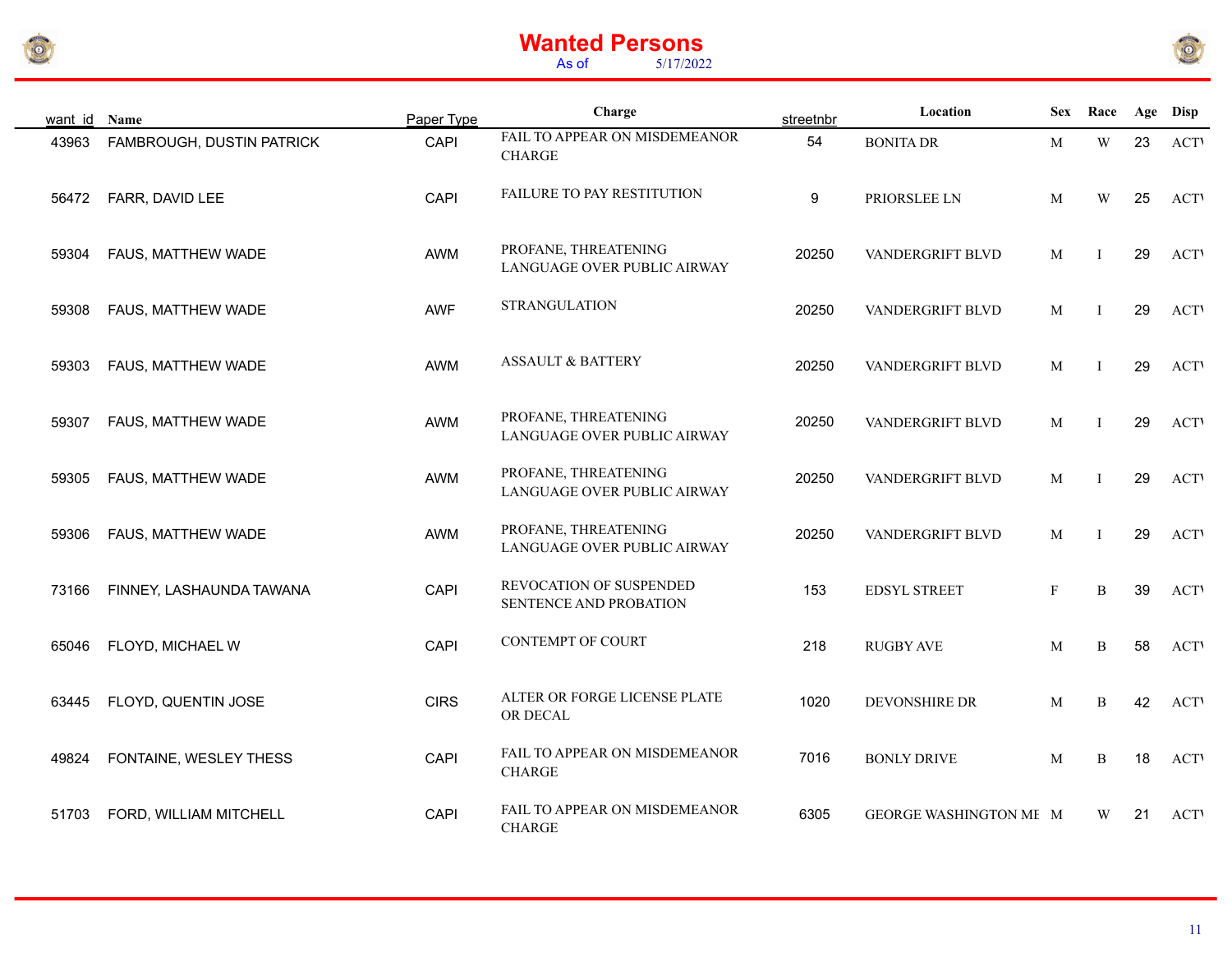# Wanted Persons

As of 5/17/2022

| want_id | Name | Paper Type | Charge | streetnbr | Location | Sex | Race | Age | Disp |
|---|---|---|---|---|---|---|---|---|---|
| 43963 | FAMBROUGH, DUSTIN PATRICK | CAPI | FAIL TO APPEAR ON MISDEMEANOR CHARGE | 54 | BONITA DR | M | W | 23 | ACTI |
| 56472 | FARR, DAVID LEE | CAPI | FAILURE TO PAY RESTITUTION | 9 | PRIORSLEE LN | M | W | 25 | ACTI |
| 59304 | FAUS, MATTHEW WADE | AWM | PROFANE, THREATENING LANGUAGE OVER PUBLIC AIRWAY | 20250 | VANDERGRIFT BLVD | M | I | 29 | ACTI |
| 59308 | FAUS, MATTHEW WADE | AWF | STRANGULATION | 20250 | VANDERGRIFT BLVD | M | I | 29 | ACTI |
| 59303 | FAUS, MATTHEW WADE | AWM | ASSAULT & BATTERY | 20250 | VANDERGRIFT BLVD | M | I | 29 | ACTI |
| 59307 | FAUS, MATTHEW WADE | AWM | PROFANE, THREATENING LANGUAGE OVER PUBLIC AIRWAY | 20250 | VANDERGRIFT BLVD | M | I | 29 | ACTI |
| 59305 | FAUS, MATTHEW WADE | AWM | PROFANE, THREATENING LANGUAGE OVER PUBLIC AIRWAY | 20250 | VANDERGRIFT BLVD | M | I | 29 | ACTI |
| 59306 | FAUS, MATTHEW WADE | AWM | PROFANE, THREATENING LANGUAGE OVER PUBLIC AIRWAY | 20250 | VANDERGRIFT BLVD | M | I | 29 | ACTI |
| 73166 | FINNEY, LASHAUNDA TAWANA | CAPI | REVOCATION OF SUSPENDED SENTENCE AND PROBATION | 153 | EDSYL STREET | F | B | 39 | ACTI |
| 65046 | FLOYD, MICHAEL W | CAPI | CONTEMPT OF COURT | 218 | RUGBY AVE | M | B | 58 | ACTI |
| 63445 | FLOYD, QUENTIN JOSE | CIRS | ALTER OR FORGE LICENSE PLATE OR DECAL | 1020 | DEVONSHIRE DR | M | B | 42 | ACTI |
| 49824 | FONTAINE, WESLEY THESS | CAPI | FAIL TO APPEAR ON MISDEMEANOR CHARGE | 7016 | BONLY DRIVE | M | B | 18 | ACTI |
| 51703 | FORD, WILLIAM MITCHELL | CAPI | FAIL TO APPEAR ON MISDEMEANOR CHARGE | 6305 | GEORGE WASHINGTON ME | M | W | 21 | ACTI |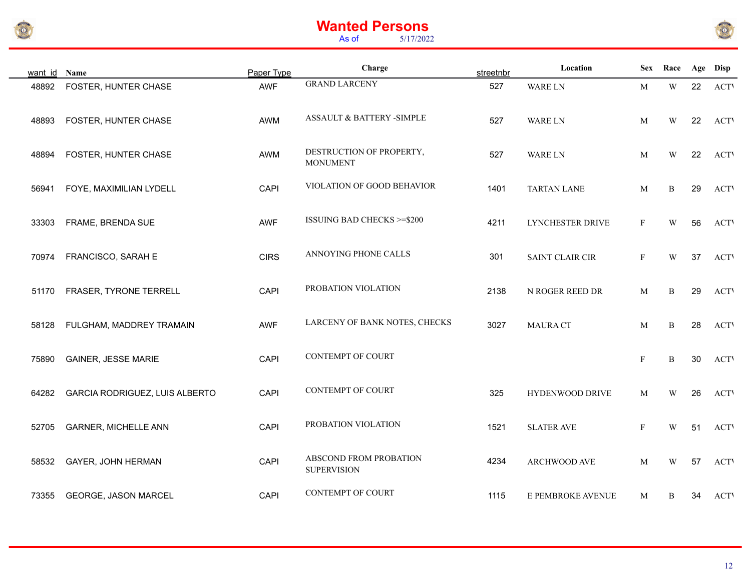# Wanted Persons

As of 5/17/2022

| want_id | Name | Paper Type | Charge | streetnbr | Location | Sex | Race | Age | Disp |
|---|---|---|---|---|---|---|---|---|---|
| 48892 | FOSTER, HUNTER CHASE | AWF | GRAND LARCENY | 527 | WARE LN | M | W | 22 | ACTI |
| 48893 | FOSTER, HUNTER CHASE | AWM | ASSAULT & BATTERY -SIMPLE | 527 | WARE LN | M | W | 22 | ACTI |
| 48894 | FOSTER, HUNTER CHASE | AWM | DESTRUCTION OF PROPERTY, MONUMENT | 527 | WARE LN | M | W | 22 | ACTI |
| 56941 | FOYE, MAXIMILIAN LYDELL | CAPI | VIOLATION OF GOOD BEHAVIOR | 1401 | TARTAN LANE | M | B | 29 | ACTI |
| 33303 | FRAME, BRENDA SUE | AWF | ISSUING BAD CHECKS >=$200 | 4211 | LYNCHESTER DRIVE | F | W | 56 | ACTI |
| 70974 | FRANCISCO, SARAH E | CIRS | ANNOYING PHONE CALLS | 301 | SAINT CLAIR CIR | F | W | 37 | ACTI |
| 51170 | FRASER, TYRONE TERRELL | CAPI | PROBATION VIOLATION | 2138 | N ROGER REED DR | M | B | 29 | ACTI |
| 58128 | FULGHAM, MADDREY TRAMAIN | AWF | LARCENY OF BANK NOTES, CHECKS | 3027 | MAURA CT | M | B | 28 | ACTI |
| 75890 | GAINER, JESSE MARIE | CAPI | CONTEMPT OF COURT | | | F | B | 30 | ACTI |
| 64282 | GARCIA RODRIGUEZ, LUIS ALBERTO | CAPI | CONTEMPT OF COURT | 325 | HYDENWOOD DRIVE | M | W | 26 | ACTI |
| 52705 | GARNER, MICHELLE ANN | CAPI | PROBATION VIOLATION | 1521 | SLATER AVE | F | W | 51 | ACTI |
| 58532 | GAYER, JOHN HERMAN | CAPI | ABSCOND FROM PROBATION SUPERVISION | 4234 | ARCHWOOD AVE | M | W | 57 | ACTI |
| 73355 | GEORGE, JASON MARCEL | CAPI | CONTEMPT OF COURT | 1115 | E PEMBROKE AVENUE | M | B | 34 | ACTI |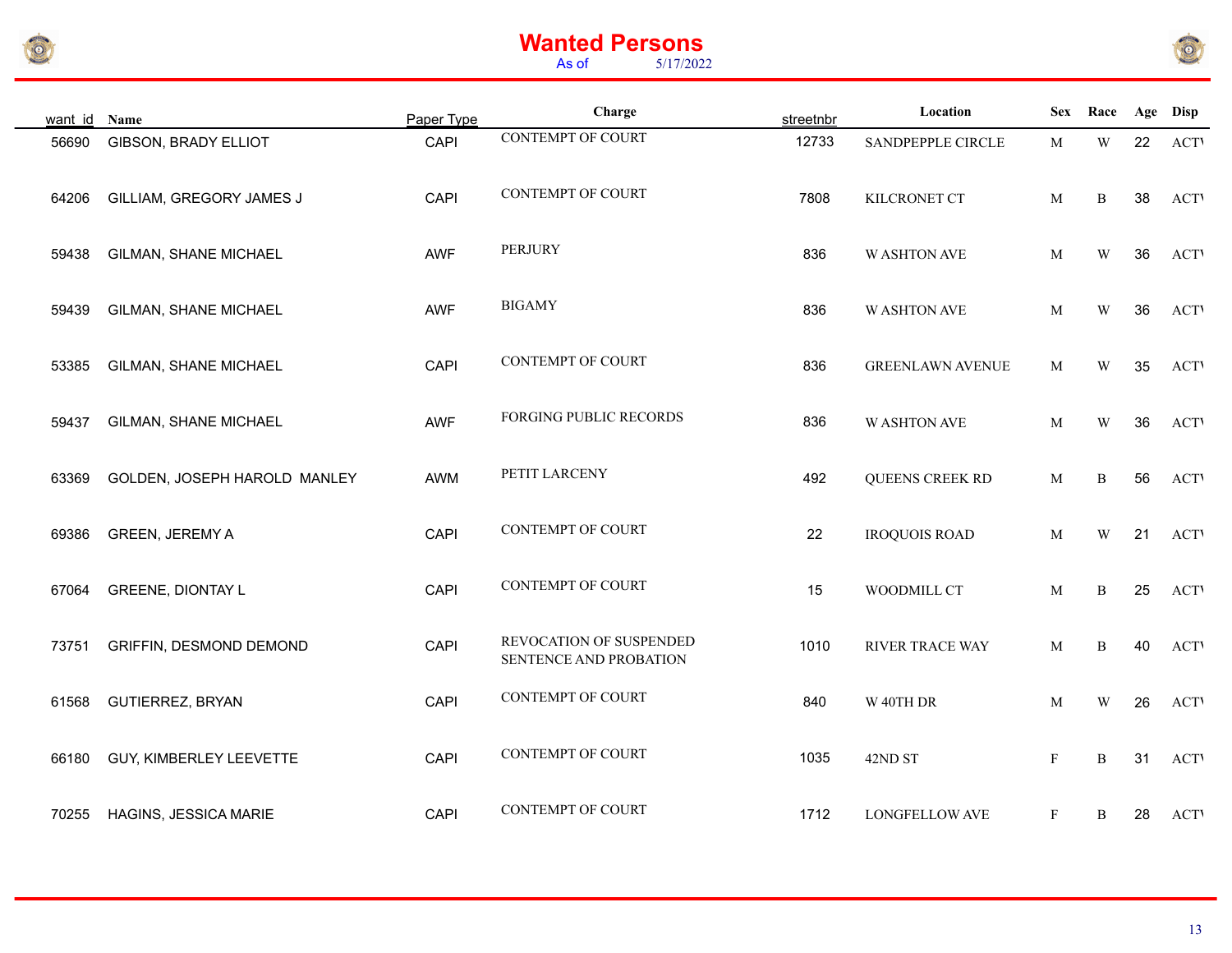# Wanted Persons

As of 5/17/2022

| want_id | Name | Paper Type | Charge | streetnbr | Location | Sex | Race | Age | Disp |
|---|---|---|---|---|---|---|---|---|---|
| 56690 | GIBSON, BRADY ELLIOT | CAPI | CONTEMPT OF COURT | 12733 | SANDPEPPLE CIRCLE | M | W | 22 | ACTI |
| 64206 | GILLIAM, GREGORY JAMES J | CAPI | CONTEMPT OF COURT | 7808 | KILCRONET CT | M | B | 38 | ACTI |
| 59438 | GILMAN, SHANE MICHAEL | AWF | PERJURY | 836 | W ASHTON AVE | M | W | 36 | ACTI |
| 59439 | GILMAN, SHANE MICHAEL | AWF | BIGAMY | 836 | W ASHTON AVE | M | W | 36 | ACTI |
| 53385 | GILMAN, SHANE MICHAEL | CAPI | CONTEMPT OF COURT | 836 | GREENLAWN AVENUE | M | W | 35 | ACTI |
| 59437 | GILMAN, SHANE MICHAEL | AWF | FORGING PUBLIC RECORDS | 836 | W ASHTON AVE | M | W | 36 | ACTI |
| 63369 | GOLDEN, JOSEPH HAROLD MANLEY | AWM | PETIT LARCENY | 492 | QUEENS CREEK RD | M | B | 56 | ACTI |
| 69386 | GREEN, JEREMY A | CAPI | CONTEMPT OF COURT | 22 | IROQUOIS ROAD | M | W | 21 | ACTI |
| 67064 | GREENE, DIONTAY L | CAPI | CONTEMPT OF COURT | 15 | WOODMILL CT | M | B | 25 | ACTI |
| 73751 | GRIFFIN, DESMOND DEMOND | CAPI | REVOCATION OF SUSPENDED SENTENCE AND PROBATION | 1010 | RIVER TRACE WAY | M | B | 40 | ACTI |
| 61568 | GUTIERREZ, BRYAN | CAPI | CONTEMPT OF COURT | 840 | W 40TH DR | M | W | 26 | ACTI |
| 66180 | GUY, KIMBERLEY LEEVETTE | CAPI | CONTEMPT OF COURT | 1035 | 42ND ST | F | B | 31 | ACTI |
| 70255 | HAGINS, JESSICA MARIE | CAPI | CONTEMPT OF COURT | 1712 | LONGFELLOW AVE | F | B | 28 | ACTI |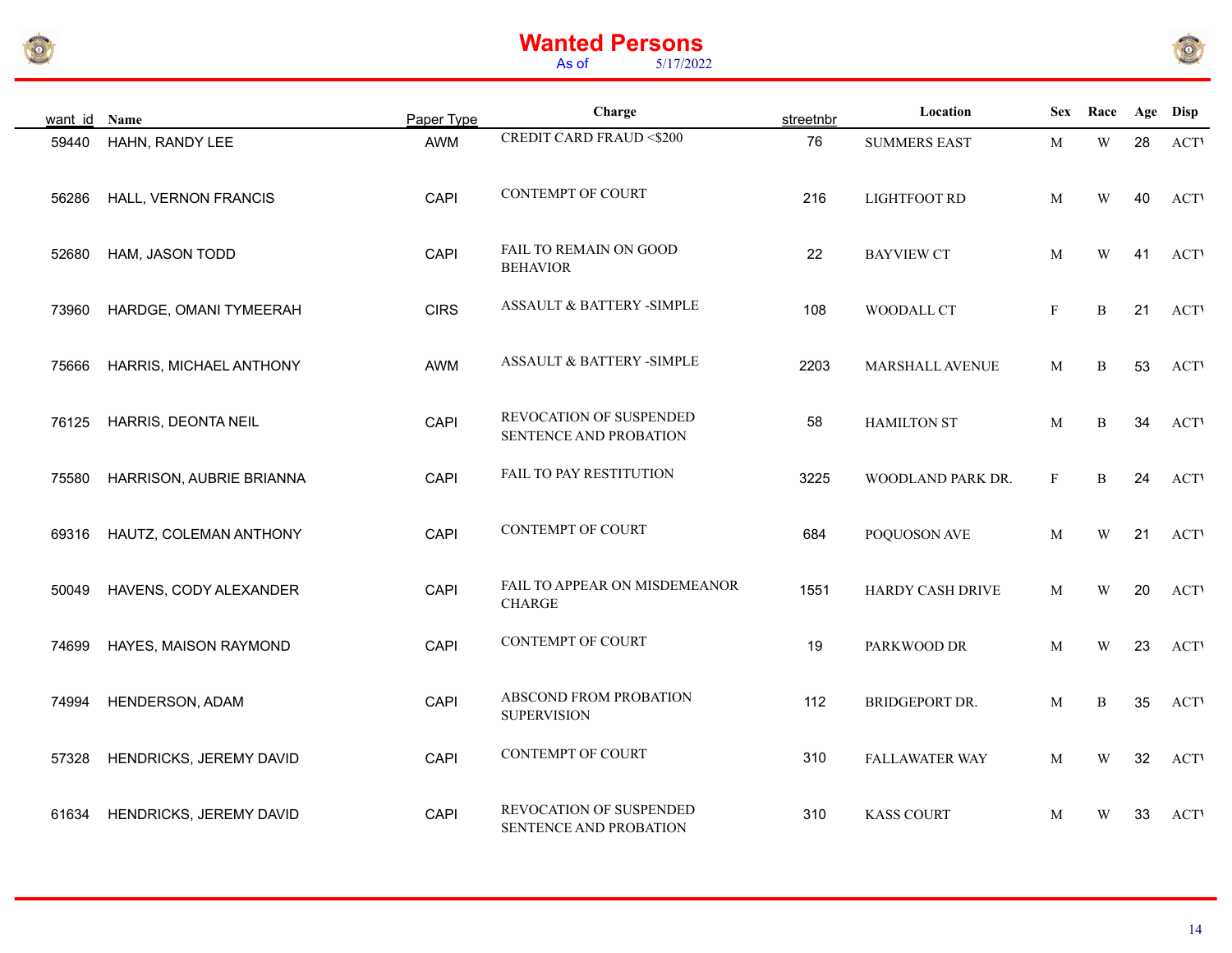# Wanted Persons

As of 5/17/2022

| want_id | Name | Paper Type | Charge | streetnbr | Location | Sex | Race | Age | Disp |
|---|---|---|---|---|---|---|---|---|---|
| 59440 | HAHN, RANDY LEE | AWM | CREDIT CARD FRAUD <$200 | 76 | SUMMERS EAST | M | W | 28 | ACTI |
| 56286 | HALL, VERNON FRANCIS | CAPI | CONTEMPT OF COURT | 216 | LIGHTFOOT RD | M | W | 40 | ACTI |
| 52680 | HAM, JASON TODD | CAPI | FAIL TO REMAIN ON GOOD BEHAVIOR | 22 | BAYVIEW CT | M | W | 41 | ACTI |
| 73960 | HARDGE, OMANI TYMEERAH | CIRS | ASSAULT & BATTERY -SIMPLE | 108 | WOODALL CT | F | B | 21 | ACTI |
| 75666 | HARRIS, MICHAEL ANTHONY | AWM | ASSAULT & BATTERY -SIMPLE | 2203 | MARSHALL AVENUE | M | B | 53 | ACTI |
| 76125 | HARRIS, DEONTA NEIL | CAPI | REVOCATION OF SUSPENDED SENTENCE AND PROBATION | 58 | HAMILTON ST | M | B | 34 | ACTI |
| 75580 | HARRISON, AUBRIE BRIANNA | CAPI | FAIL TO PAY RESTITUTION | 3225 | WOODLAND PARK DR. | F | B | 24 | ACTI |
| 69316 | HAUTZ, COLEMAN ANTHONY | CAPI | CONTEMPT OF COURT | 684 | POQUOSON AVE | M | W | 21 | ACTI |
| 50049 | HAVENS, CODY ALEXANDER | CAPI | FAIL TO APPEAR ON MISDEMEANOR CHARGE | 1551 | HARDY CASH DRIVE | M | W | 20 | ACTI |
| 74699 | HAYES, MAISON RAYMOND | CAPI | CONTEMPT OF COURT | 19 | PARKWOOD DR | M | W | 23 | ACTI |
| 74994 | HENDERSON, ADAM | CAPI | ABSCOND FROM PROBATION SUPERVISION | 112 | BRIDGEPORT DR. | M | B | 35 | ACTI |
| 57328 | HENDRICKS, JEREMY DAVID | CAPI | CONTEMPT OF COURT | 310 | FALLAWATER WAY | M | W | 32 | ACTI |
| 61634 | HENDRICKS, JEREMY DAVID | CAPI | REVOCATION OF SUSPENDED SENTENCE AND PROBATION | 310 | KASS COURT | M | W | 33 | ACTI |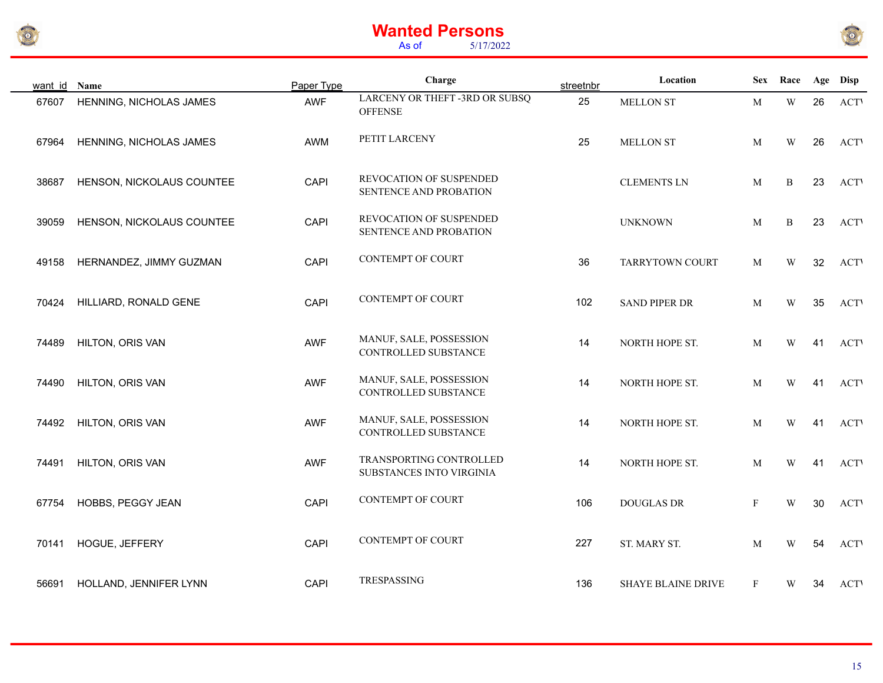# Wanted Persons

As of 5/17/2022

| want_id | Name | Paper Type | Charge | streetnbr | Location | Sex | Race | Age | Disp |
|---|---|---|---|---|---|---|---|---|---|
| 67607 | HENNING, NICHOLAS JAMES | AWF | LARCENY OR THEFT -3RD OR SUBSQ OFFENSE | 25 | MELLON ST | M | W | 26 | ACTI |
| 67964 | HENNING, NICHOLAS JAMES | AWM | PETIT LARCENY | 25 | MELLON ST | M | W | 26 | ACTI |
| 38687 | HENSON, NICKOLAUS COUNTEE | CAPI | REVOCATION OF SUSPENDED SENTENCE AND PROBATION | | CLEMENTS LN | M | B | 23 | ACTI |
| 39059 | HENSON, NICKOLAUS COUNTEE | CAPI | REVOCATION OF SUSPENDED SENTENCE AND PROBATION | | UNKNOWN | M | B | 23 | ACTI |
| 49158 | HERNANDEZ, JIMMY GUZMAN | CAPI | CONTEMPT OF COURT | 36 | TARRYTOWN COURT | M | W | 32 | ACTI |
| 70424 | HILLIARD, RONALD GENE | CAPI | CONTEMPT OF COURT | 102 | SAND PIPER DR | M | W | 35 | ACTI |
| 74489 | HILTON, ORIS VAN | AWF | MANUF, SALE, POSSESSION CONTROLLED SUBSTANCE | 14 | NORTH HOPE ST. | M | W | 41 | ACTI |
| 74490 | HILTON, ORIS VAN | AWF | MANUF, SALE, POSSESSION CONTROLLED SUBSTANCE | 14 | NORTH HOPE ST. | M | W | 41 | ACTI |
| 74492 | HILTON, ORIS VAN | AWF | MANUF, SALE, POSSESSION CONTROLLED SUBSTANCE | 14 | NORTH HOPE ST. | M | W | 41 | ACTI |
| 74491 | HILTON, ORIS VAN | AWF | TRANSPORTING CONTROLLED SUBSTANCES INTO VIRGINIA | 14 | NORTH HOPE ST. | M | W | 41 | ACTI |
| 67754 | HOBBS, PEGGY JEAN | CAPI | CONTEMPT OF COURT | 106 | DOUGLAS DR | F | W | 30 | ACTI |
| 70141 | HOGUE, JEFFERY | CAPI | CONTEMPT OF COURT | 227 | ST. MARY ST. | M | W | 54 | ACTI |
| 56691 | HOLLAND, JENNIFER LYNN | CAPI | TRESPASSING | 136 | SHAYE BLAINE DRIVE | F | W | 34 | ACTI |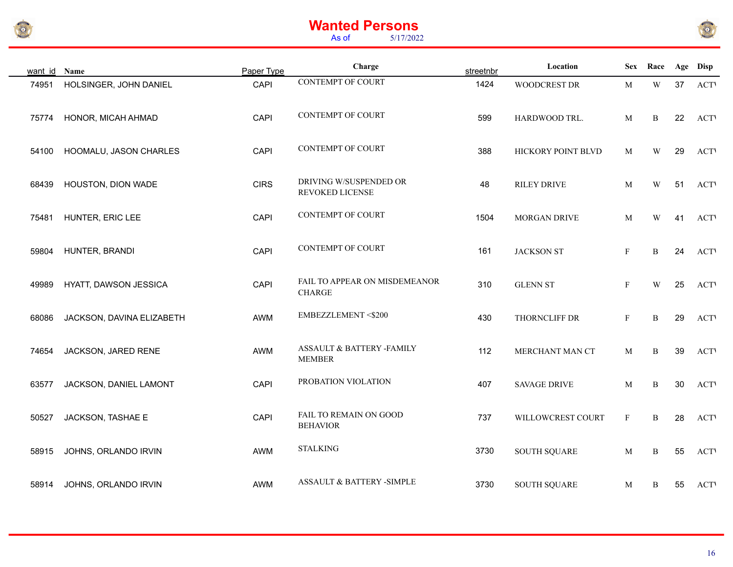# Wanted Persons

As of 5/17/2022

| want_id | Name | Paper Type | Charge | streetnbr | Location | Sex | Race | Age | Disp |
|---|---|---|---|---|---|---|---|---|---|
| 74951 | HOLSINGER, JOHN DANIEL | CAPI | CONTEMPT OF COURT | 1424 | WOODCREST DR | M | W | 37 | ACTV |
| 75774 | HONOR, MICAH AHMAD | CAPI | CONTEMPT OF COURT | 599 | HARDWOOD TRL. | M | B | 22 | ACTV |
| 54100 | HOOMALU, JASON CHARLES | CAPI | CONTEMPT OF COURT | 388 | HICKORY POINT BLVD | M | W | 29 | ACTV |
| 68439 | HOUSTON, DION WADE | CIRS | DRIVING W/SUSPENDED OR REVOKED LICENSE | 48 | RILEY DRIVE | M | W | 51 | ACTV |
| 75481 | HUNTER, ERIC LEE | CAPI | CONTEMPT OF COURT | 1504 | MORGAN DRIVE | M | W | 41 | ACTV |
| 59804 | HUNTER, BRANDI | CAPI | CONTEMPT OF COURT | 161 | JACKSON ST | F | B | 24 | ACTV |
| 49989 | HYATT, DAWSON JESSICA | CAPI | FAIL TO APPEAR ON MISDEMEANOR CHARGE | 310 | GLENN ST | F | W | 25 | ACTV |
| 68086 | JACKSON, DAVINA ELIZABETH | AWM | EMBEZZLEMENT <$200 | 430 | THORNCLIFF DR | F | B | 29 | ACTV |
| 74654 | JACKSON, JARED RENE | AWM | ASSAULT & BATTERY -FAMILY MEMBER | 112 | MERCHANT MAN CT | M | B | 39 | ACTV |
| 63577 | JACKSON, DANIEL LAMONT | CAPI | PROBATION VIOLATION | 407 | SAVAGE DRIVE | M | B | 30 | ACTV |
| 50527 | JACKSON, TASHAE E | CAPI | FAIL TO REMAIN ON GOOD BEHAVIOR | 737 | WILLOWCREST COURT | F | B | 28 | ACTV |
| 58915 | JOHNS, ORLANDO IRVIN | AWM | STALKING | 3730 | SOUTH SQUARE | M | B | 55 | ACTV |
| 58914 | JOHNS, ORLANDO IRVIN | AWM | ASSAULT & BATTERY -SIMPLE | 3730 | SOUTH SQUARE | M | B | 55 | ACTV |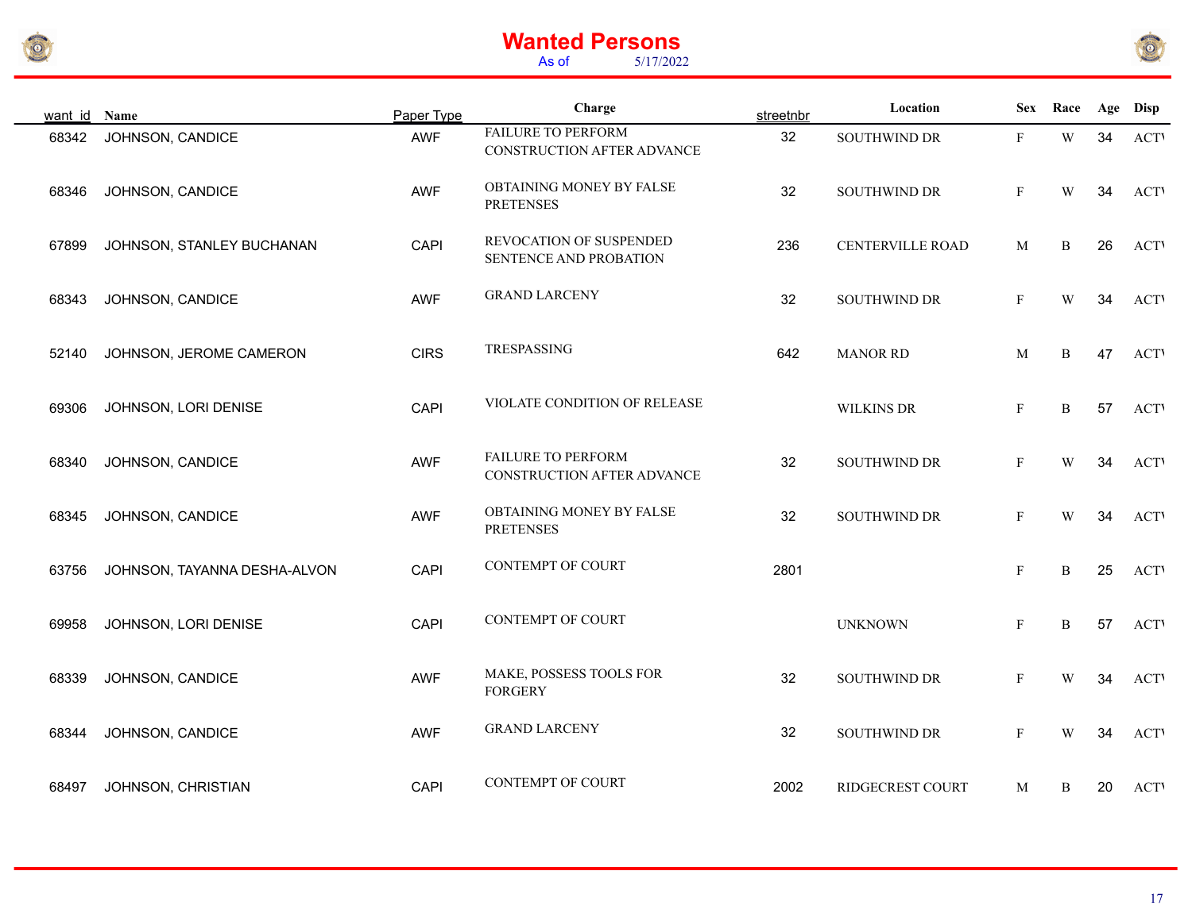# Wanted Persons

As of 5/17/2022

| want_id | Name | Paper Type | Charge | streetnbr | Location | Sex | Race | Age | Disp |
|---|---|---|---|---|---|---|---|---|---|
| 68342 | JOHNSON, CANDICE | AWF | FAILURE TO PERFORM CONSTRUCTION AFTER ADVANCE | 32 | SOUTHWIND DR | F | W | 34 | ACTI |
| 68346 | JOHNSON, CANDICE | AWF | OBTAINING MONEY BY FALSE PRETENSES | 32 | SOUTHWIND DR | F | W | 34 | ACTI |
| 67899 | JOHNSON, STANLEY BUCHANAN | CAPI | REVOCATION OF SUSPENDED SENTENCE AND PROBATION | 236 | CENTERVILLE ROAD | M | B | 26 | ACTI |
| 68343 | JOHNSON, CANDICE | AWF | GRAND LARCENY | 32 | SOUTHWIND DR | F | W | 34 | ACTI |
| 52140 | JOHNSON, JEROME CAMERON | CIRS | TRESPASSING | 642 | MANOR RD | M | B | 47 | ACTI |
| 69306 | JOHNSON, LORI DENISE | CAPI | VIOLATE CONDITION OF RELEASE | | WILKINS DR | F | B | 57 | ACTI |
| 68340 | JOHNSON, CANDICE | AWF | FAILURE TO PERFORM CONSTRUCTION AFTER ADVANCE | 32 | SOUTHWIND DR | F | W | 34 | ACTI |
| 68345 | JOHNSON, CANDICE | AWF | OBTAINING MONEY BY FALSE PRETENSES | 32 | SOUTHWIND DR | F | W | 34 | ACTI |
| 63756 | JOHNSON, TAYANNA DESHA-ALVON | CAPI | CONTEMPT OF COURT | 2801 | | F | B | 25 | ACTI |
| 69958 | JOHNSON, LORI DENISE | CAPI | CONTEMPT OF COURT | | UNKNOWN | F | B | 57 | ACTI |
| 68339 | JOHNSON, CANDICE | AWF | MAKE, POSSESS TOOLS FOR FORGERY | 32 | SOUTHWIND DR | F | W | 34 | ACTI |
| 68344 | JOHNSON, CANDICE | AWF | GRAND LARCENY | 32 | SOUTHWIND DR | F | W | 34 | ACTI |
| 68497 | JOHNSON, CHRISTIAN | CAPI | CONTEMPT OF COURT | 2002 | RIDGECREST COURT | M | B | 20 | ACTI |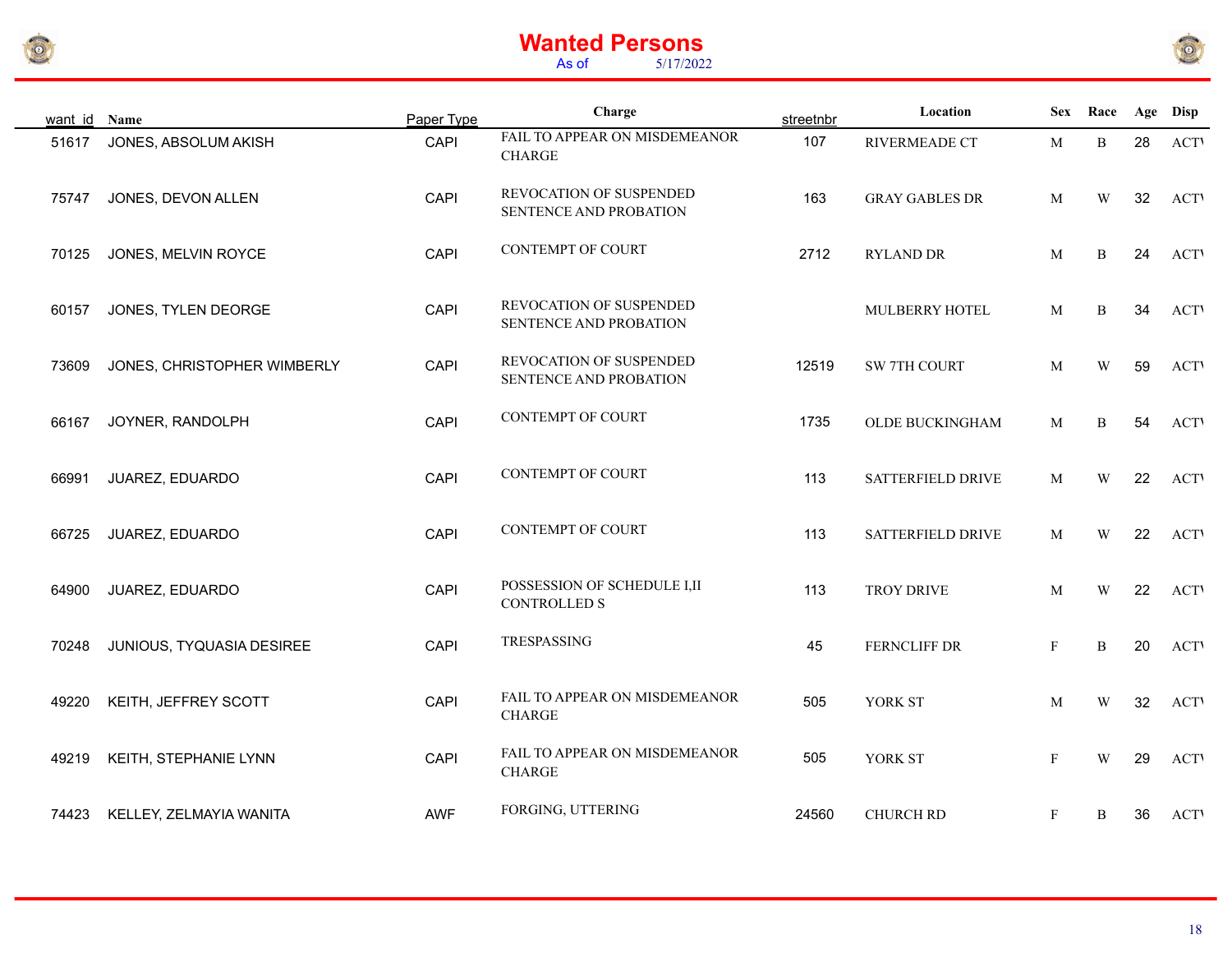# Wanted Persons

As of 5/17/2022

| want_id | Name | Paper Type | Charge | streetnbr | Location | Sex | Race | Age | Disp |
|---|---|---|---|---|---|---|---|---|---|
| 51617 | JONES, ABSOLUM AKISH | CAPI | FAIL TO APPEAR ON MISDEMEANOR CHARGE | 107 | RIVERMEADE CT | M | B | 28 | ACTI |
| 75747 | JONES, DEVON ALLEN | CAPI | REVOCATION OF SUSPENDED SENTENCE AND PROBATION | 163 | GRAY GABLES DR | M | W | 32 | ACTI |
| 70125 | JONES, MELVIN ROYCE | CAPI | CONTEMPT OF COURT | 2712 | RYLAND DR | M | B | 24 | ACTI |
| 60157 | JONES, TYLEN DEORGE | CAPI | REVOCATION OF SUSPENDED SENTENCE AND PROBATION | | MULBERRY HOTEL | M | B | 34 | ACTI |
| 73609 | JONES, CHRISTOPHER WIMBERLY | CAPI | REVOCATION OF SUSPENDED SENTENCE AND PROBATION | 12519 | SW 7TH COURT | M | W | 59 | ACTI |
| 66167 | JOYNER, RANDOLPH | CAPI | CONTEMPT OF COURT | 1735 | OLDE BUCKINGHAM | M | B | 54 | ACTI |
| 66991 | JUAREZ, EDUARDO | CAPI | CONTEMPT OF COURT | 113 | SATTERFIELD DRIVE | M | W | 22 | ACTI |
| 66725 | JUAREZ, EDUARDO | CAPI | CONTEMPT OF COURT | 113 | SATTERFIELD DRIVE | M | W | 22 | ACTI |
| 64900 | JUAREZ, EDUARDO | CAPI | POSSESSION OF SCHEDULE I,II CONTROLLED S | 113 | TROY DRIVE | M | W | 22 | ACTI |
| 70248 | JUNIOUS, TYQUASIA DESIREE | CAPI | TRESPASSING | 45 | FERNCLIFF DR | F | B | 20 | ACTI |
| 49220 | KEITH, JEFFREY SCOTT | CAPI | FAIL TO APPEAR ON MISDEMEANOR CHARGE | 505 | YORK ST | M | W | 32 | ACTI |
| 49219 | KEITH, STEPHANIE LYNN | CAPI | FAIL TO APPEAR ON MISDEMEANOR CHARGE | 505 | YORK ST | F | W | 29 | ACTI |
| 74423 | KELLEY, ZELMAYIA WANITA | AWF | FORGING, UTTERING | 24560 | CHURCH RD | F | B | 36 | ACTI |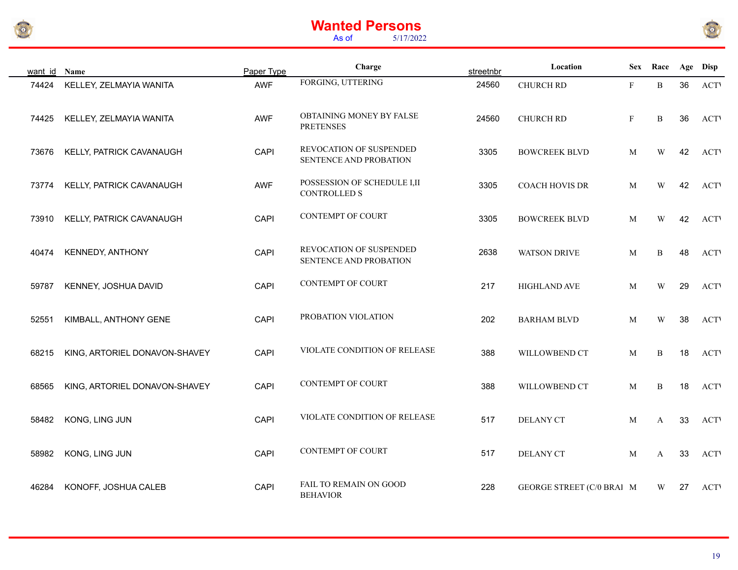# Wanted Persons

As of 5/17/2022

| want_id | Name | Paper Type | Charge | streetnbr | Location | Sex | Race | Age | Disp |
|---|---|---|---|---|---|---|---|---|---|
| 74424 | KELLEY, ZELMAYIA WANITA | AWF | FORGING, UTTERING | 24560 | CHURCH RD | F | B | 36 | ACTI |
| 74425 | KELLEY, ZELMAYIA WANITA | AWF | OBTAINING MONEY BY FALSE PRETENSES | 24560 | CHURCH RD | F | B | 36 | ACTI |
| 73676 | KELLY, PATRICK CAVANAUGH | CAPI | REVOCATION OF SUSPENDED SENTENCE AND PROBATION | 3305 | BOWCREEK BLVD | M | W | 42 | ACTI |
| 73774 | KELLY, PATRICK CAVANAUGH | AWF | POSSESSION OF SCHEDULE I,II CONTROLLED S | 3305 | COACH HOVIS DR | M | W | 42 | ACTI |
| 73910 | KELLY, PATRICK CAVANAUGH | CAPI | CONTEMPT OF COURT | 3305 | BOWCREEK BLVD | M | W | 42 | ACTI |
| 40474 | KENNEDY, ANTHONY | CAPI | REVOCATION OF SUSPENDED SENTENCE AND PROBATION | 2638 | WATSON DRIVE | M | B | 48 | ACTI |
| 59787 | KENNEY, JOSHUA DAVID | CAPI | CONTEMPT OF COURT | 217 | HIGHLAND AVE | M | W | 29 | ACTI |
| 52551 | KIMBALL, ANTHONY GENE | CAPI | PROBATION VIOLATION | 202 | BARHAM BLVD | M | W | 38 | ACTI |
| 68215 | KING, ARTORIEL DONAVON-SHAVEY | CAPI | VIOLATE CONDITION OF RELEASE | 388 | WILLOWBEND CT | M | B | 18 | ACTI |
| 68565 | KING, ARTORIEL DONAVON-SHAVEY | CAPI | CONTEMPT OF COURT | 388 | WILLOWBEND CT | M | B | 18 | ACTI |
| 58482 | KONG, LING JUN | CAPI | VIOLATE CONDITION OF RELEASE | 517 | DELANY CT | M | A | 33 | ACTI |
| 58982 | KONG, LING JUN | CAPI | CONTEMPT OF COURT | 517 | DELANY CT | M | A | 33 | ACTI |
| 46284 | KONOFF, JOSHUA CALEB | CAPI | FAIL TO REMAIN ON GOOD BEHAVIOR | 228 | GEORGE STREET (C/0 BRAI | M | W | 27 | ACTI |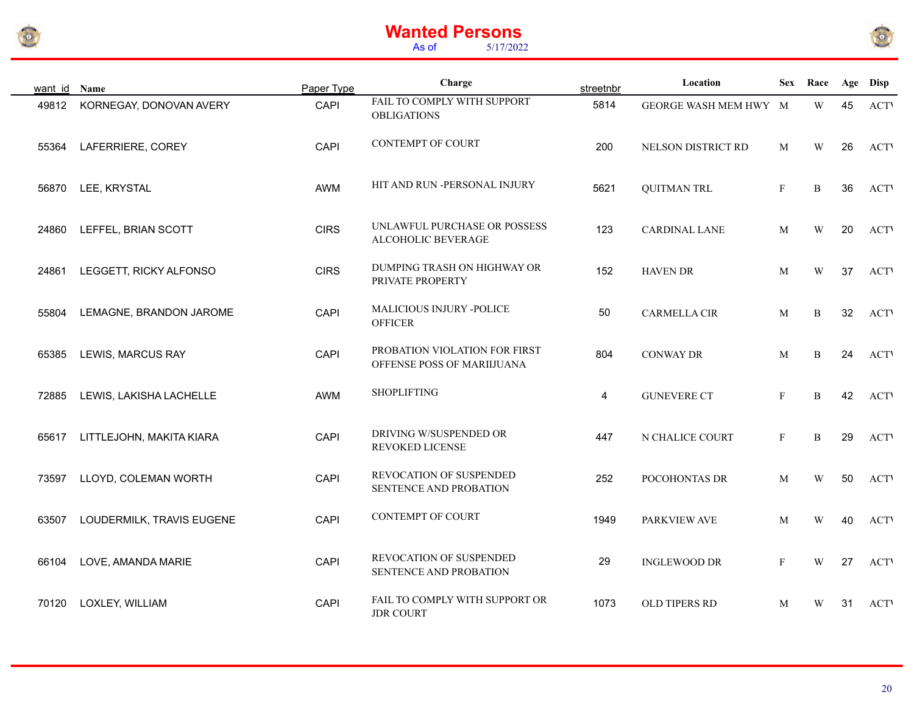# Wanted Persons

As of 5/17/2022

| want_id | Name | Paper Type | Charge | streetnbr | Location | Sex | Race | Age | Disp |
|---|---|---|---|---|---|---|---|---|---|
| 49812 | KORNEGAY, DONOVAN AVERY | CAPI | FAIL TO COMPLY WITH SUPPORT OBLIGATIONS | 5814 | GEORGE WASH MEM HWY | M | W | 45 | ACTI |
| 55364 | LAFERRIERE, COREY | CAPI | CONTEMPT OF COURT | 200 | NELSON DISTRICT RD | M | W | 26 | ACTI |
| 56870 | LEE, KRYSTAL | AWM | HIT AND RUN -PERSONAL INJURY | 5621 | QUITMAN TRL | F | B | 36 | ACTI |
| 24860 | LEFFEL, BRIAN SCOTT | CIRS | UNLAWFUL PURCHASE OR POSSESS ALCOHOLIC BEVERAGE | 123 | CARDINAL LANE | M | W | 20 | ACTI |
| 24861 | LEGGETT, RICKY ALFONSO | CIRS | DUMPING TRASH ON HIGHWAY OR PRIVATE PROPERTY | 152 | HAVEN DR | M | W | 37 | ACTI |
| 55804 | LEMAGNE, BRANDON JAROME | CAPI | MALICIOUS INJURY -POLICE OFFICER | 50 | CARMELLA CIR | M | B | 32 | ACTI |
| 65385 | LEWIS, MARCUS RAY | CAPI | PROBATION VIOLATION FOR FIRST OFFENSE POSS OF MARIIJUANA | 804 | CONWAY DR | M | B | 24 | ACTI |
| 72885 | LEWIS, LAKISHA LACHELLE | AWM | SHOPLIFTING | 4 | GUNEVERE CT | F | B | 42 | ACTI |
| 65617 | LITTLEJOHN, MAKITA KIARA | CAPI | DRIVING W/SUSPENDED OR REVOKED LICENSE | 447 | N CHALICE COURT | F | B | 29 | ACTI |
| 73597 | LLOYD, COLEMAN WORTH | CAPI | REVOCATION OF SUSPENDED SENTENCE AND PROBATION | 252 | POCOHONTAS DR | M | W | 50 | ACTI |
| 63507 | LOUDERMILK, TRAVIS EUGENE | CAPI | CONTEMPT OF COURT | 1949 | PARKVIEW AVE | M | W | 40 | ACTI |
| 66104 | LOVE, AMANDA MARIE | CAPI | REVOCATION OF SUSPENDED SENTENCE AND PROBATION | 29 | INGLEWOOD DR | F | W | 27 | ACTI |
| 70120 | LOXLEY, WILLIAM | CAPI | FAIL TO COMPLY WITH SUPPORT OR JDR COURT | 1073 | OLD TIPERS RD | M | W | 31 | ACTI |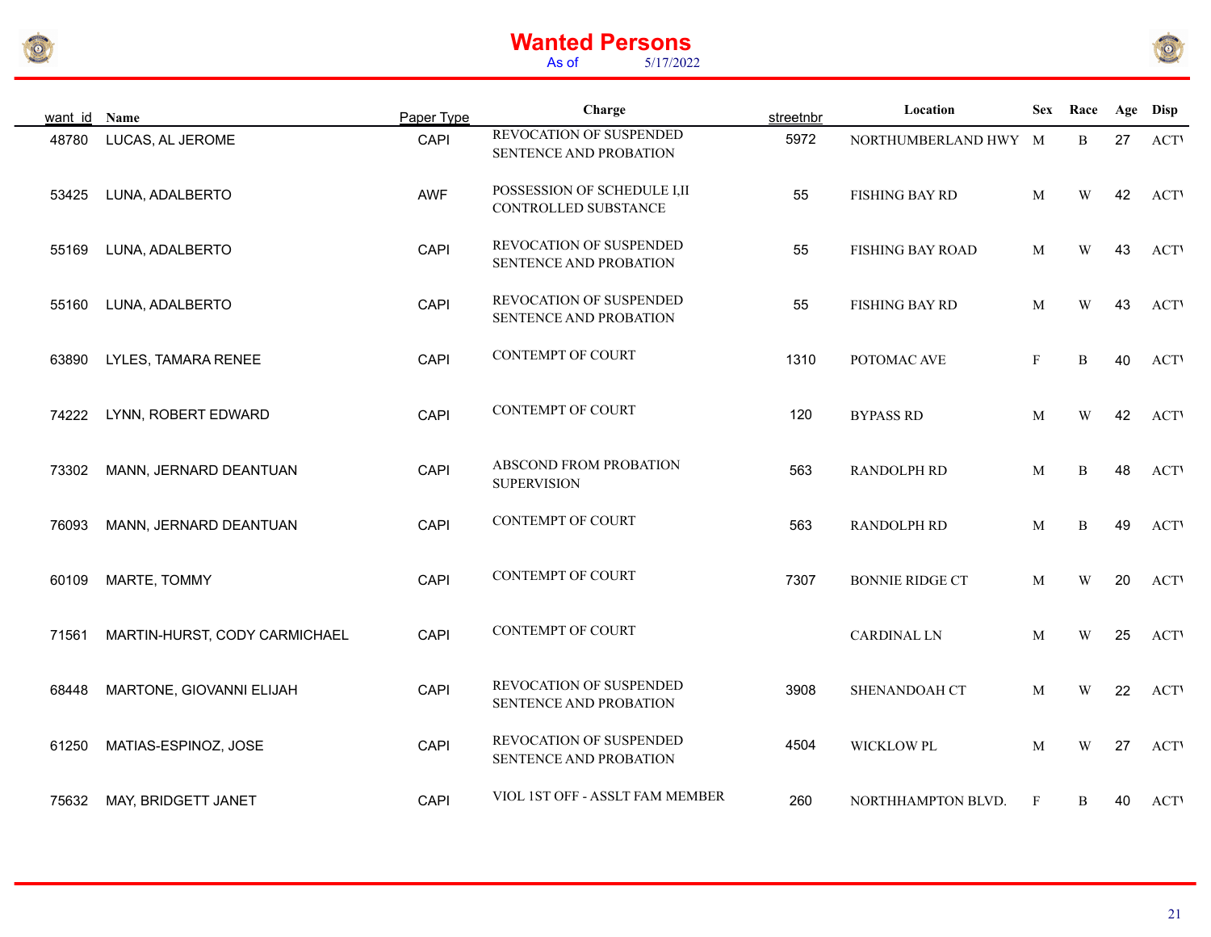# Wanted Persons

As of 5/17/2022

| want_id | Name | Paper Type | Charge | streetnbr | Location | Sex | Race | Age | Disp |
|---|---|---|---|---|---|---|---|---|---|
| 48780 | LUCAS, AL JEROME | CAPI | REVOCATION OF SUSPENDED SENTENCE AND PROBATION | 5972 | NORTHUMBERLAND HWY | M | B | 27 | ACTI |
| 53425 | LUNA, ADALBERTO | AWF | POSSESSION OF SCHEDULE I,II CONTROLLED SUBSTANCE | 55 | FISHING BAY RD | M | W | 42 | ACTI |
| 55169 | LUNA, ADALBERTO | CAPI | REVOCATION OF SUSPENDED SENTENCE AND PROBATION | 55 | FISHING BAY ROAD | M | W | 43 | ACTI |
| 55160 | LUNA, ADALBERTO | CAPI | REVOCATION OF SUSPENDED SENTENCE AND PROBATION | 55 | FISHING BAY RD | M | W | 43 | ACTI |
| 63890 | LYLES, TAMARA RENEE | CAPI | CONTEMPT OF COURT | 1310 | POTOMAC AVE | F | B | 40 | ACTI |
| 74222 | LYNN, ROBERT EDWARD | CAPI | CONTEMPT OF COURT | 120 | BYPASS RD | M | W | 42 | ACTI |
| 73302 | MANN, JERNARD DEANTUAN | CAPI | ABSCOND FROM PROBATION SUPERVISION | 563 | RANDOLPH RD | M | B | 48 | ACTI |
| 76093 | MANN, JERNARD DEANTUAN | CAPI | CONTEMPT OF COURT | 563 | RANDOLPH RD | M | B | 49 | ACTI |
| 60109 | MARTE, TOMMY | CAPI | CONTEMPT OF COURT | 7307 | BONNIE RIDGE CT | M | W | 20 | ACTI |
| 71561 | MARTIN-HURST, CODY CARMICHAEL | CAPI | CONTEMPT OF COURT | | CARDINAL LN | M | W | 25 | ACTI |
| 68448 | MARTONE, GIOVANNI ELIJAH | CAPI | REVOCATION OF SUSPENDED SENTENCE AND PROBATION | 3908 | SHENANDOAH CT | M | W | 22 | ACTI |
| 61250 | MATIAS-ESPINOZ, JOSE | CAPI | REVOCATION OF SUSPENDED SENTENCE AND PROBATION | 4504 | WICKLOW PL | M | W | 27 | ACTI |
| 75632 | MAY, BRIDGETT JANET | CAPI | VIOL 1ST OFF - ASSLT FAM MEMBER | 260 | NORTHHAMPTON BLVD. | F | B | 40 | ACTI |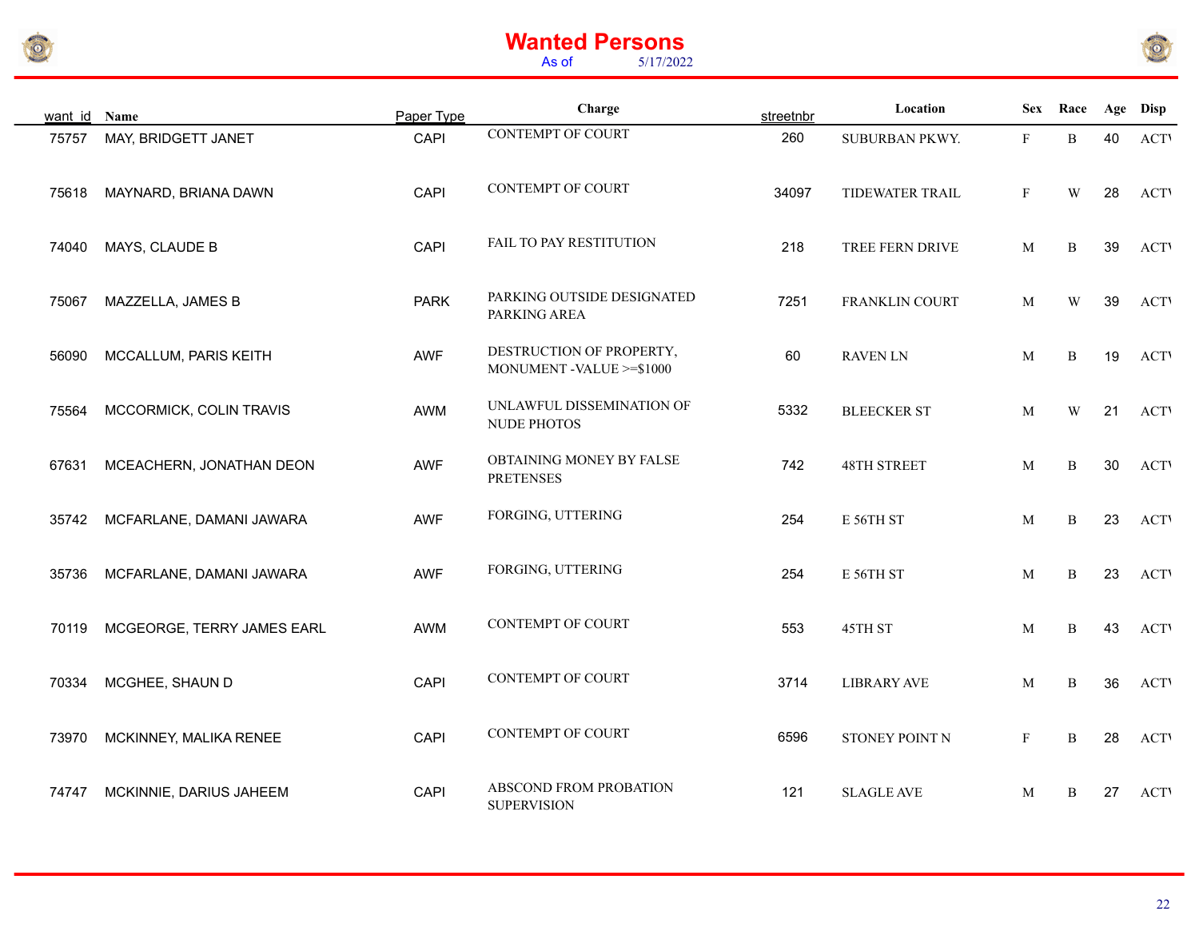# Wanted Persons

As of 5/17/2022

| want_id | Name | Paper Type | Charge | streetnbr | Location | Sex | Race | Age | Disp |
|---|---|---|---|---|---|---|---|---|---|
| 75757 | MAY, BRIDGETT JANET | CAPI | CONTEMPT OF COURT | 260 | SUBURBAN PKWY. | F | B | 40 | ACT\ |
| 75618 | MAYNARD, BRIANA DAWN | CAPI | CONTEMPT OF COURT | 34097 | TIDEWATER TRAIL | F | W | 28 | ACT\ |
| 74040 | MAYS, CLAUDE B | CAPI | FAIL TO PAY RESTITUTION | 218 | TREE FERN DRIVE | M | B | 39 | ACT\ |
| 75067 | MAZZELLA, JAMES B | PARK | PARKING OUTSIDE DESIGNATED PARKING AREA | 7251 | FRANKLIN COURT | M | W | 39 | ACT\ |
| 56090 | MCCALLUM, PARIS KEITH | AWF | DESTRUCTION OF PROPERTY, MONUMENT -VALUE >=$1000 | 60 | RAVEN LN | M | B | 19 | ACT\ |
| 75564 | MCCORMICK, COLIN TRAVIS | AWM | UNLAWFUL DISSEMINATION OF NUDE PHOTOS | 5332 | BLEECKER ST | M | W | 21 | ACT\ |
| 67631 | MCEACHERN, JONATHAN DEON | AWF | OBTAINING MONEY BY FALSE PRETENSES | 742 | 48TH STREET | M | B | 30 | ACT\ |
| 35742 | MCFARLANE, DAMANI JAWARA | AWF | FORGING, UTTERING | 254 | E 56TH ST | M | B | 23 | ACT\ |
| 35736 | MCFARLANE, DAMANI JAWARA | AWF | FORGING, UTTERING | 254 | E 56TH ST | M | B | 23 | ACT\ |
| 70119 | MCGEORGE, TERRY JAMES EARL | AWM | CONTEMPT OF COURT | 553 | 45TH ST | M | B | 43 | ACT\ |
| 70334 | MCGHEE, SHAUN D | CAPI | CONTEMPT OF COURT | 3714 | LIBRARY AVE | M | B | 36 | ACT\ |
| 73970 | MCKINNEY, MALIKA RENEE | CAPI | CONTEMPT OF COURT | 6596 | STONEY POINT N | F | B | 28 | ACT\ |
| 74747 | MCKINNIE, DARIUS JAHEEM | CAPI | ABSCOND FROM PROBATION SUPERVISION | 121 | SLAGLE AVE | M | B | 27 | ACT\ |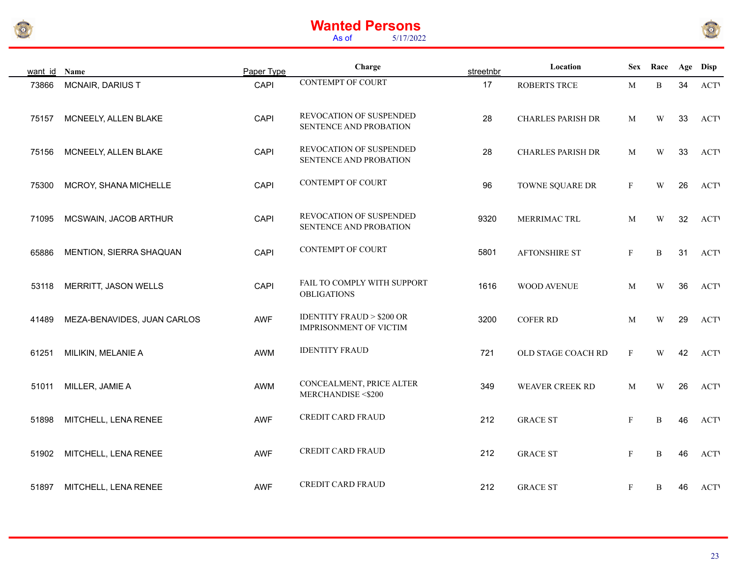# Wanted Persons

As of 5/17/2022

| want_id | Name | Paper Type | Charge | streetnbr | Location | Sex | Race | Age | Disp |
|---|---|---|---|---|---|---|---|---|---|
| 73866 | MCNAIR, DARIUS T | CAPI | CONTEMPT OF COURT | 17 | ROBERTS TRCE | M | B | 34 | ACT\ |
| 75157 | MCNEELY, ALLEN BLAKE | CAPI | REVOCATION OF SUSPENDED SENTENCE AND PROBATION | 28 | CHARLES PARISH DR | M | W | 33 | ACT\ |
| 75156 | MCNEELY, ALLEN BLAKE | CAPI | REVOCATION OF SUSPENDED SENTENCE AND PROBATION | 28 | CHARLES PARISH DR | M | W | 33 | ACT\ |
| 75300 | MCROY, SHANA MICHELLE | CAPI | CONTEMPT OF COURT | 96 | TOWNE SQUARE DR | F | W | 26 | ACT\ |
| 71095 | MCSWAIN, JACOB ARTHUR | CAPI | REVOCATION OF SUSPENDED SENTENCE AND PROBATION | 9320 | MERRIMAC TRL | M | W | 32 | ACT\ |
| 65886 | MENTION, SIERRA SHAQUAN | CAPI | CONTEMPT OF COURT | 5801 | AFTONSHIRE ST | F | B | 31 | ACT\ |
| 53118 | MERRITT, JASON WELLS | CAPI | FAIL TO COMPLY WITH SUPPORT OBLIGATIONS | 1616 | WOOD AVENUE | M | W | 36 | ACT\ |
| 41489 | MEZA-BENAVIDES, JUAN CARLOS | AWF | IDENTITY FRAUD > $200 OR IMPRISONMENT OF VICTIM | 3200 | COFER RD | M | W | 29 | ACT\ |
| 61251 | MILIKIN, MELANIE A | AWM | IDENTITY FRAUD | 721 | OLD STAGE COACH RD | F | W | 42 | ACT\ |
| 51011 | MILLER, JAMIE A | AWM | CONCEALMENT, PRICE ALTER MERCHANDISE <$200 | 349 | WEAVER CREEK RD | M | W | 26 | ACT\ |
| 51898 | MITCHELL, LENA RENEE | AWF | CREDIT CARD FRAUD | 212 | GRACE ST | F | B | 46 | ACT\ |
| 51902 | MITCHELL, LENA RENEE | AWF | CREDIT CARD FRAUD | 212 | GRACE ST | F | B | 46 | ACT\ |
| 51897 | MITCHELL, LENA RENEE | AWF | CREDIT CARD FRAUD | 212 | GRACE ST | F | B | 46 | ACT\ |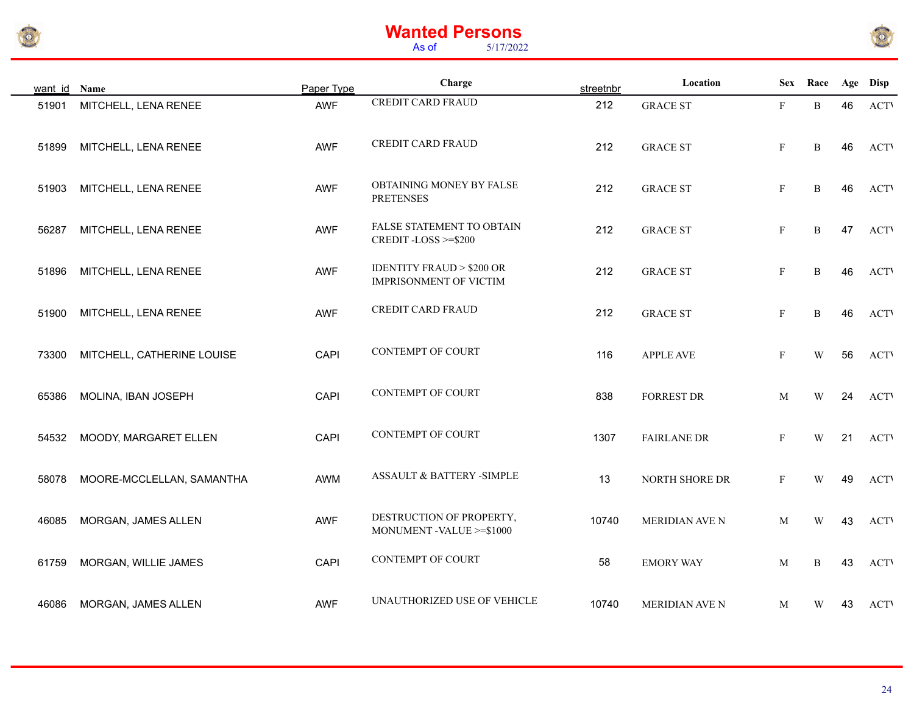# Wanted Persons

As of 5/17/2022

| want_id | Name | Paper Type | Charge | streetnbr | Location | Sex | Race | Age | Disp |
|---|---|---|---|---|---|---|---|---|---|
| 51901 | MITCHELL, LENA RENEE | AWF | CREDIT CARD FRAUD | 212 | GRACE ST | F | B | 46 | ACTI |
| 51899 | MITCHELL, LENA RENEE | AWF | CREDIT CARD FRAUD | 212 | GRACE ST | F | B | 46 | ACTI |
| 51903 | MITCHELL, LENA RENEE | AWF | OBTAINING MONEY BY FALSE PRETENSES | 212 | GRACE ST | F | B | 46 | ACTI |
| 56287 | MITCHELL, LENA RENEE | AWF | FALSE STATEMENT TO OBTAIN CREDIT -LOSS >=$200 | 212 | GRACE ST | F | B | 47 | ACTI |
| 51896 | MITCHELL, LENA RENEE | AWF | IDENTITY FRAUD > $200 OR IMPRISONMENT OF VICTIM | 212 | GRACE ST | F | B | 46 | ACTI |
| 51900 | MITCHELL, LENA RENEE | AWF | CREDIT CARD FRAUD | 212 | GRACE ST | F | B | 46 | ACTI |
| 73300 | MITCHELL, CATHERINE LOUISE | CAPI | CONTEMPT OF COURT | 116 | APPLE AVE | F | W | 56 | ACTI |
| 65386 | MOLINA, IBAN JOSEPH | CAPI | CONTEMPT OF COURT | 838 | FORREST DR | M | W | 24 | ACTI |
| 54532 | MOODY, MARGARET ELLEN | CAPI | CONTEMPT OF COURT | 1307 | FAIRLANE DR | F | W | 21 | ACTI |
| 58078 | MOORE-MCCLELLAN, SAMANTHA | AWM | ASSAULT & BATTERY -SIMPLE | 13 | NORTH SHORE DR | F | W | 49 | ACTI |
| 46085 | MORGAN, JAMES ALLEN | AWF | DESTRUCTION OF PROPERTY, MONUMENT -VALUE >=$1000 | 10740 | MERIDIAN AVE N | M | W | 43 | ACTI |
| 61759 | MORGAN, WILLIE JAMES | CAPI | CONTEMPT OF COURT | 58 | EMORY WAY | M | B | 43 | ACTI |
| 46086 | MORGAN, JAMES ALLEN | AWF | UNAUTHORIZED USE OF VEHICLE | 10740 | MERIDIAN AVE N | M | W | 43 | ACTI |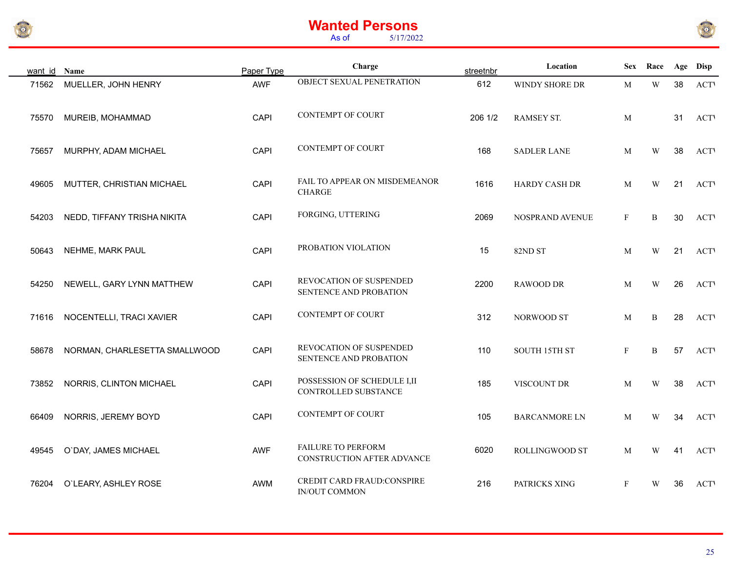# Wanted Persons

As of 5/17/2022

| want_id | Name | Paper Type | Charge | streetnbr | Location | Sex | Race | Age | Disp |
|---|---|---|---|---|---|---|---|---|---|
| 71562 | MUELLER, JOHN HENRY | AWF | OBJECT SEXUAL PENETRATION | 612 | WINDY SHORE DR | M | W | 38 | ACTI |
| 75570 | MUREIB, MOHAMMAD | CAPI | CONTEMPT OF COURT | 206 1/2 | RAMSEY ST. | M | | 31 | ACTI |
| 75657 | MURPHY, ADAM MICHAEL | CAPI | CONTEMPT OF COURT | 168 | SADLER LANE | M | W | 38 | ACTI |
| 49605 | MUTTER, CHRISTIAN MICHAEL | CAPI | FAIL TO APPEAR ON MISDEMEANOR CHARGE | 1616 | HARDY CASH DR | M | W | 21 | ACTI |
| 54203 | NEDD, TIFFANY TRISHA NIKITA | CAPI | FORGING, UTTERING | 2069 | NOSPRAND AVENUE | F | B | 30 | ACTI |
| 50643 | NEHME, MARK PAUL | CAPI | PROBATION VIOLATION | 15 | 82ND ST | M | W | 21 | ACTI |
| 54250 | NEWELL, GARY LYNN MATTHEW | CAPI | REVOCATION OF SUSPENDED SENTENCE AND PROBATION | 2200 | RAWOOD DR | M | W | 26 | ACTI |
| 71616 | NOCENTELLI, TRACI XAVIER | CAPI | CONTEMPT OF COURT | 312 | NORWOOD ST | M | B | 28 | ACTI |
| 58678 | NORMAN, CHARLESETTA SMALLWOOD | CAPI | REVOCATION OF SUSPENDED SENTENCE AND PROBATION | 110 | SOUTH 15TH ST | F | B | 57 | ACTI |
| 73852 | NORRIS, CLINTON MICHAEL | CAPI | POSSESSION OF SCHEDULE I,II CONTROLLED SUBSTANCE | 185 | VISCOUNT DR | M | W | 38 | ACTI |
| 66409 | NORRIS, JEREMY BOYD | CAPI | CONTEMPT OF COURT | 105 | BARCANMORE LN | M | W | 34 | ACTI |
| 49545 | O`DAY, JAMES MICHAEL | AWF | FAILURE TO PERFORM CONSTRUCTION AFTER ADVANCE | 6020 | ROLLINGWOOD ST | M | W | 41 | ACTI |
| 76204 | O`LEARY, ASHLEY ROSE | AWM | CREDIT CARD FRAUD:CONSPIRE IN/OUT COMMON | 216 | PATRICKS XING | F | W | 36 | ACTI |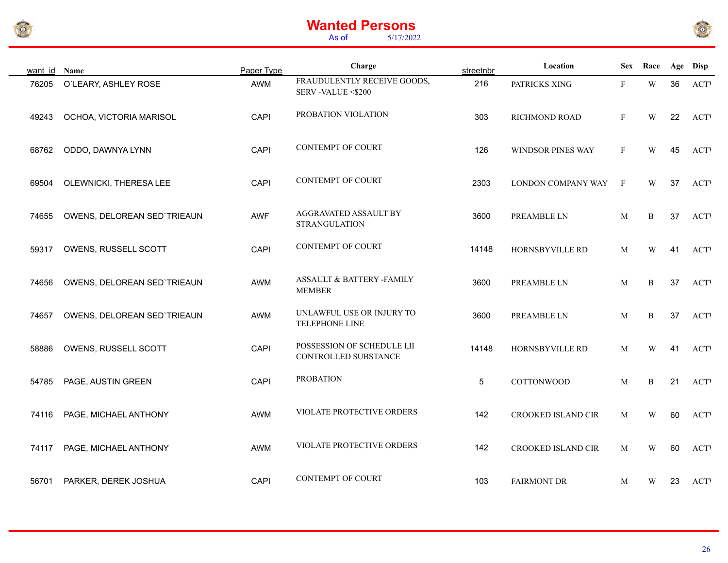# Wanted Persons

As of 5/17/2022

| want_id | Name | Paper Type | Charge | streetnbr | Location | Sex | Race | Age | Disp |
|---|---|---|---|---|---|---|---|---|---|
| 76205 | O`LEARY, ASHLEY ROSE | AWM | FRAUDULENTLY RECEIVE GOODS, SERV -VALUE <$200 | 216 | PATRICKS XING | F | W | 36 | ACTI |
| 49243 | OCHOA, VICTORIA MARISOL | CAPI | PROBATION VIOLATION | 303 | RICHMOND ROAD | F | W | 22 | ACTI |
| 68762 | ODDO, DAWNYA LYNN | CAPI | CONTEMPT OF COURT | 126 | WINDSOR PINES WAY | F | W | 45 | ACTI |
| 69504 | OLEWNICKI, THERESA LEE | CAPI | CONTEMPT OF COURT | 2303 | LONDON COMPANY WAY | F | W | 37 | ACTI |
| 74655 | OWENS, DELOREAN SED`TRIEAUN | AWF | AGGRAVATED ASSAULT BY STRANGULATION | 3600 | PREAMBLE LN | M | B | 37 | ACTI |
| 59317 | OWENS, RUSSELL SCOTT | CAPI | CONTEMPT OF COURT | 14148 | HORNSBYVILLE RD | M | W | 41 | ACTI |
| 74656 | OWENS, DELOREAN SED`TRIEAUN | AWM | ASSAULT & BATTERY -FAMILY MEMBER | 3600 | PREAMBLE LN | M | B | 37 | ACTI |
| 74657 | OWENS, DELOREAN SED`TRIEAUN | AWM | UNLAWFUL USE OR INJURY TO TELEPHONE LINE | 3600 | PREAMBLE LN | M | B | 37 | ACTI |
| 58886 | OWENS, RUSSELL SCOTT | CAPI | POSSESSION OF SCHEDULE I,II CONTROLLED SUBSTANCE | 14148 | HORNSBYVILLE RD | M | W | 41 | ACTI |
| 54785 | PAGE, AUSTIN GREEN | CAPI | PROBATION | 5 | COTTONWOOD | M | B | 21 | ACTI |
| 74116 | PAGE, MICHAEL ANTHONY | AWM | VIOLATE PROTECTIVE ORDERS | 142 | CROOKED ISLAND CIR | M | W | 60 | ACTI |
| 74117 | PAGE, MICHAEL ANTHONY | AWM | VIOLATE PROTECTIVE ORDERS | 142 | CROOKED ISLAND CIR | M | W | 60 | ACTI |
| 56701 | PARKER, DEREK JOSHUA | CAPI | CONTEMPT OF COURT | 103 | FAIRMONT DR | M | W | 23 | ACTI |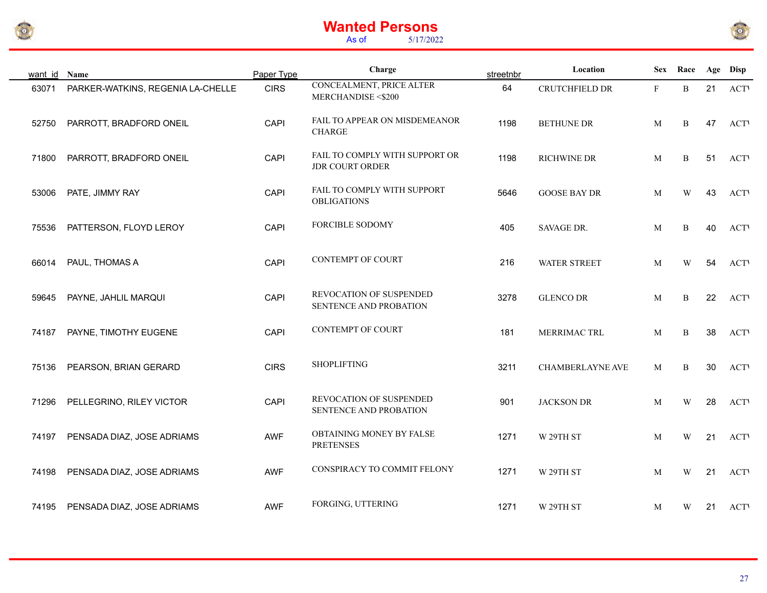# Wanted Persons

As of 5/17/2022

| want_id | Name | Paper Type | Charge | streetnbr | Location | Sex | Race | Age | Disp |
|---|---|---|---|---|---|---|---|---|---|
| 63071 | PARKER-WATKINS, REGENIA LA-CHELLE | CIRS | CONCEALMENT, PRICE ALTER MERCHANDISE <$200 | 64 | CRUTCHFIELD DR | F | B | 21 | ACTI |
| 52750 | PARROTT, BRADFORD ONEIL | CAPI | FAIL TO APPEAR ON MISDEMEANOR CHARGE | 1198 | BETHUNE DR | M | B | 47 | ACTI |
| 71800 | PARROTT, BRADFORD ONEIL | CAPI | FAIL TO COMPLY WITH SUPPORT OR JDR COURT ORDER | 1198 | RICHWINE DR | M | B | 51 | ACTI |
| 53006 | PATE, JIMMY RAY | CAPI | FAIL TO COMPLY WITH SUPPORT OBLIGATIONS | 5646 | GOOSE BAY DR | M | W | 43 | ACTI |
| 75536 | PATTERSON, FLOYD LEROY | CAPI | FORCIBLE SODOMY | 405 | SAVAGE DR. | M | B | 40 | ACTI |
| 66014 | PAUL, THOMAS A | CAPI | CONTEMPT OF COURT | 216 | WATER STREET | M | W | 54 | ACTI |
| 59645 | PAYNE, JAHLIL MARQUI | CAPI | REVOCATION OF SUSPENDED SENTENCE AND PROBATION | 3278 | GLENCO DR | M | B | 22 | ACTI |
| 74187 | PAYNE, TIMOTHY EUGENE | CAPI | CONTEMPT OF COURT | 181 | MERRIMAC TRL | M | B | 38 | ACTI |
| 75136 | PEARSON, BRIAN GERARD | CIRS | SHOPLIFTING | 3211 | CHAMBERLAYNE AVE | M | B | 30 | ACTI |
| 71296 | PELLEGRINO, RILEY VICTOR | CAPI | REVOCATION OF SUSPENDED SENTENCE AND PROBATION | 901 | JACKSON DR | M | W | 28 | ACTI |
| 74197 | PENSADA DIAZ, JOSE ADRIAMS | AWF | OBTAINING MONEY BY FALSE PRETENSES | 1271 | W 29TH ST | M | W | 21 | ACTI |
| 74198 | PENSADA DIAZ, JOSE ADRIAMS | AWF | CONSPIRACY TO COMMIT FELONY | 1271 | W 29TH ST | M | W | 21 | ACTI |
| 74195 | PENSADA DIAZ, JOSE ADRIAMS | AWF | FORGING, UTTERING | 1271 | W 29TH ST | M | W | 21 | ACTI |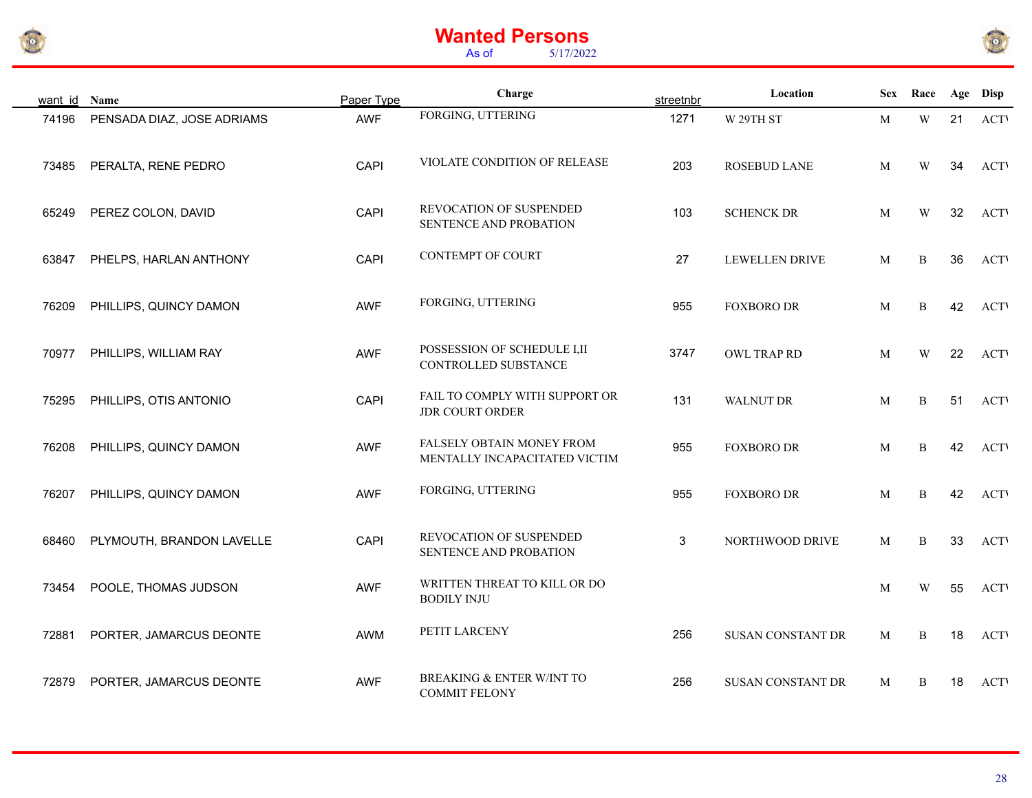# Wanted Persons

As of 5/17/2022

| want_id | Name | Paper Type | Charge | streetnbr | Location | Sex | Race | Age | Disp |
|---|---|---|---|---|---|---|---|---|---|
| 74196 | PENSADA DIAZ, JOSE ADRIAMS | AWF | FORGING, UTTERING | 1271 | W 29TH ST | M | W | 21 | ACTI |
| 73485 | PERALTA, RENE PEDRO | CAPI | VIOLATE CONDITION OF RELEASE | 203 | ROSEBUD LANE | M | W | 34 | ACTI |
| 65249 | PEREZ COLON, DAVID | CAPI | REVOCATION OF SUSPENDED SENTENCE AND PROBATION | 103 | SCHENCK DR | M | W | 32 | ACTI |
| 63847 | PHELPS, HARLAN ANTHONY | CAPI | CONTEMPT OF COURT | 27 | LEWELLEN DRIVE | M | B | 36 | ACTI |
| 76209 | PHILLIPS, QUINCY DAMON | AWF | FORGING, UTTERING | 955 | FOXBORO DR | M | B | 42 | ACTI |
| 70977 | PHILLIPS, WILLIAM RAY | AWF | POSSESSION OF SCHEDULE I,II CONTROLLED SUBSTANCE | 3747 | OWL TRAP RD | M | W | 22 | ACTI |
| 75295 | PHILLIPS, OTIS ANTONIO | CAPI | FAIL TO COMPLY WITH SUPPORT OR JDR COURT ORDER | 131 | WALNUT DR | M | B | 51 | ACTI |
| 76208 | PHILLIPS, QUINCY DAMON | AWF | FALSELY OBTAIN MONEY FROM MENTALLY INCAPACITATED VICTIM | 955 | FOXBORO DR | M | B | 42 | ACTI |
| 76207 | PHILLIPS, QUINCY DAMON | AWF | FORGING, UTTERING | 955 | FOXBORO DR | M | B | 42 | ACTI |
| 68460 | PLYMOUTH, BRANDON LAVELLE | CAPI | REVOCATION OF SUSPENDED SENTENCE AND PROBATION | 3 | NORTHWOOD DRIVE | M | B | 33 | ACTI |
| 73454 | POOLE, THOMAS JUDSON | AWF | WRITTEN THREAT TO KILL OR DO BODILY INJU | | | M | W | 55 | ACTI |
| 72881 | PORTER, JAMARCUS DEONTE | AWM | PETIT LARCENY | 256 | SUSAN CONSTANT DR | M | B | 18 | ACTI |
| 72879 | PORTER, JAMARCUS DEONTE | AWF | BREAKING & ENTER W/INT TO COMMIT FELONY | 256 | SUSAN CONSTANT DR | M | B | 18 | ACTI |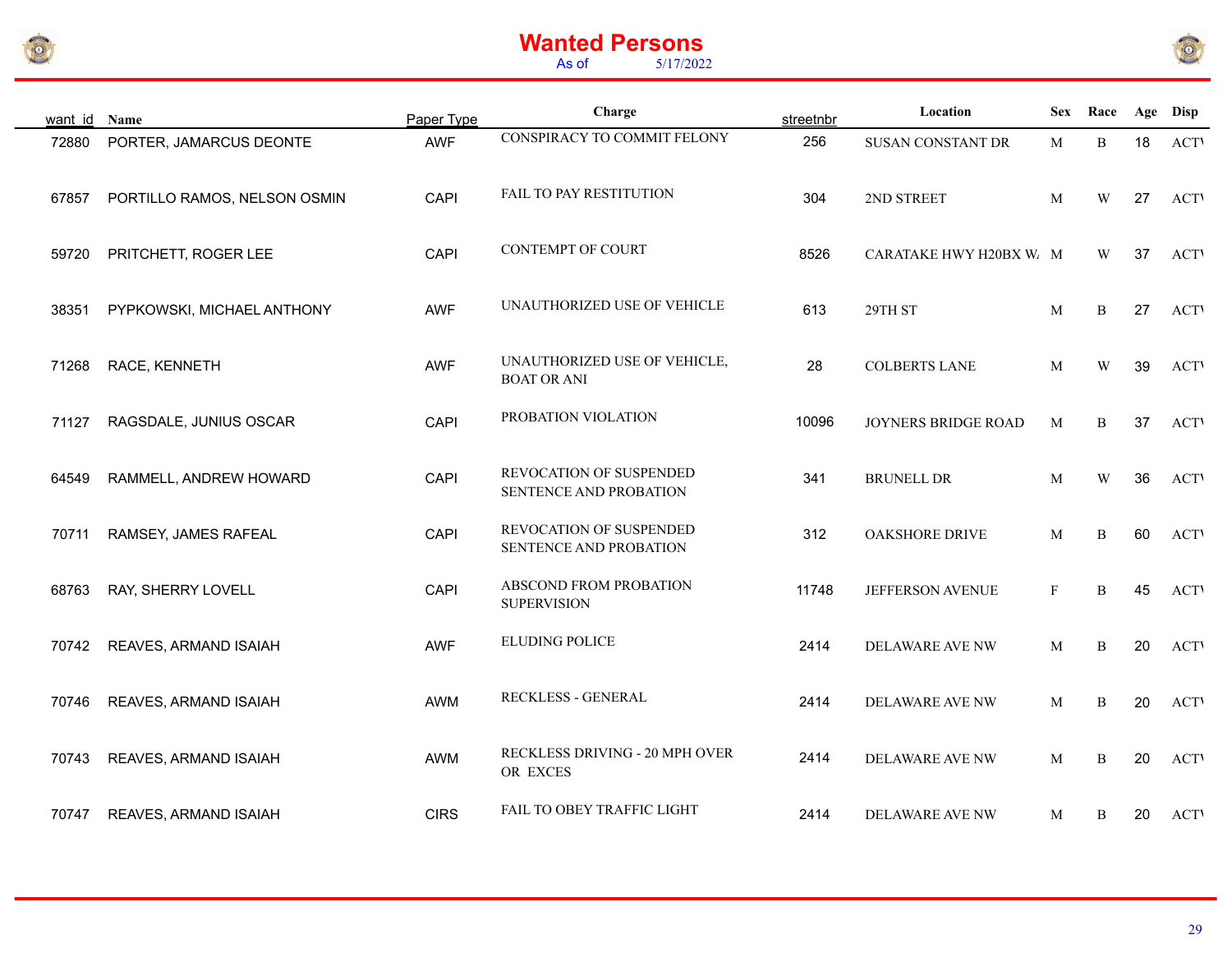# Wanted Persons

As of 5/17/2022

| want_id | Name | Paper Type | Charge | streetnbr | Location | Sex | Race | Age | Disp |
|---|---|---|---|---|---|---|---|---|---|
| 72880 | PORTER, JAMARCUS DEONTE | AWF | CONSPIRACY TO COMMIT FELONY | 256 | SUSAN CONSTANT DR | M | B | 18 | ACTI |
| 67857 | PORTILLO RAMOS, NELSON OSMIN | CAPI | FAIL TO PAY RESTITUTION | 304 | 2ND STREET | M | W | 27 | ACTI |
| 59720 | PRITCHETT, ROGER LEE | CAPI | CONTEMPT OF COURT | 8526 | CARATAKE HWY H20BX W/ | M | W | 37 | ACTI |
| 38351 | PYPKOWSKI, MICHAEL ANTHONY | AWF | UNAUTHORIZED USE OF VEHICLE | 613 | 29TH ST | M | B | 27 | ACTI |
| 71268 | RACE, KENNETH | AWF | UNAUTHORIZED USE OF VEHICLE, BOAT OR ANI | 28 | COLBERTS LANE | M | W | 39 | ACTI |
| 71127 | RAGSDALE, JUNIUS OSCAR | CAPI | PROBATION VIOLATION | 10096 | JOYNERS BRIDGE ROAD | M | B | 37 | ACTI |
| 64549 | RAMMELL, ANDREW HOWARD | CAPI | REVOCATION OF SUSPENDED SENTENCE AND PROBATION | 341 | BRUNELL DR | M | W | 36 | ACTI |
| 70711 | RAMSEY, JAMES RAFEAL | CAPI | REVOCATION OF SUSPENDED SENTENCE AND PROBATION | 312 | OAKSHORE DRIVE | M | B | 60 | ACTI |
| 68763 | RAY, SHERRY LOVELL | CAPI | ABSCOND FROM PROBATION SUPERVISION | 11748 | JEFFERSON AVENUE | F | B | 45 | ACTI |
| 70742 | REAVES, ARMAND ISAIAH | AWF | ELUDING POLICE | 2414 | DELAWARE AVE NW | M | B | 20 | ACTI |
| 70746 | REAVES, ARMAND ISAIAH | AWM | RECKLESS - GENERAL | 2414 | DELAWARE AVE NW | M | B | 20 | ACTI |
| 70743 | REAVES, ARMAND ISAIAH | AWM | RECKLESS DRIVING - 20 MPH OVER OR EXCES | 2414 | DELAWARE AVE NW | M | B | 20 | ACTI |
| 70747 | REAVES, ARMAND ISAIAH | CIRS | FAIL TO OBEY TRAFFIC LIGHT | 2414 | DELAWARE AVE NW | M | B | 20 | ACTI |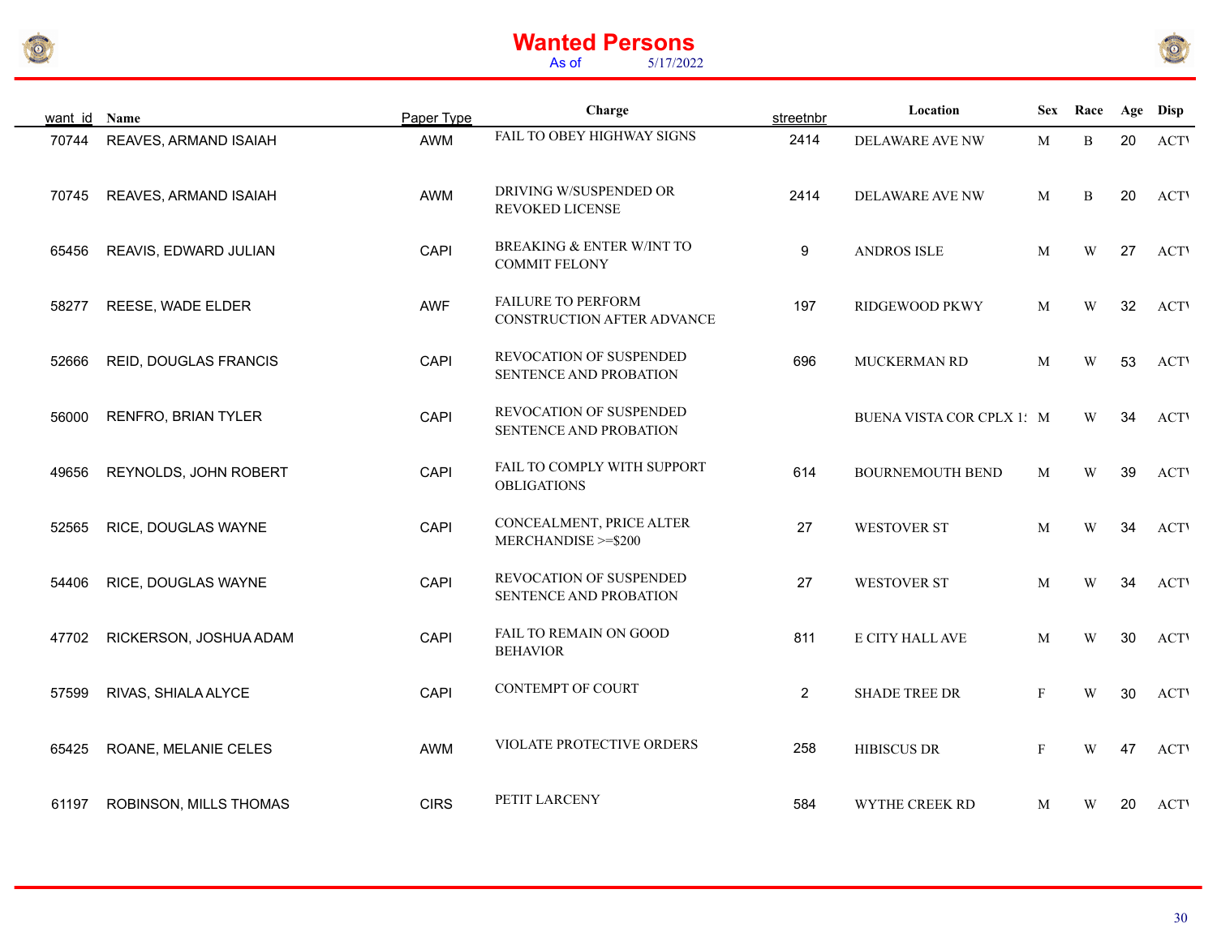# Wanted Persons

As of 5/17/2022

| want_id | Name | Paper Type | Charge | streetnbr | Location | Sex | Race | Age | Disp |
|---|---|---|---|---|---|---|---|---|---|
| 70744 | REAVES, ARMAND ISAIAH | AWM | FAIL TO OBEY HIGHWAY SIGNS | 2414 | DELAWARE AVE NW | M | B | 20 | ACT\ |
| 70745 | REAVES, ARMAND ISAIAH | AWM | DRIVING W/SUSPENDED OR REVOKED LICENSE | 2414 | DELAWARE AVE NW | M | B | 20 | ACT\ |
| 65456 | REAVIS, EDWARD JULIAN | CAPI | BREAKING & ENTER W/INT TO COMMIT FELONY | 9 | ANDROS ISLE | M | W | 27 | ACT\ |
| 58277 | REESE, WADE ELDER | AWF | FAILURE TO PERFORM CONSTRUCTION AFTER ADVANCE | 197 | RIDGEWOOD PKWY | M | W | 32 | ACT\ |
| 52666 | REID, DOUGLAS FRANCIS | CAPI | REVOCATION OF SUSPENDED SENTENCE AND PROBATION | 696 | MUCKERMAN RD | M | W | 53 | ACT\ |
| 56000 | RENFRO, BRIAN TYLER | CAPI | REVOCATION OF SUSPENDED SENTENCE AND PROBATION | | BUENA VISTA COR CPLX 1: | M | W | 34 | ACT\ |
| 49656 | REYNOLDS, JOHN ROBERT | CAPI | FAIL TO COMPLY WITH SUPPORT OBLIGATIONS | 614 | BOURNEMOUTH BEND | M | W | 39 | ACT\ |
| 52565 | RICE, DOUGLAS WAYNE | CAPI | CONCEALMENT, PRICE ALTER MERCHANDISE >=$200 | 27 | WESTOVER ST | M | W | 34 | ACT\ |
| 54406 | RICE, DOUGLAS WAYNE | CAPI | REVOCATION OF SUSPENDED SENTENCE AND PROBATION | 27 | WESTOVER ST | M | W | 34 | ACT\ |
| 47702 | RICKERSON, JOSHUA ADAM | CAPI | FAIL TO REMAIN ON GOOD BEHAVIOR | 811 | E CITY HALL AVE | M | W | 30 | ACT\ |
| 57599 | RIVAS, SHIALA ALYCE | CAPI | CONTEMPT OF COURT | 2 | SHADE TREE DR | F | W | 30 | ACT\ |
| 65425 | ROANE, MELANIE CELES | AWM | VIOLATE PROTECTIVE ORDERS | 258 | HIBISCUS DR | F | W | 47 | ACT\ |
| 61197 | ROBINSON, MILLS THOMAS | CIRS | PETIT LARCENY | 584 | WYTHE CREEK RD | M | W | 20 | ACT\ |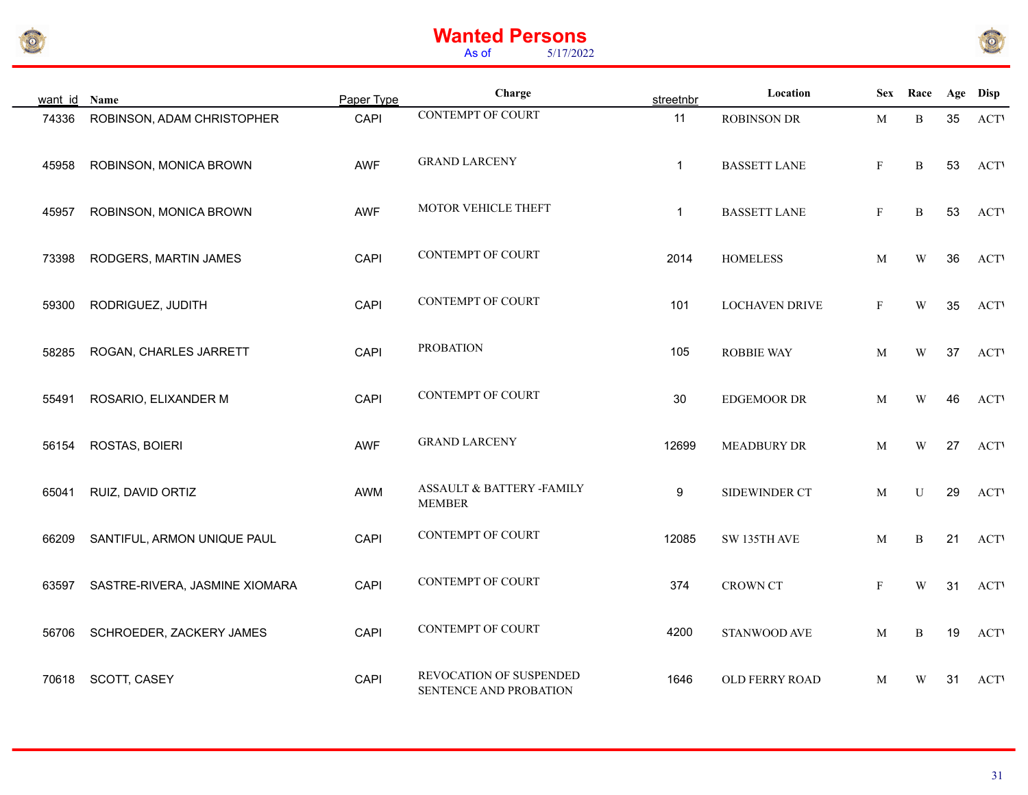# Wanted Persons

As of 5/17/2022

| want_id | Name | Paper Type | Charge | streetnbr | Location | Sex | Race | Age | Disp |
|---|---|---|---|---|---|---|---|---|---|
| 74336 | ROBINSON, ADAM CHRISTOPHER | CAPI | CONTEMPT OF COURT | 11 | ROBINSON DR | M | B | 35 | ACTI |
| 45958 | ROBINSON, MONICA BROWN | AWF | GRAND LARCENY | 1 | BASSETT LANE | F | B | 53 | ACTI |
| 45957 | ROBINSON, MONICA BROWN | AWF | MOTOR VEHICLE THEFT | 1 | BASSETT LANE | F | B | 53 | ACTI |
| 73398 | RODGERS, MARTIN JAMES | CAPI | CONTEMPT OF COURT | 2014 | HOMELESS | M | W | 36 | ACTI |
| 59300 | RODRIGUEZ, JUDITH | CAPI | CONTEMPT OF COURT | 101 | LOCHAVEN DRIVE | F | W | 35 | ACTI |
| 58285 | ROGAN, CHARLES JARRETT | CAPI | PROBATION | 105 | ROBBIE WAY | M | W | 37 | ACTI |
| 55491 | ROSARIO, ELIXANDER M | CAPI | CONTEMPT OF COURT | 30 | EDGEMOOR DR | M | W | 46 | ACTI |
| 56154 | ROSTAS, BOIERI | AWF | GRAND LARCENY | 12699 | MEADBURY DR | M | W | 27 | ACTI |
| 65041 | RUIZ, DAVID ORTIZ | AWM | ASSAULT & BATTERY -FAMILY MEMBER | 9 | SIDEWINDER CT | M | U | 29 | ACTI |
| 66209 | SANTIFUL, ARMON UNIQUE PAUL | CAPI | CONTEMPT OF COURT | 12085 | SW 135TH AVE | M | B | 21 | ACTI |
| 63597 | SASTRE-RIVERA, JASMINE XIOMARA | CAPI | CONTEMPT OF COURT | 374 | CROWN CT | F | W | 31 | ACTI |
| 56706 | SCHROEDER, ZACKERY JAMES | CAPI | CONTEMPT OF COURT | 4200 | STANWOOD AVE | M | B | 19 | ACTI |
| 70618 | SCOTT, CASEY | CAPI | REVOCATION OF SUSPENDED SENTENCE AND PROBATION | 1646 | OLD FERRY ROAD | M | W | 31 | ACTI |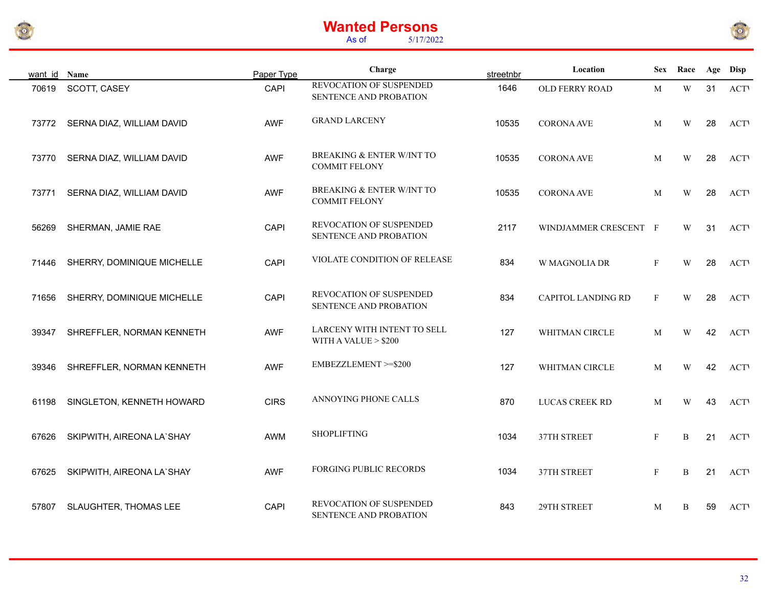# Wanted Persons

As of 5/17/2022

| want_id | Name | Paper Type | Charge | streetnbr | Location | Sex | Race | Age | Disp |
|---|---|---|---|---|---|---|---|---|---|
| 70619 | SCOTT, CASEY | CAPI | REVOCATION OF SUSPENDED SENTENCE AND PROBATION | 1646 | OLD FERRY ROAD | M | W | 31 | ACTI |
| 73772 | SERNA DIAZ, WILLIAM DAVID | AWF | GRAND LARCENY | 10535 | CORONA AVE | M | W | 28 | ACTI |
| 73770 | SERNA DIAZ, WILLIAM DAVID | AWF | BREAKING & ENTER W/INT TO COMMIT FELONY | 10535 | CORONA AVE | M | W | 28 | ACTI |
| 73771 | SERNA DIAZ, WILLIAM DAVID | AWF | BREAKING & ENTER W/INT TO COMMIT FELONY | 10535 | CORONA AVE | M | W | 28 | ACTI |
| 56269 | SHERMAN, JAMIE RAE | CAPI | REVOCATION OF SUSPENDED SENTENCE AND PROBATION | 2117 | WINDJAMMER CRESCENT | F | W | 31 | ACTI |
| 71446 | SHERRY, DOMINIQUE MICHELLE | CAPI | VIOLATE CONDITION OF RELEASE | 834 | W MAGNOLIA DR | F | W | 28 | ACTI |
| 71656 | SHERRY, DOMINIQUE MICHELLE | CAPI | REVOCATION OF SUSPENDED SENTENCE AND PROBATION | 834 | CAPITOL LANDING RD | F | W | 28 | ACTI |
| 39347 | SHREFFLER, NORMAN KENNETH | AWF | LARCENY WITH INTENT TO SELL WITH A VALUE > $200 | 127 | WHITMAN CIRCLE | M | W | 42 | ACTI |
| 39346 | SHREFFLER, NORMAN KENNETH | AWF | EMBEZZLEMENT >=$200 | 127 | WHITMAN CIRCLE | M | W | 42 | ACTI |
| 61198 | SINGLETON, KENNETH HOWARD | CIRS | ANNOYING PHONE CALLS | 870 | LUCAS CREEK RD | M | W | 43 | ACTI |
| 67626 | SKIPWITH, AIREONA LA`SHAY | AWM | SHOPLIFTING | 1034 | 37TH STREET | F | B | 21 | ACTI |
| 67625 | SKIPWITH, AIREONA LA`SHAY | AWF | FORGING PUBLIC RECORDS | 1034 | 37TH STREET | F | B | 21 | ACTI |
| 57807 | SLAUGHTER, THOMAS LEE | CAPI | REVOCATION OF SUSPENDED SENTENCE AND PROBATION | 843 | 29TH STREET | M | B | 59 | ACTI |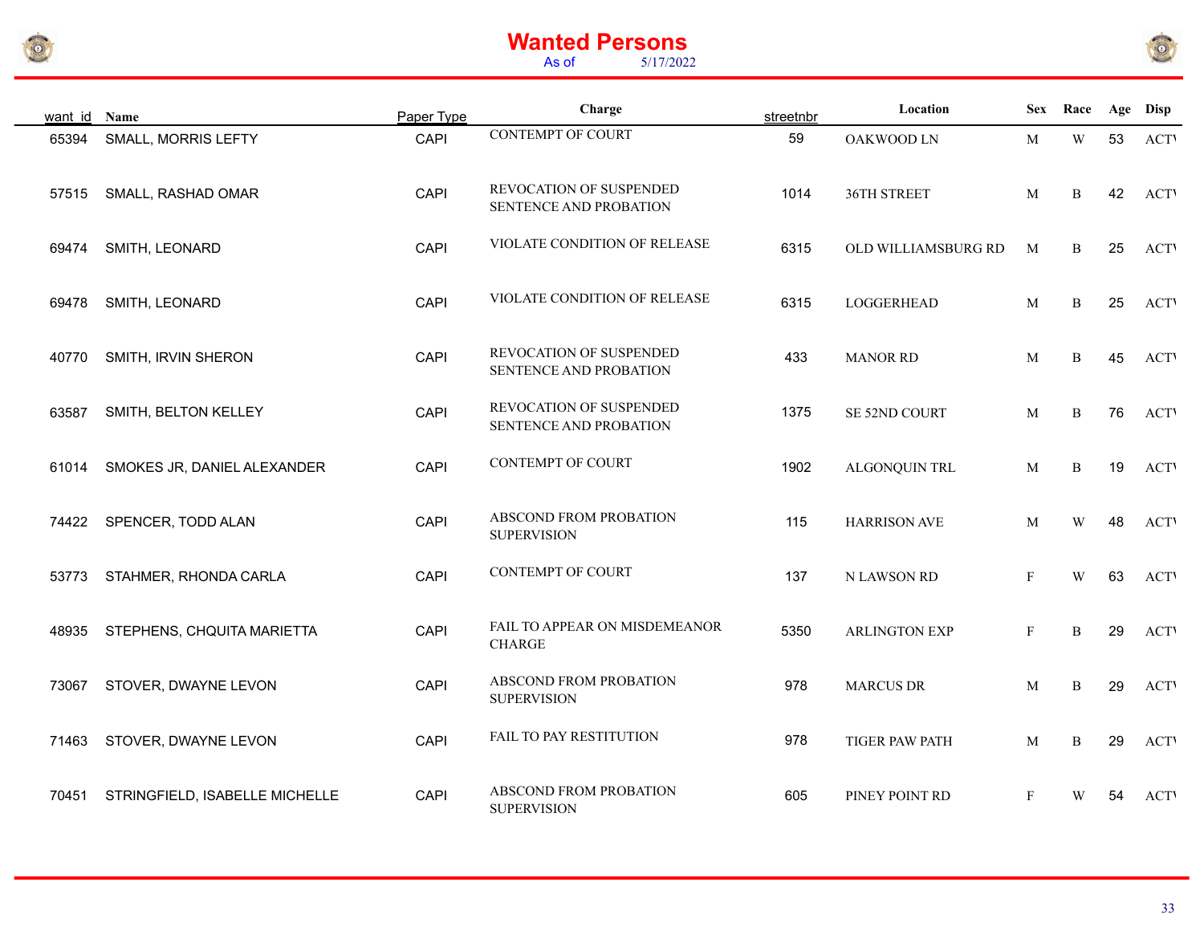# Wanted Persons

As of 5/17/2022

| want_id | Name | Paper Type | Charge | streetnbr | Location | Sex | Race | Age | Disp |
|---|---|---|---|---|---|---|---|---|---|
| 65394 | SMALL, MORRIS LEFTY | CAPI | CONTEMPT OF COURT | 59 | OAKWOOD LN | M | W | 53 | ACTI |
| 57515 | SMALL, RASHAD OMAR | CAPI | REVOCATION OF SUSPENDED SENTENCE AND PROBATION | 1014 | 36TH STREET | M | B | 42 | ACTI |
| 69474 | SMITH, LEONARD | CAPI | VIOLATE CONDITION OF RELEASE | 6315 | OLD WILLIAMSBURG RD | M | B | 25 | ACTI |
| 69478 | SMITH, LEONARD | CAPI | VIOLATE CONDITION OF RELEASE | 6315 | LOGGERHEAD | M | B | 25 | ACTI |
| 40770 | SMITH, IRVIN SHERON | CAPI | REVOCATION OF SUSPENDED SENTENCE AND PROBATION | 433 | MANOR RD | M | B | 45 | ACTI |
| 63587 | SMITH, BELTON KELLEY | CAPI | REVOCATION OF SUSPENDED SENTENCE AND PROBATION | 1375 | SE 52ND COURT | M | B | 76 | ACTI |
| 61014 | SMOKES JR, DANIEL ALEXANDER | CAPI | CONTEMPT OF COURT | 1902 | ALGONQUIN TRL | M | B | 19 | ACTI |
| 74422 | SPENCER, TODD ALAN | CAPI | ABSCOND FROM PROBATION SUPERVISION | 115 | HARRISON AVE | M | W | 48 | ACTI |
| 53773 | STAHMER, RHONDA CARLA | CAPI | CONTEMPT OF COURT | 137 | N LAWSON RD | F | W | 63 | ACTI |
| 48935 | STEPHENS, CHQUITA MARIETTA | CAPI | FAIL TO APPEAR ON MISDEMEANOR CHARGE | 5350 | ARLINGTON EXP | F | B | 29 | ACTI |
| 73067 | STOVER, DWAYNE LEVON | CAPI | ABSCOND FROM PROBATION SUPERVISION | 978 | MARCUS DR | M | B | 29 | ACTI |
| 71463 | STOVER, DWAYNE LEVON | CAPI | FAIL TO PAY RESTITUTION | 978 | TIGER PAW PATH | M | B | 29 | ACTI |
| 70451 | STRINGFIELD, ISABELLE MICHELLE | CAPI | ABSCOND FROM PROBATION SUPERVISION | 605 | PINEY POINT RD | F | W | 54 | ACTI |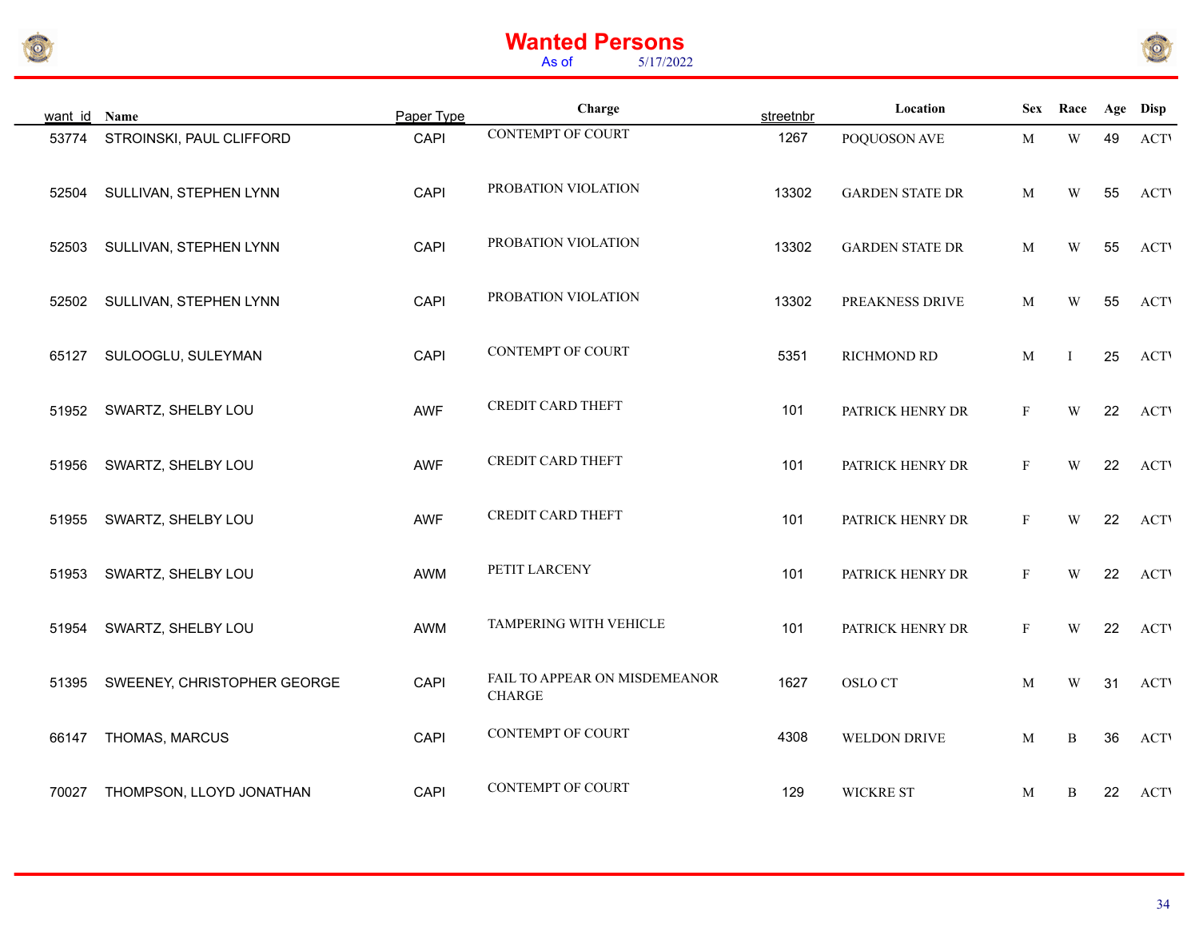# Wanted Persons

As of 5/17/2022

| want_id | Name | Paper Type | Charge | streetnbr | Location | Sex | Race | Age | Disp |
|---|---|---|---|---|---|---|---|---|---|
| 53774 | STROINSKI, PAUL CLIFFORD | CAPI | CONTEMPT OF COURT | 1267 | POQUOSON AVE | M | W | 49 | ACTI |
| 52504 | SULLIVAN, STEPHEN LYNN | CAPI | PROBATION VIOLATION | 13302 | GARDEN STATE DR | M | W | 55 | ACTI |
| 52503 | SULLIVAN, STEPHEN LYNN | CAPI | PROBATION VIOLATION | 13302 | GARDEN STATE DR | M | W | 55 | ACTI |
| 52502 | SULLIVAN, STEPHEN LYNN | CAPI | PROBATION VIOLATION | 13302 | PREAKNESS DRIVE | M | W | 55 | ACTI |
| 65127 | SULOOGLU, SULEYMAN | CAPI | CONTEMPT OF COURT | 5351 | RICHMOND RD | M | I | 25 | ACTI |
| 51952 | SWARTZ, SHELBY LOU | AWF | CREDIT CARD THEFT | 101 | PATRICK HENRY DR | F | W | 22 | ACTI |
| 51956 | SWARTZ, SHELBY LOU | AWF | CREDIT CARD THEFT | 101 | PATRICK HENRY DR | F | W | 22 | ACTI |
| 51955 | SWARTZ, SHELBY LOU | AWF | CREDIT CARD THEFT | 101 | PATRICK HENRY DR | F | W | 22 | ACTI |
| 51953 | SWARTZ, SHELBY LOU | AWM | PETIT LARCENY | 101 | PATRICK HENRY DR | F | W | 22 | ACTI |
| 51954 | SWARTZ, SHELBY LOU | AWM | TAMPERING WITH VEHICLE | 101 | PATRICK HENRY DR | F | W | 22 | ACTI |
| 51395 | SWEENEY, CHRISTOPHER GEORGE | CAPI | FAIL TO APPEAR ON MISDEMEANOR CHARGE | 1627 | OSLO CT | M | W | 31 | ACTI |
| 66147 | THOMAS, MARCUS | CAPI | CONTEMPT OF COURT | 4308 | WELDON DRIVE | M | B | 36 | ACTI |
| 70027 | THOMPSON, LLOYD JONATHAN | CAPI | CONTEMPT OF COURT | 129 | WICKRE ST | M | B | 22 | ACTI |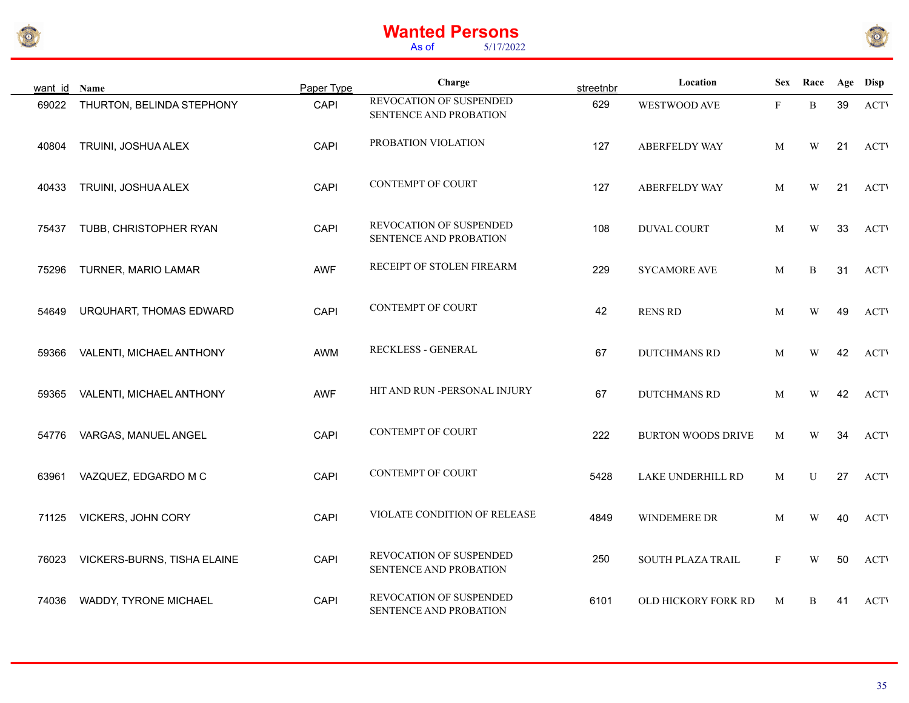# Wanted Persons

As of 5/17/2022

| want_id | Name | Paper Type | Charge | streetnbr | Location | Sex | Race | Age | Disp |
|---|---|---|---|---|---|---|---|---|---|
| 69022 | THURTON, BELINDA STEPHONY | CAPI | REVOCATION OF SUSPENDED SENTENCE AND PROBATION | 629 | WESTWOOD AVE | F | B | 39 | ACT\ |
| 40804 | TRUINI, JOSHUA ALEX | CAPI | PROBATION VIOLATION | 127 | ABERFELDY WAY | M | W | 21 | ACT\ |
| 40433 | TRUINI, JOSHUA ALEX | CAPI | CONTEMPT OF COURT | 127 | ABERFELDY WAY | M | W | 21 | ACT\ |
| 75437 | TUBB, CHRISTOPHER RYAN | CAPI | REVOCATION OF SUSPENDED SENTENCE AND PROBATION | 108 | DUVAL COURT | M | W | 33 | ACT\ |
| 75296 | TURNER, MARIO LAMAR | AWF | RECEIPT OF STOLEN FIREARM | 229 | SYCAMORE AVE | M | B | 31 | ACT\ |
| 54649 | URQUHART, THOMAS EDWARD | CAPI | CONTEMPT OF COURT | 42 | RENS RD | M | W | 49 | ACT\ |
| 59366 | VALENTI, MICHAEL ANTHONY | AWM | RECKLESS - GENERAL | 67 | DUTCHMANS RD | M | W | 42 | ACT\ |
| 59365 | VALENTI, MICHAEL ANTHONY | AWF | HIT AND RUN -PERSONAL INJURY | 67 | DUTCHMANS RD | M | W | 42 | ACT\ |
| 54776 | VARGAS, MANUEL ANGEL | CAPI | CONTEMPT OF COURT | 222 | BURTON WOODS DRIVE | M | W | 34 | ACT\ |
| 63961 | VAZQUEZ, EDGARDO M C | CAPI | CONTEMPT OF COURT | 5428 | LAKE UNDERHILL RD | M | U | 27 | ACT\ |
| 71125 | VICKERS, JOHN CORY | CAPI | VIOLATE CONDITION OF RELEASE | 4849 | WINDEMERE DR | M | W | 40 | ACT\ |
| 76023 | VICKERS-BURNS, TISHA ELAINE | CAPI | REVOCATION OF SUSPENDED SENTENCE AND PROBATION | 250 | SOUTH PLAZA TRAIL | F | W | 50 | ACT\ |
| 74036 | WADDY, TYRONE MICHAEL | CAPI | REVOCATION OF SUSPENDED SENTENCE AND PROBATION | 6101 | OLD HICKORY FORK RD | M | B | 41 | ACT\ |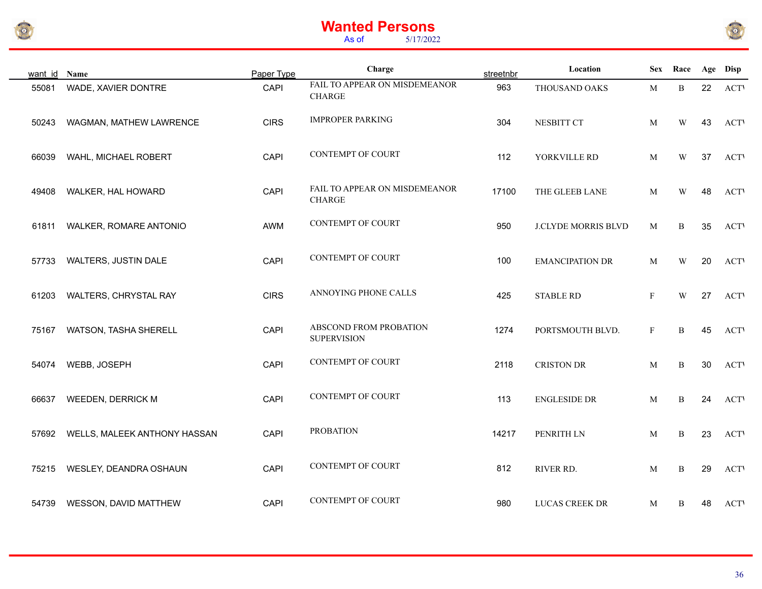# Wanted Persons

As of 5/17/2022

| want_id | Name | Paper Type | Charge | streetnbr | Location | Sex | Race | Age | Disp |
|---|---|---|---|---|---|---|---|---|---|
| 55081 | WADE, XAVIER DONTRE | CAPI | FAIL TO APPEAR ON MISDEMEANOR CHARGE | 963 | THOUSAND OAKS | M | B | 22 | ACTV |
| 50243 | WAGMAN, MATHEW LAWRENCE | CIRS | IMPROPER PARKING | 304 | NESBITT CT | M | W | 43 | ACTV |
| 66039 | WAHL, MICHAEL ROBERT | CAPI | CONTEMPT OF COURT | 112 | YORKVILLE RD | M | W | 37 | ACTV |
| 49408 | WALKER, HAL HOWARD | CAPI | FAIL TO APPEAR ON MISDEMEANOR CHARGE | 17100 | THE GLEEB LANE | M | W | 48 | ACTV |
| 61811 | WALKER, ROMARE ANTONIO | AWM | CONTEMPT OF COURT | 950 | J.CLYDE MORRIS BLVD | M | B | 35 | ACTV |
| 57733 | WALTERS, JUSTIN DALE | CAPI | CONTEMPT OF COURT | 100 | EMANCIPATION DR | M | W | 20 | ACTV |
| 61203 | WALTERS, CHRYSTAL RAY | CIRS | ANNOYING PHONE CALLS | 425 | STABLE RD | F | W | 27 | ACTV |
| 75167 | WATSON, TASHA SHERELL | CAPI | ABSCOND FROM PROBATION SUPERVISION | 1274 | PORTSMOUTH BLVD. | F | B | 45 | ACTV |
| 54074 | WEBB, JOSEPH | CAPI | CONTEMPT OF COURT | 2118 | CRISTON DR | M | B | 30 | ACTV |
| 66637 | WEEDEN, DERRICK M | CAPI | CONTEMPT OF COURT | 113 | ENGLESIDE DR | M | B | 24 | ACTV |
| 57692 | WELLS, MALEEK ANTHONY HASSAN | CAPI | PROBATION | 14217 | PENRITH LN | M | B | 23 | ACTV |
| 75215 | WESLEY, DEANDRA OSHAUN | CAPI | CONTEMPT OF COURT | 812 | RIVER RD. | M | B | 29 | ACTV |
| 54739 | WESSON, DAVID MATTHEW | CAPI | CONTEMPT OF COURT | 980 | LUCAS CREEK DR | M | B | 48 | ACTV |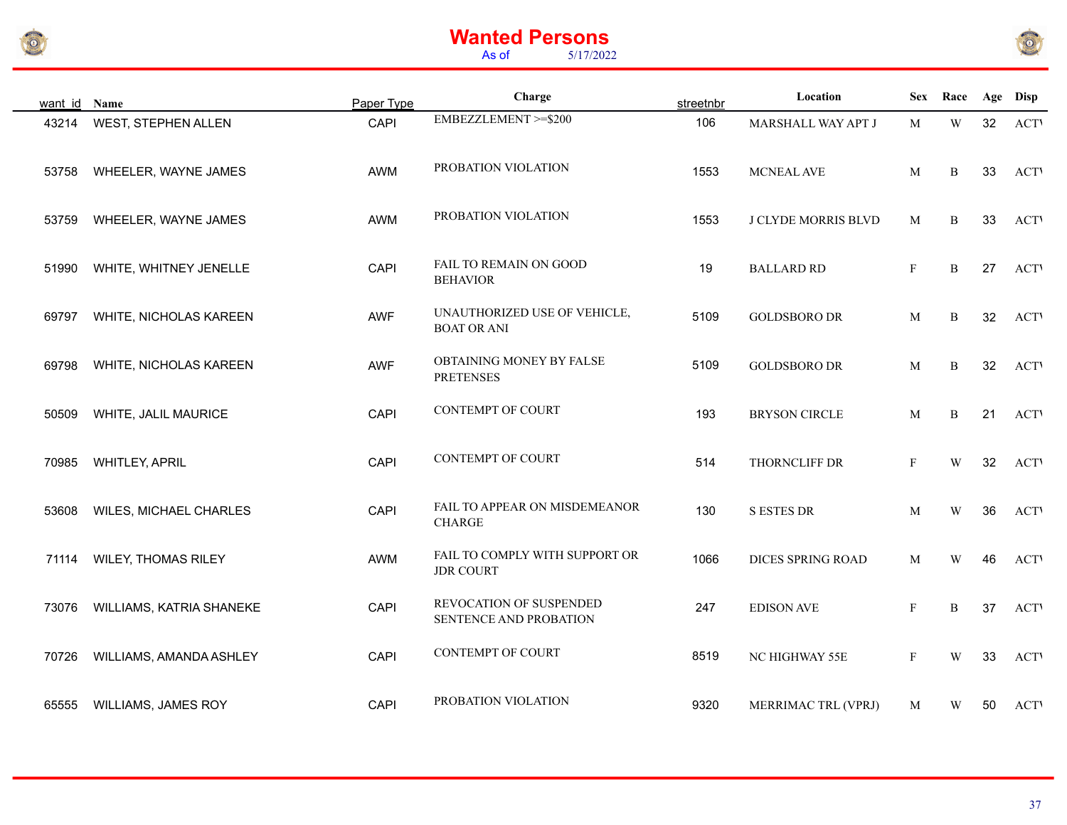# Wanted Persons

As of 5/17/2022

| want_id | Name | Paper Type | Charge | streetnbr | Location | Sex | Race | Age | Disp |
|---|---|---|---|---|---|---|---|---|---|
| 43214 | WEST, STEPHEN ALLEN | CAPI | EMBEZZLEMENT >=$200 | 106 | MARSHALL WAY APT J | M | W | 32 | ACTV |
| 53758 | WHEELER, WAYNE JAMES | AWM | PROBATION VIOLATION | 1553 | MCNEAL AVE | M | B | 33 | ACTV |
| 53759 | WHEELER, WAYNE JAMES | AWM | PROBATION VIOLATION | 1553 | J CLYDE MORRIS BLVD | M | B | 33 | ACTV |
| 51990 | WHITE, WHITNEY JENELLE | CAPI | FAIL TO REMAIN ON GOOD BEHAVIOR | 19 | BALLARD RD | F | B | 27 | ACTV |
| 69797 | WHITE, NICHOLAS KAREEN | AWF | UNAUTHORIZED USE OF VEHICLE, BOAT OR ANI | 5109 | GOLDSBORO DR | M | B | 32 | ACTV |
| 69798 | WHITE, NICHOLAS KAREEN | AWF | OBTAINING MONEY BY FALSE PRETENSES | 5109 | GOLDSBORO DR | M | B | 32 | ACTV |
| 50509 | WHITE, JALIL MAURICE | CAPI | CONTEMPT OF COURT | 193 | BRYSON CIRCLE | M | B | 21 | ACTV |
| 70985 | WHITLEY, APRIL | CAPI | CONTEMPT OF COURT | 514 | THORNCLIFF DR | F | W | 32 | ACTV |
| 53608 | WILES, MICHAEL CHARLES | CAPI | FAIL TO APPEAR ON MISDEMEANOR CHARGE | 130 | S ESTES DR | M | W | 36 | ACTV |
| 71114 | WILEY, THOMAS RILEY | AWM | FAIL TO COMPLY WITH SUPPORT OR JDR COURT | 1066 | DICES SPRING ROAD | M | W | 46 | ACTV |
| 73076 | WILLIAMS, KATRIA SHANEKE | CAPI | REVOCATION OF SUSPENDED SENTENCE AND PROBATION | 247 | EDISON AVE | F | B | 37 | ACTV |
| 70726 | WILLIAMS, AMANDA ASHLEY | CAPI | CONTEMPT OF COURT | 8519 | NC HIGHWAY 55E | F | W | 33 | ACTV |
| 65555 | WILLIAMS, JAMES ROY | CAPI | PROBATION VIOLATION | 9320 | MERRIMAC TRL (VPRJ) | M | W | 50 | ACTV |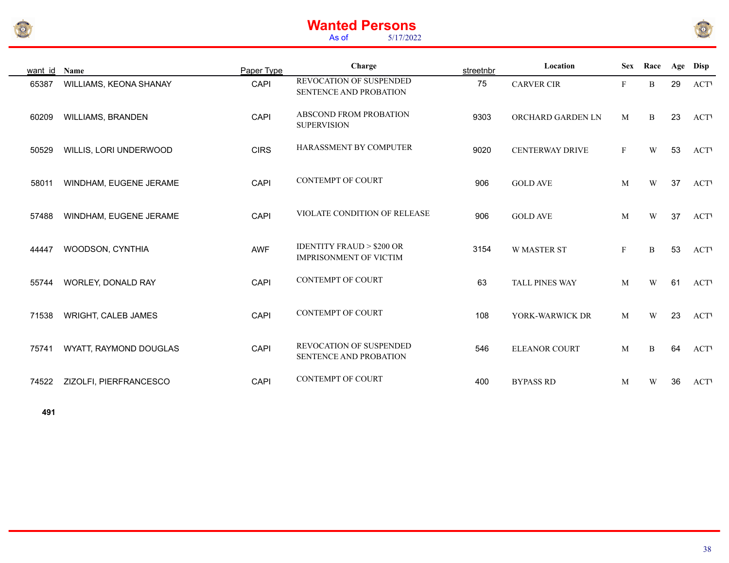# Wanted Persons

As of 5/17/2022

| want_id | Name | Paper Type | Charge | streetnbr | Location | Sex | Race | Age | Disp |
|---|---|---|---|---|---|---|---|---|---|
| 65387 | WILLIAMS, KEONA SHANAY | CAPI | REVOCATION OF SUSPENDED SENTENCE AND PROBATION | 75 | CARVER CIR | F | B | 29 | ACTI |
| 60209 | WILLIAMS, BRANDEN | CAPI | ABSCOND FROM PROBATION SUPERVISION | 9303 | ORCHARD GARDEN LN | M | B | 23 | ACTI |
| 50529 | WILLIS, LORI UNDERWOOD | CIRS | HARASSMENT BY COMPUTER | 9020 | CENTERWAY DRIVE | F | W | 53 | ACTI |
| 58011 | WINDHAM, EUGENE JERAME | CAPI | CONTEMPT OF COURT | 906 | GOLD AVE | M | W | 37 | ACTI |
| 57488 | WINDHAM, EUGENE JERAME | CAPI | VIOLATE CONDITION OF RELEASE | 906 | GOLD AVE | M | W | 37 | ACTI |
| 44447 | WOODSON, CYNTHIA | AWF | IDENTITY FRAUD > $200 OR IMPRISONMENT OF VICTIM | 3154 | W MASTER ST | F | B | 53 | ACTI |
| 55744 | WORLEY, DONALD RAY | CAPI | CONTEMPT OF COURT | 63 | TALL PINES WAY | M | W | 61 | ACTI |
| 71538 | WRIGHT, CALEB JAMES | CAPI | CONTEMPT OF COURT | 108 | YORK-WARWICK DR | M | W | 23 | ACTI |
| 75741 | WYATT, RAYMOND DOUGLAS | CAPI | REVOCATION OF SUSPENDED SENTENCE AND PROBATION | 546 | ELEANOR COURT | M | B | 64 | ACTI |
| 74522 | ZIZOLFI, PIERFRANCESCO | CAPI | CONTEMPT OF COURT | 400 | BYPASS RD | M | W | 36 | ACTI |

**491**